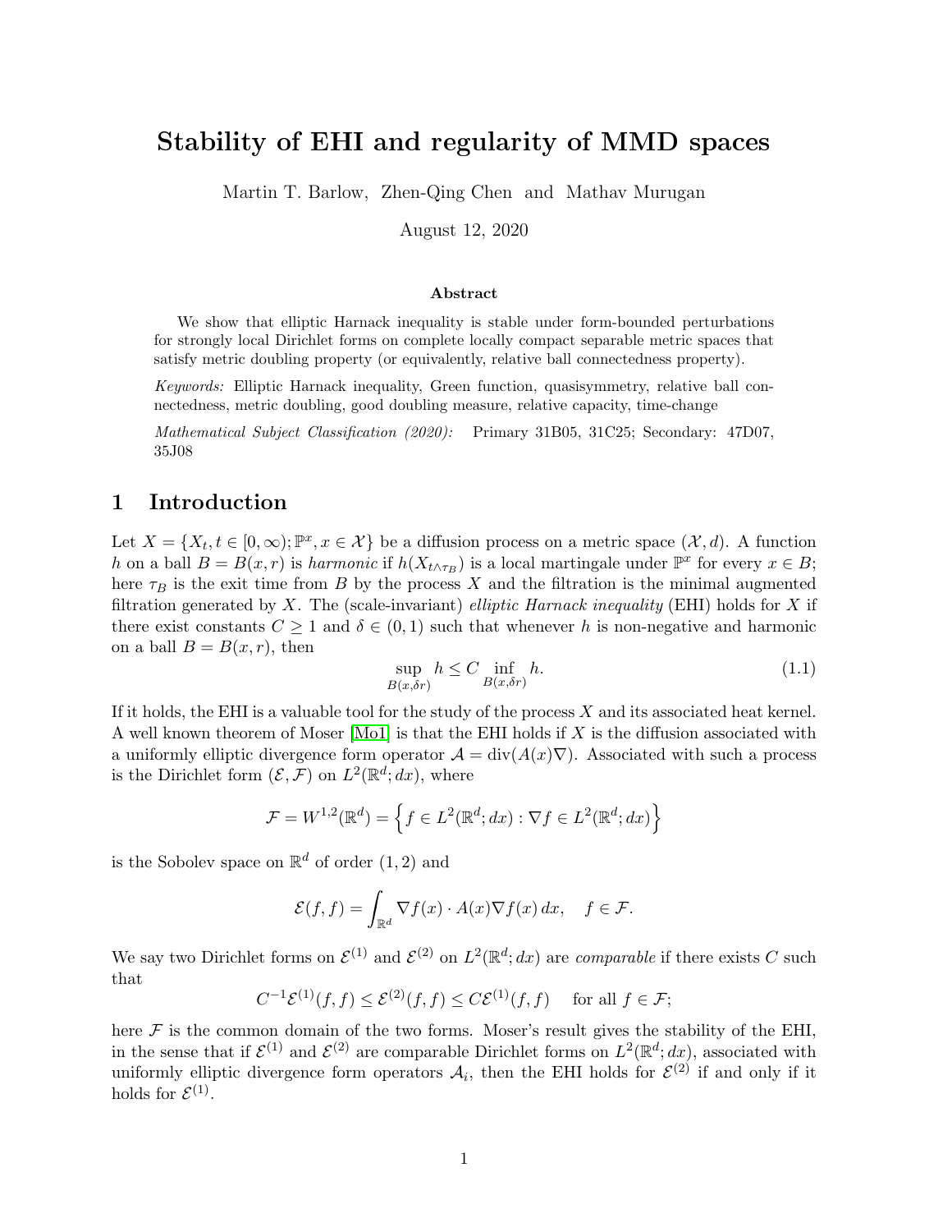# Stability of EHI and regularity of MMD spaces

Martin T. Barlow, Zhen-Qing Chen and Mathav Murugan

August 12, 2020

### Abstract

We show that elliptic Harnack inequality is stable under form-bounded perturbations for strongly local Dirichlet forms on complete locally compact separable metric spaces that satisfy metric doubling property (or equivalently, relative ball connectedness property).

*Keywords:* Elliptic Harnack inequality, Green function, quasisymmetry, relative ball connectedness, metric doubling, good doubling measure, relative capacity, time-change

*Mathematical Subject Classification (2020):* Primary 31B05, 31C25; Secondary: 47D07, 35J08

## 1 Introduction

Let $X = \{X_t, t \in [0,\infty); \mathbb{P}^x, x \in \mathcal{X}\}$ be a diffusion process on a metric space $(\mathcal{X}, d)$. A function $h$ on a ball $B = B(x,r)$ is *harmonic* if $h(X_{t\wedge\tau_B})$ is a local martingale under $\mathbb{P}^x$ for every $x \in B$; here $\tau_B$ is the exit time from $B$ by the process $X$ and the filtration is the minimal augmented filtration generated by $X$. The (scale-invariant) *elliptic Harnack inequality* (EHI) holds for $X$ if there exist constants $C \geq 1$ and $\delta \in (0,1)$ such that whenever $h$ is non-negative and harmonic on a ball $B = B(x,r)$, then

$$\sup_{B(x,\delta r)} h \leq C \inf_{B(x,\delta r)} h. \tag{1.1}$$

If it holds, the EHI is a valuable tool for the study of the process $X$ and its associated heat kernel. A well known theorem of Moser [Mo1] is that the EHI holds if $X$ is the diffusion associated with a uniformly elliptic divergence form operator $\mathcal{A} = \mathrm{div}(A(x)\nabla)$. Associated with such a process is the Dirichlet form $(\mathcal{E}, \mathcal{F})$ on $L^2(\mathbb{R}^d; dx)$, where

$$\mathcal{F} = W^{1,2}(\mathbb{R}^d) = \left\{ f \in L^2(\mathbb{R}^d; dx) : \nabla f \in L^2(\mathbb{R}^d; dx) \right\}$$

is the Sobolev space on $\mathbb{R}^d$ of order $(1,2)$ and

$$\mathcal{E}(f,f) = \int_{\mathbb{R}^d} \nabla f(x) \cdot A(x) \nabla f(x)\, dx, \quad f \in \mathcal{F}.$$

We say two Dirichlet forms on $\mathcal{E}^{(1)}$ and $\mathcal{E}^{(2)}$ on $L^2(\mathbb{R}^d; dx)$ are *comparable* if there exists $C$ such that

$$C^{-1}\mathcal{E}^{(1)}(f,f) \leq \mathcal{E}^{(2)}(f,f) \leq C\mathcal{E}^{(1)}(f,f) \quad \text{for all } f \in \mathcal{F};$$

here $\mathcal{F}$ is the common domain of the two forms. Moser's result gives the stability of the EHI, in the sense that if $\mathcal{E}^{(1)}$ and $\mathcal{E}^{(2)}$ are comparable Dirichlet forms on $L^2(\mathbb{R}^d; dx)$, associated with uniformly elliptic divergence form operators $\mathcal{A}_i$, then the EHI holds for $\mathcal{E}^{(2)}$ if and only if it holds for $\mathcal{E}^{(1)}$.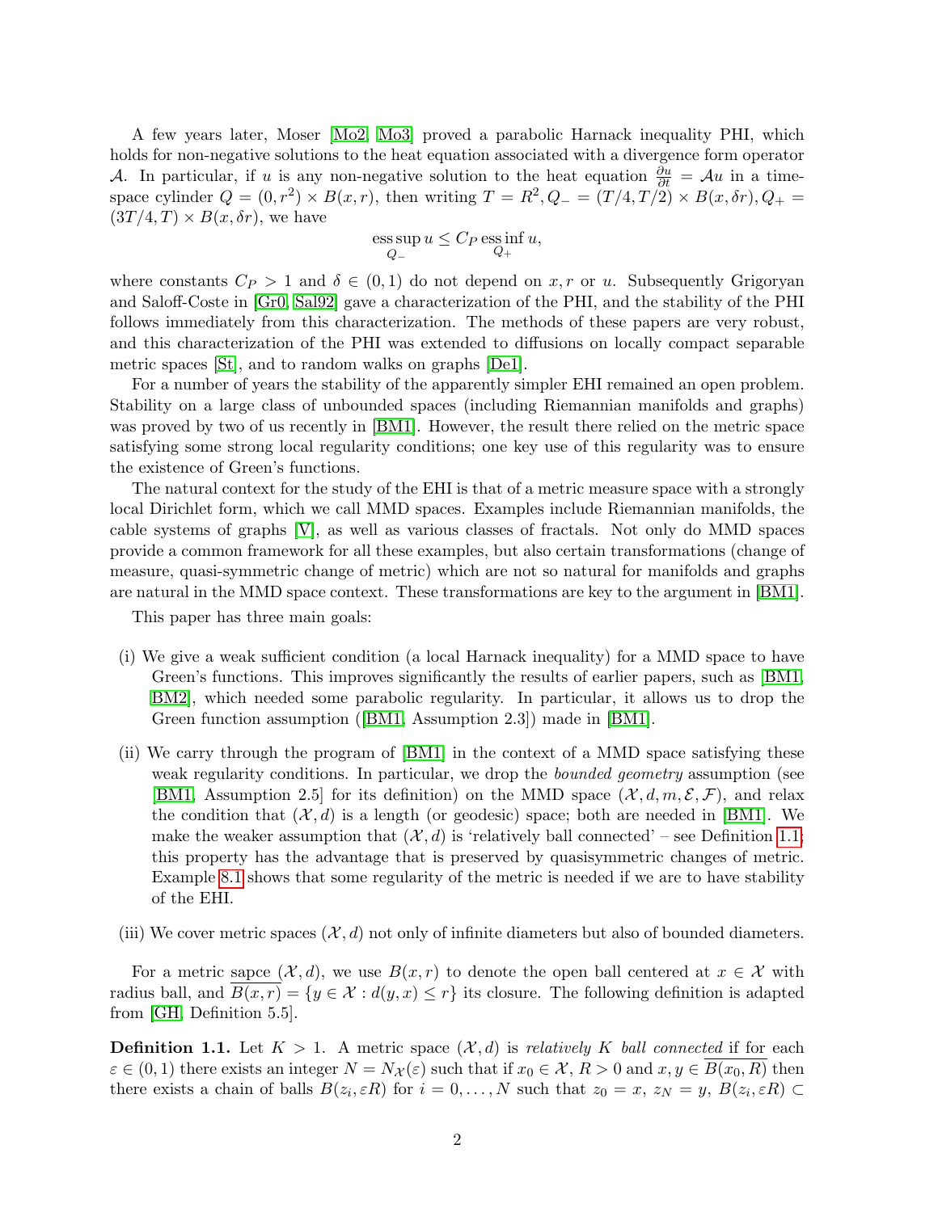A few years later, Moser [Mo2, Mo3] proved a parabolic Harnack inequality PHI, which holds for non-negative solutions to the heat equation associated with a divergence form operator $\mathcal{A}$. In particular, if $u$ is any non-negative solution to the heat equation $\frac{\partial u}{\partial t} = \mathcal{A}u$ in a time-space cylinder $Q = (0, r^2) \times B(x, r)$, then writing $T = R^2, Q_- = (T/4, T/2) \times B(x, \delta r), Q_+ = (3T/4, T) \times B(x, \delta r)$, we have

$$\operatorname*{ess\,sup}_{Q_-} u \leq C_P \operatorname*{ess\,inf}_{Q_+} u,$$

where constants $C_P > 1$ and $\delta \in (0, 1)$ do not depend on $x, r$ or $u$. Subsequently Grigoryan and Saloff-Coste in [Gr0, Sal92] gave a characterization of the PHI, and the stability of the PHI follows immediately from this characterization. The methods of these papers are very robust, and this characterization of the PHI was extended to diffusions on locally compact separable metric spaces [St], and to random walks on graphs [De1].

For a number of years the stability of the apparently simpler EHI remained an open problem. Stability on a large class of unbounded spaces (including Riemannian manifolds and graphs) was proved by two of us recently in [BM1]. However, the result there relied on the metric space satisfying some strong local regularity conditions; one key use of this regularity was to ensure the existence of Green's functions.

The natural context for the study of the EHI is that of a metric measure space with a strongly local Dirichlet form, which we call MMD spaces. Examples include Riemannian manifolds, the cable systems of graphs [V], as well as various classes of fractals. Not only do MMD spaces provide a common framework for all these examples, but also certain transformations (change of measure, quasi-symmetric change of metric) which are not so natural for manifolds and graphs are natural in the MMD space context. These transformations are key to the argument in [BM1].

This paper has three main goals:

(i) We give a weak sufficient condition (a local Harnack inequality) for a MMD space to have Green's functions. This improves significantly the results of earlier papers, such as [BM1, BM2], which needed some parabolic regularity. In particular, it allows us to drop the Green function assumption ([BM1, Assumption 2.3]) made in [BM1].

(ii) We carry through the program of [BM1] in the context of a MMD space satisfying these weak regularity conditions. In particular, we drop the *bounded geometry* assumption (see [BM1, Assumption 2.5] for its definition) on the MMD space $(\mathcal{X}, d, m, \mathcal{E}, \mathcal{F})$, and relax the condition that $(\mathcal{X}, d)$ is a length (or geodesic) space; both are needed in [BM1]. We make the weaker assumption that $(\mathcal{X}, d)$ is 'relatively ball connected' – see Definition 1.1; this property has the advantage that is preserved by quasisymmetric changes of metric. Example 8.1 shows that some regularity of the metric is needed if we are to have stability of the EHI.

(iii) We cover metric spaces $(\mathcal{X}, d)$ not only of infinite diameters but also of bounded diameters.

For a metric sapce $(\mathcal{X}, d)$, we use $B(x, r)$ to denote the open ball centered at $x \in \mathcal{X}$ with radius ball, and $\overline{B(x, r)} = \{y \in \mathcal{X} : d(y, x) \leq r\}$ its closure. The following definition is adapted from [GH, Definition 5.5].

**Definition 1.1.** Let $K > 1$. A metric space $(\mathcal{X}, d)$ is *relatively K ball connected* if for each $\varepsilon \in (0, 1)$ there exists an integer $N = N_{\mathcal{X}}(\varepsilon)$ such that if $x_0 \in \mathcal{X}$, $R > 0$ and $x, y \in \overline{B(x_0, R)}$ then there exists a chain of balls $B(z_i, \varepsilon R)$ for $i = 0, \ldots, N$ such that $z_0 = x$, $z_N = y$, $B(z_i, \varepsilon R) \subset$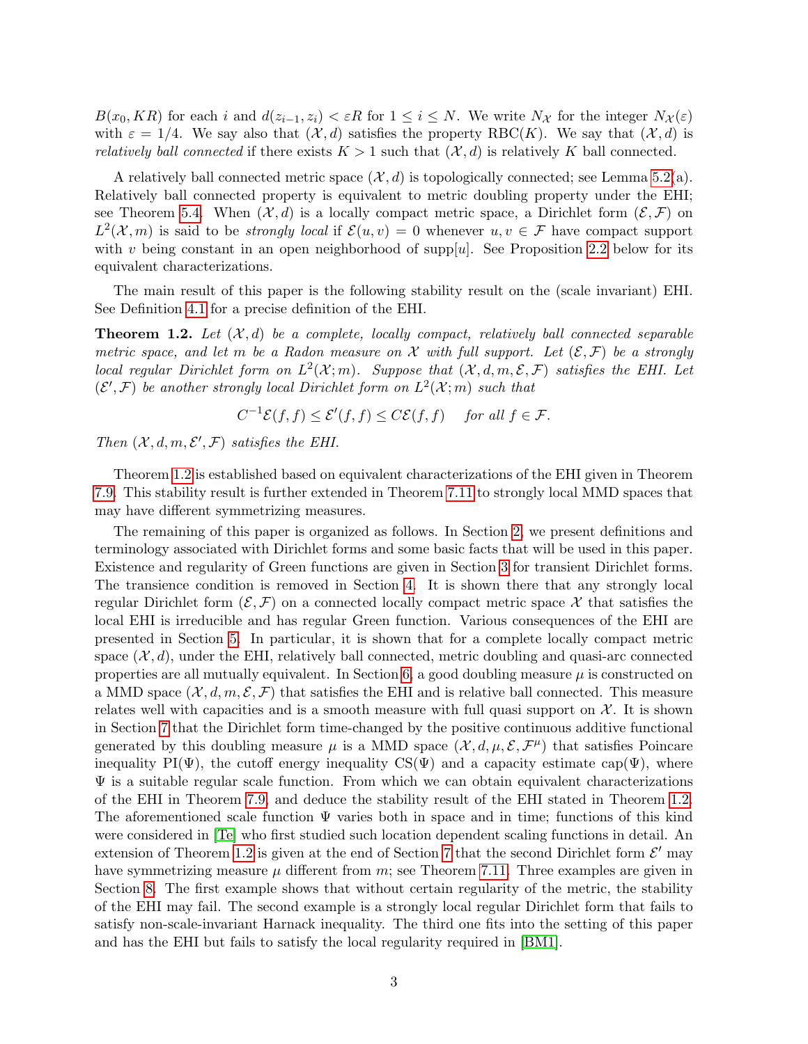$B(x_0, KR)$ for each $i$ and $d(z_{i-1}, z_i) < \varepsilon R$ for $1 \le i \le N$. We write $N_{\mathcal{X}}$ for the integer $N_{\mathcal{X}}(\varepsilon)$ with $\varepsilon = 1/4$. We say also that $(\mathcal{X}, d)$ satisfies the property RBC($K$). We say that $(\mathcal{X}, d)$ is *relatively ball connected* if there exists $K > 1$ such that $(\mathcal{X}, d)$ is relatively $K$ ball connected.

A relatively ball connected metric space $(\mathcal{X}, d)$ is topologically connected; see Lemma 5.2(a). Relatively ball connected property is equivalent to metric doubling property under the EHI; see Theorem 5.4. When $(\mathcal{X}, d)$ is a locally compact metric space, a Dirichlet form $(\mathcal{E}, \mathcal{F})$ on $L^2(\mathcal{X}, m)$ is said to be *strongly local* if $\mathcal{E}(u, v) = 0$ whenever $u, v \in \mathcal{F}$ have compact support with $v$ being constant in an open neighborhood of supp$[u]$. See Proposition 2.2 below for its equivalent characterizations.

The main result of this paper is the following stability result on the (scale invariant) EHI. See Definition 4.1 for a precise definition of the EHI.

**Theorem 1.2.** *Let $(\mathcal{X}, d)$ be a complete, locally compact, relatively ball connected separable metric space, and let $m$ be a Radon measure on $\mathcal{X}$ with full support. Let $(\mathcal{E}, \mathcal{F})$ be a strongly local regular Dirichlet form on $L^2(\mathcal{X}; m)$. Suppose that $(\mathcal{X}, d, m, \mathcal{E}, \mathcal{F})$ satisfies the EHI. Let $(\mathcal{E}', \mathcal{F})$ be another strongly local Dirichlet form on $L^2(\mathcal{X}; m)$ such that*

$$C^{-1}\mathcal{E}(f, f) \le \mathcal{E}'(f, f) \le C\mathcal{E}(f, f) \quad \text{for all } f \in \mathcal{F}.$$

*Then $(\mathcal{X}, d, m, \mathcal{E}', \mathcal{F})$ satisfies the EHI.*

Theorem 1.2 is established based on equivalent characterizations of the EHI given in Theorem 7.9. This stability result is further extended in Theorem 7.11 to strongly local MMD spaces that may have different symmetrizing measures.

The remaining of this paper is organized as follows. In Section 2, we present definitions and terminology associated with Dirichlet forms and some basic facts that will be used in this paper. Existence and regularity of Green functions are given in Section 3 for transient Dirichlet forms. The transience condition is removed in Section 4. It is shown there that any strongly local regular Dirichlet form $(\mathcal{E}, \mathcal{F})$ on a connected locally compact metric space $\mathcal{X}$ that satisfies the local EHI is irreducible and has regular Green function. Various consequences of the EHI are presented in Section 5. In particular, it is shown that for a complete locally compact metric space $(\mathcal{X}, d)$, under the EHI, relatively ball connected, metric doubling and quasi-arc connected properties are all mutually equivalent. In Section 6, a good doubling measure $\mu$ is constructed on a MMD space $(\mathcal{X}, d, m, \mathcal{E}, \mathcal{F})$ that satisfies the EHI and is relative ball connected. This measure relates well with capacities and is a smooth measure with full quasi support on $\mathcal{X}$. It is shown in Section 7 that the Dirichlet form time-changed by the positive continuous additive functional generated by this doubling measure $\mu$ is a MMD space $(\mathcal{X}, d, \mu, \mathcal{E}, \mathcal{F}^\mu)$ that satisfies Poincare inequality PI($\Psi$), the cutoff energy inequality CS($\Psi$) and a capacity estimate cap($\Psi$), where $\Psi$ is a suitable regular scale function. From which we can obtain equivalent characterizations of the EHI in Theorem 7.9, and deduce the stability result of the EHI stated in Theorem 1.2. The aforementioned scale function $\Psi$ varies both in space and in time; functions of this kind were considered in [Te] who first studied such location dependent scaling functions in detail. An extension of Theorem 1.2 is given at the end of Section 7 that the second Dirichlet form $\mathcal{E}'$ may have symmetrizing measure $\mu$ different from $m$; see Theorem 7.11. Three examples are given in Section 8. The first example shows that without certain regularity of the metric, the stability of the EHI may fail. The second example is a strongly local regular Dirichlet form that fails to satisfy non-scale-invariant Harnack inequality. The third one fits into the setting of this paper and has the EHI but fails to satisfy the local regularity required in [BM1].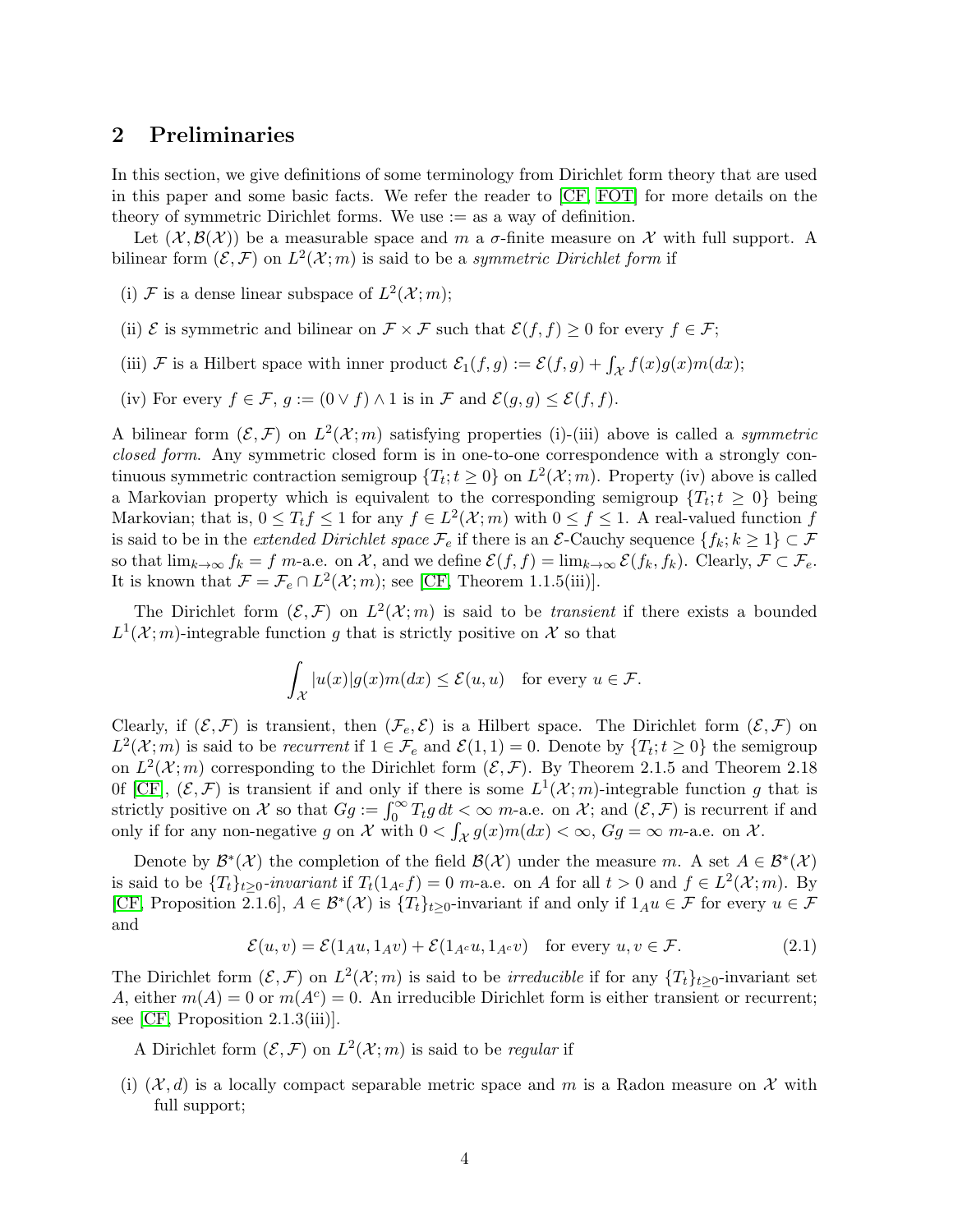## 2 Preliminaries

In this section, we give definitions of some terminology from Dirichlet form theory that are used in this paper and some basic facts. We refer the reader to [CF, FOT] for more details on the theory of symmetric Dirichlet forms. We use $:=$ as a way of definition.

Let $(\mathcal{X}, \mathcal{B}(\mathcal{X}))$ be a measurable space and $m$ a $\sigma$-finite measure on $\mathcal{X}$ with full support. A bilinear form $(\mathcal{E}, \mathcal{F})$ on $L^2(\mathcal{X}; m)$ is said to be a *symmetric Dirichlet form* if

(i) $\mathcal{F}$ is a dense linear subspace of $L^2(\mathcal{X}; m)$;

(ii) $\mathcal{E}$ is symmetric and bilinear on $\mathcal{F} \times \mathcal{F}$ such that $\mathcal{E}(f, f) \geq 0$ for every $f \in \mathcal{F}$;

(iii) $\mathcal{F}$ is a Hilbert space with inner product $\mathcal{E}_1(f, g) := \mathcal{E}(f, g) + \int_{\mathcal{X}} f(x)g(x)m(dx)$;

(iv) For every $f \in \mathcal{F}$, $g := (0 \vee f) \wedge 1$ is in $\mathcal{F}$ and $\mathcal{E}(g, g) \leq \mathcal{E}(f, f)$.

A bilinear form $(\mathcal{E}, \mathcal{F})$ on $L^2(\mathcal{X}; m)$ satisfying properties (i)-(iii) above is called a *symmetric closed form*. Any symmetric closed form is in one-to-one correspondence with a strongly continuous symmetric contraction semigroup $\{T_t; t \geq 0\}$ on $L^2(\mathcal{X}; m)$. Property (iv) above is called a Markovian property which is equivalent to the corresponding semigroup $\{T_t; t \geq 0\}$ being Markovian; that is, $0 \leq T_t f \leq 1$ for any $f \in L^2(\mathcal{X}; m)$ with $0 \leq f \leq 1$. A real-valued function $f$ is said to be in the *extended Dirichlet space* $\mathcal{F}_e$ if there is an $\mathcal{E}$-Cauchy sequence $\{f_k; k \geq 1\} \subset \mathcal{F}$ so that $\lim_{k\to\infty} f_k = f$ $m$-a.e. on $\mathcal{X}$, and we define $\mathcal{E}(f, f) = \lim_{k\to\infty} \mathcal{E}(f_k, f_k)$. Clearly, $\mathcal{F} \subset \mathcal{F}_e$. It is known that $\mathcal{F} = \mathcal{F}_e \cap L^2(\mathcal{X}; m)$; see [CF, Theorem 1.1.5(iii)].

The Dirichlet form $(\mathcal{E}, \mathcal{F})$ on $L^2(\mathcal{X}; m)$ is said to be *transient* if there exists a bounded $L^1(\mathcal{X}; m)$-integrable function $g$ that is strictly positive on $\mathcal{X}$ so that

$$\int_{\mathcal{X}} |u(x)|g(x)m(dx) \leq \mathcal{E}(u, u) \quad \text{for every } u \in \mathcal{F}.$$

Clearly, if $(\mathcal{E}, \mathcal{F})$ is transient, then $(\mathcal{F}_e, \mathcal{E})$ is a Hilbert space. The Dirichlet form $(\mathcal{E}, \mathcal{F})$ on $L^2(\mathcal{X}; m)$ is said to be *recurrent* if $1 \in \mathcal{F}_e$ and $\mathcal{E}(1, 1) = 0$. Denote by $\{T_t; t \geq 0\}$ the semigroup on $L^2(\mathcal{X}; m)$ corresponding to the Dirichlet form $(\mathcal{E}, \mathcal{F})$. By Theorem 2.1.5 and Theorem 2.18 0f [CF], $(\mathcal{E}, \mathcal{F})$ is transient if and only if there is some $L^1(\mathcal{X}; m)$-integrable function $g$ that is strictly positive on $\mathcal{X}$ so that $Gg := \int_0^\infty T_t g \, dt < \infty$ $m$-a.e. on $\mathcal{X}$; and $(\mathcal{E}, \mathcal{F})$ is recurrent if and only if for any non-negative $g$ on $\mathcal{X}$ with $0 < \int_{\mathcal{X}} g(x)m(dx) < \infty$, $Gg = \infty$ $m$-a.e. on $\mathcal{X}$.

Denote by $\mathcal{B}^*(\mathcal{X})$ the completion of the field $\mathcal{B}(\mathcal{X})$ under the measure $m$. A set $A \in \mathcal{B}^*(\mathcal{X})$ is said to be $\{T_t\}_{t\geq 0}$*-invariant* if $T_t(1_{A^c} f) = 0$ $m$-a.e. on $A$ for all $t > 0$ and $f \in L^2(\mathcal{X}; m)$. By [CF, Proposition 2.1.6], $A \in \mathcal{B}^*(\mathcal{X})$ is $\{T_t\}_{t\geq 0}$-invariant if and only if $1_A u \in \mathcal{F}$ for every $u \in \mathcal{F}$ and

$$\mathcal{E}(u, v) = \mathcal{E}(1_A u, 1_A v) + \mathcal{E}(1_{A^c} u, 1_{A^c} v) \quad \text{for every } u, v \in \mathcal{F}. \tag{2.1}$$

The Dirichlet form $(\mathcal{E}, \mathcal{F})$ on $L^2(\mathcal{X}; m)$ is said to be *irreducible* if for any $\{T_t\}_{t\geq 0}$-invariant set $A$, either $m(A) = 0$ or $m(A^c) = 0$. An irreducible Dirichlet form is either transient or recurrent; see [CF, Proposition 2.1.3(iii)].

A Dirichlet form $(\mathcal{E}, \mathcal{F})$ on $L^2(\mathcal{X}; m)$ is said to be *regular* if

(i) $(\mathcal{X}, d)$ is a locally compact separable metric space and $m$ is a Radon measure on $\mathcal{X}$ with full support;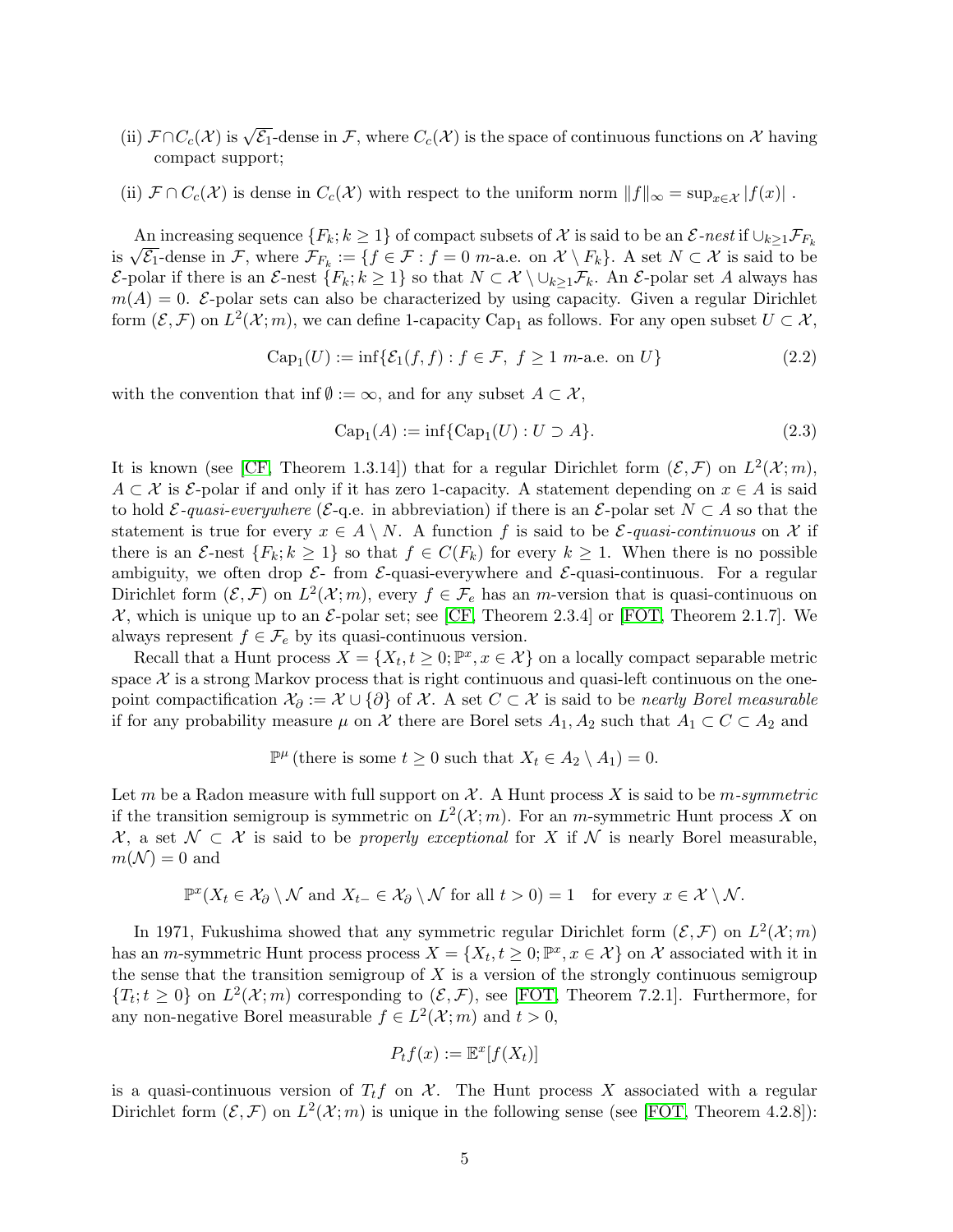(ii) $\mathcal{F}\cap C_c(\mathcal{X})$ is $\sqrt{\mathcal{E}_1}$-dense in $\mathcal{F}$, where $C_c(\mathcal{X})$ is the space of continuous functions on $\mathcal{X}$ having compact support;

(ii) $\mathcal{F}\cap C_c(\mathcal{X})$ is dense in $C_c(\mathcal{X})$ with respect to the uniform norm $\|f\|_\infty = \sup_{x\in\mathcal{X}} |f(x)|$ .

An increasing sequence $\{F_k; k\geq 1\}$ of compact subsets of $\mathcal{X}$ is said to be an $\mathcal{E}$*-nest* if $\cup_{k\geq 1}\mathcal{F}_{F_k}$ is $\sqrt{\mathcal{E}_1}$-dense in $\mathcal{F}$, where $\mathcal{F}_{F_k} := \{f\in\mathcal{F} : f = 0 \ m\text{-a.e. on } \mathcal{X}\setminus F_k\}$. A set $N\subset\mathcal{X}$ is said to be $\mathcal{E}$-polar if there is an $\mathcal{E}$-nest $\{F_k; k\geq 1\}$ so that $N\subset\mathcal{X}\setminus\cup_{k\geq 1}\mathcal{F}_k$. An $\mathcal{E}$-polar set $A$ always has $m(A) = 0$. $\mathcal{E}$-polar sets can also be characterized by using capacity. Given a regular Dirichlet form $(\mathcal{E},\mathcal{F})$ on $L^2(\mathcal{X};m)$, we can define 1-capacity $\mathrm{Cap}_1$ as follows. For any open subset $U\subset\mathcal{X}$,

$$\mathrm{Cap}_1(U) := \inf\{\mathcal{E}_1(f,f) : f\in\mathcal{F},\ f\geq 1 \ m\text{-a.e. on } U\} \tag{2.2}$$

with the convention that $\inf\emptyset := \infty$, and for any subset $A\subset\mathcal{X}$,

$$\mathrm{Cap}_1(A) := \inf\{\mathrm{Cap}_1(U) : U\supset A\}. \tag{2.3}$$

It is known (see [CF, Theorem 1.3.14]) that for a regular Dirichlet form $(\mathcal{E},\mathcal{F})$ on $L^2(\mathcal{X};m)$, $A\subset\mathcal{X}$ is $\mathcal{E}$-polar if and only if it has zero 1-capacity. A statement depending on $x\in A$ is said to hold $\mathcal{E}$*-quasi-everywhere* ($\mathcal{E}$-q.e. in abbreviation) if there is an $\mathcal{E}$-polar set $N\subset A$ so that the statement is true for every $x\in A\setminus N$. A function $f$ is said to be $\mathcal{E}$*-quasi-continuous* on $\mathcal{X}$ if there is an $\mathcal{E}$-nest $\{F_k; k\geq 1\}$ so that $f\in C(F_k)$ for every $k\geq 1$. When there is no possible ambiguity, we often drop $\mathcal{E}$- from $\mathcal{E}$-quasi-everywhere and $\mathcal{E}$-quasi-continuous. For a regular Dirichlet form $(\mathcal{E},\mathcal{F})$ on $L^2(\mathcal{X};m)$, every $f\in\mathcal{F}_e$ has an $m$-version that is quasi-continuous on $\mathcal{X}$, which is unique up to an $\mathcal{E}$-polar set; see [CF, Theorem 2.3.4] or [FOT, Theorem 2.1.7]. We always represent $f\in\mathcal{F}_e$ by its quasi-continuous version.

Recall that a Hunt process $X = \{X_t, t\geq 0; \mathbb{P}^x, x\in\mathcal{X}\}$ on a locally compact separable metric space $\mathcal{X}$ is a strong Markov process that is right continuous and quasi-left continuous on the one-point compactification $\mathcal{X}_\partial := \mathcal{X}\cup\{\partial\}$ of $\mathcal{X}$. A set $C\subset\mathcal{X}$ is said to be *nearly Borel measurable* if for any probability measure $\mu$ on $\mathcal{X}$ there are Borel sets $A_1, A_2$ such that $A_1\subset C\subset A_2$ and

$$\mathbb{P}^\mu\,(\text{there is some } t\geq 0 \text{ such that } X_t\in A_2\setminus A_1) = 0.$$

Let $m$ be a Radon measure with full support on $\mathcal{X}$. A Hunt process $X$ is said to be $m$*-symmetric* if the transition semigroup is symmetric on $L^2(\mathcal{X};m)$. For an $m$-symmetric Hunt process $X$ on $\mathcal{X}$, a set $\mathcal{N}\subset\mathcal{X}$ is said to be *properly exceptional* for $X$ if $\mathcal{N}$ is nearly Borel measurable, $m(\mathcal{N}) = 0$ and

$$\mathbb{P}^x(X_t\in\mathcal{X}_\partial\setminus\mathcal{N} \text{ and } X_{t-}\in\mathcal{X}_\partial\setminus\mathcal{N} \text{ for all } t>0) = 1 \quad \text{for every } x\in\mathcal{X}\setminus\mathcal{N}.$$

In 1971, Fukushima showed that any symmetric regular Dirichlet form $(\mathcal{E},\mathcal{F})$ on $L^2(\mathcal{X};m)$ has an $m$-symmetric Hunt process process $X = \{X_t, t\geq 0; \mathbb{P}^x, x\in\mathcal{X}\}$ on $\mathcal{X}$ associated with it in the sense that the transition semigroup of $X$ is a version of the strongly continuous semigroup $\{T_t; t\geq 0\}$ on $L^2(\mathcal{X};m)$ corresponding to $(\mathcal{E},\mathcal{F})$, see [FOT, Theorem 7.2.1]. Furthermore, for any non-negative Borel measurable $f\in L^2(\mathcal{X};m)$ and $t>0$,

$$P_tf(x) := \mathbb{E}^x[f(X_t)]$$

is a quasi-continuous version of $T_tf$ on $\mathcal{X}$. The Hunt process $X$ associated with a regular Dirichlet form $(\mathcal{E},\mathcal{F})$ on $L^2(\mathcal{X};m)$ is unique in the following sense (see [FOT, Theorem 4.2.8]):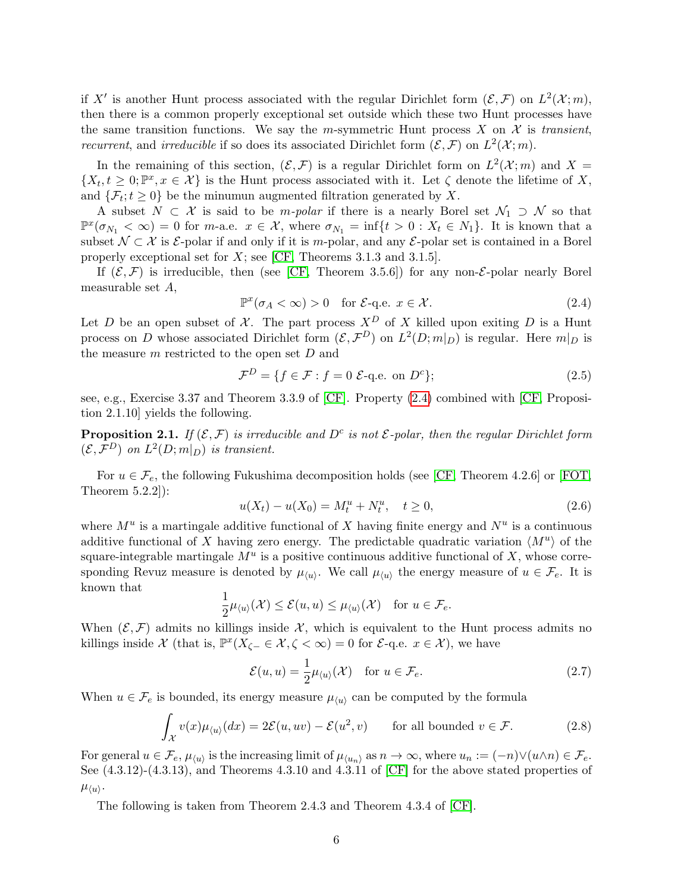if $X'$ is another Hunt process associated with the regular Dirichlet form $(\mathcal{E}, \mathcal{F})$ on $L^2(\mathcal{X}; m)$, then there is a common properly exceptional set outside which these two Hunt processes have the same transition functions. We say the $m$-symmetric Hunt process $X$ on $\mathcal{X}$ is *transient*, *recurrent*, and *irreducible* if so does its associated Dirichlet form $(\mathcal{E}, \mathcal{F})$ on $L^2(\mathcal{X}; m)$.

In the remaining of this section, $(\mathcal{E}, \mathcal{F})$ is a regular Dirichlet form on $L^2(\mathcal{X}; m)$ and $X = \{X_t, t \geq 0; \mathbb{P}^x, x \in \mathcal{X}\}$ is the Hunt process associated with it. Let $\zeta$ denote the lifetime of $X$, and $\{\mathcal{F}_t; t \geq 0\}$ be the minumun augmented filtration generated by $X$.

A subset $N \subset \mathcal{X}$ is said to be *$m$-polar* if there is a nearly Borel set $\mathcal{N}_1 \supset \mathcal{N}$ so that $\mathbb{P}^x(\sigma_{N_1} < \infty) = 0$ for $m$-a.e. $x \in \mathcal{X}$, where $\sigma_{N_1} = \inf\{t > 0 : X_t \in N_1\}$. It is known that a subset $\mathcal{N} \subset \mathcal{X}$ is $\mathcal{E}$-polar if and only if it is $m$-polar, and any $\mathcal{E}$-polar set is contained in a Borel properly exceptional set for $X$; see [CF, Theorems 3.1.3 and 3.1.5].

If $(\mathcal{E}, \mathcal{F})$ is irreducible, then (see [CF, Theorem 3.5.6]) for any non-$\mathcal{E}$-polar nearly Borel measurable set $A$,

$$\mathbb{P}^x(\sigma_A < \infty) > 0 \quad \text{for } \mathcal{E}\text{-q.e. } x \in \mathcal{X}. \tag{2.4}$$

Let $D$ be an open subset of $\mathcal{X}$. The part process $X^D$ of $X$ killed upon exiting $D$ is a Hunt process on $D$ whose associated Dirichlet form $(\mathcal{E}, \mathcal{F}^D)$ on $L^2(D; m|_D)$ is regular. Here $m|_D$ is the measure $m$ restricted to the open set $D$ and

$$\mathcal{F}^D = \{f \in \mathcal{F} : f = 0 \ \mathcal{E}\text{-q.e. on } D^c\}; \tag{2.5}$$

see, e.g., Exercise 3.37 and Theorem 3.3.9 of [CF]. Property (2.4) combined with [CF, Proposition 2.1.10] yields the following.

**Proposition 2.1.** *If $(\mathcal{E}, \mathcal{F})$ is irreducible and $D^c$ is not $\mathcal{E}$-polar, then the regular Dirichlet form $(\mathcal{E}, \mathcal{F}^D)$ on $L^2(D; m|_D)$ is transient.*

For $u \in \mathcal{F}_e$, the following Fukushima decomposition holds (see [CF, Theorem 4.2.6] or [FOT, Theorem 5.2.2]):

$$u(X_t) - u(X_0) = M_t^u + N_t^u, \quad t \geq 0, \tag{2.6}$$

where $M^u$ is a martingale additive functional of $X$ having finite energy and $N^u$ is a continuous additive functional of $X$ having zero energy. The predictable quadratic variation $\langle M^u \rangle$ of the square-integrable martingale $M^u$ is a positive continuous additive functional of $X$, whose corresponding Revuz measure is denoted by $\mu_{\langle u \rangle}$. We call $\mu_{\langle u \rangle}$ the energy measure of $u \in \mathcal{F}_e$. It is known that

$$\frac{1}{2}\mu_{\langle u \rangle}(\mathcal{X}) \leq \mathcal{E}(u, u) \leq \mu_{\langle u \rangle}(\mathcal{X}) \quad \text{for } u \in \mathcal{F}_e.$$

When $(\mathcal{E}, \mathcal{F})$ admits no killings inside $\mathcal{X}$, which is equivalent to the Hunt process admits no killings inside $\mathcal{X}$ (that is, $\mathbb{P}^x(X_{\zeta-} \in \mathcal{X}, \zeta < \infty) = 0$ for $\mathcal{E}$-q.e. $x \in \mathcal{X}$), we have

$$\mathcal{E}(u, u) = \frac{1}{2}\mu_{\langle u \rangle}(\mathcal{X}) \quad \text{for } u \in \mathcal{F}_e. \tag{2.7}$$

When $u \in \mathcal{F}_e$ is bounded, its energy measure $\mu_{\langle u \rangle}$ can be computed by the formula

$$\int_{\mathcal{X}} v(x)\mu_{\langle u \rangle}(dx) = 2\mathcal{E}(u, uv) - \mathcal{E}(u^2, v) \qquad \text{for all bounded } v \in \mathcal{F}. \tag{2.8}$$

For general $u \in \mathcal{F}_e$, $\mu_{\langle u \rangle}$ is the increasing limit of $\mu_{\langle u_n \rangle}$ as $n \to \infty$, where $u_n := (-n) \vee (u \wedge n) \in \mathcal{F}_e$. See (4.3.12)-(4.3.13), and Theorems 4.3.10 and 4.3.11 of [CF] for the above stated properties of $\mu_{\langle u \rangle}$.

The following is taken from Theorem 2.4.3 and Theorem 4.3.4 of [CF].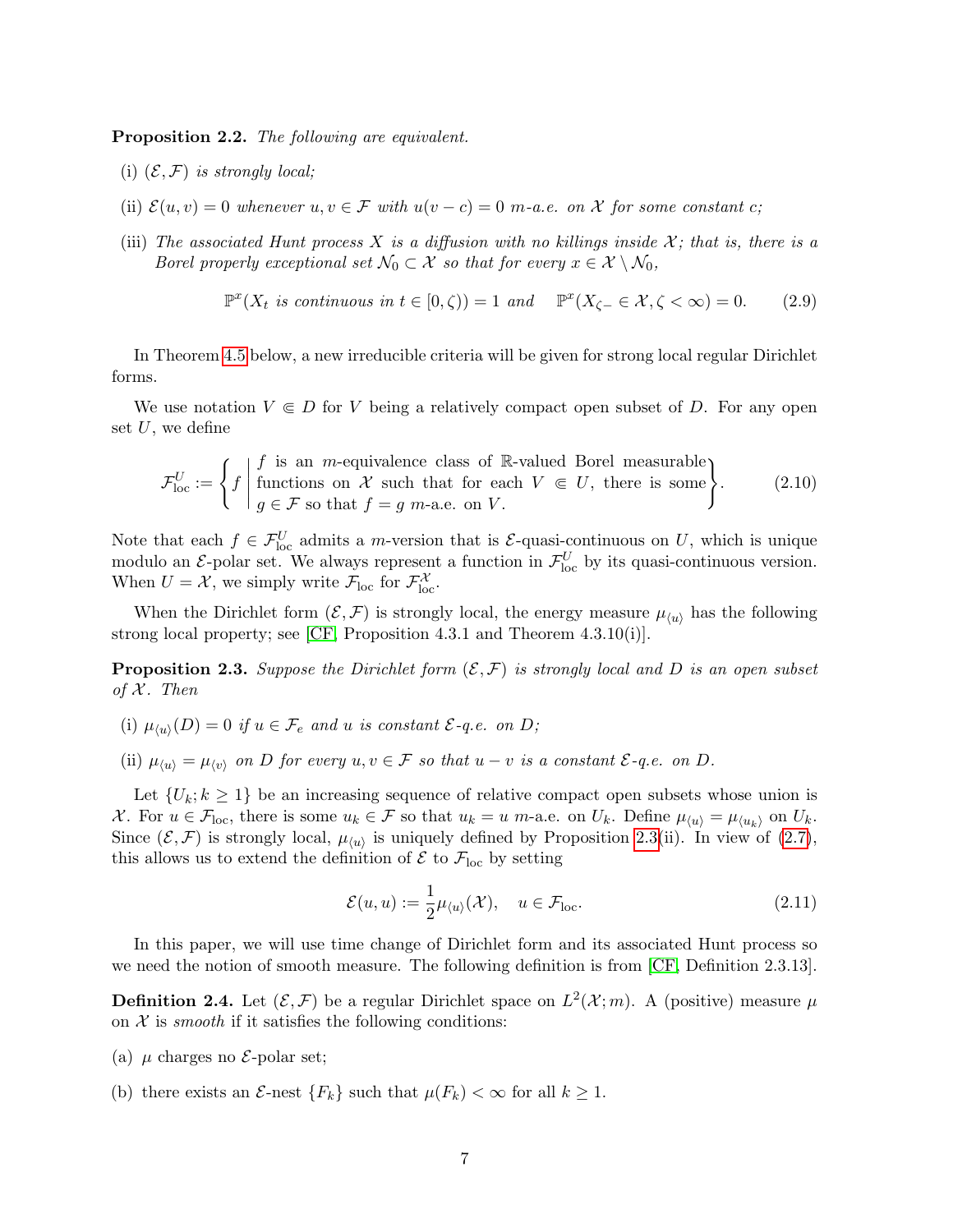**Proposition 2.2.** *The following are equivalent.*

(i) *$(\mathcal{E}, \mathcal{F})$ is strongly local;*

(ii) *$\mathcal{E}(u, v) = 0$ whenever $u, v \in \mathcal{F}$ with $u(v - c) = 0$ $m$-a.e. on $\mathcal{X}$ for some constant $c$;*

(iii) *The associated Hunt process $X$ is a diffusion with no killings inside $\mathcal{X}$; that is, there is a Borel properly exceptional set $\mathcal{N}_0 \subset \mathcal{X}$ so that for every $x \in \mathcal{X} \setminus \mathcal{N}_0$,*

$$\mathbb{P}^x(X_t \text{ is continuous in } t \in [0, \zeta)) = 1 \quad \text{and} \quad \mathbb{P}^x(X_{\zeta-} \in \mathcal{X}, \zeta < \infty) = 0. \tag{2.9}$$

In Theorem 4.5 below, a new irreducible criteria will be given for strong local regular Dirichlet forms.

We use notation $V \Subset D$ for $V$ being a relatively compact open subset of $D$. For any open set $U$, we define

$$\mathcal{F}_{\rm loc}^U := \left\{ f \;\middle|\; \begin{array}{l} f \text{ is an } m\text{-equivalence class of } \mathbb{R}\text{-valued Borel measurable} \\ \text{functions on } \mathcal{X} \text{ such that for each } V \Subset U, \text{ there is some} \\ g \in \mathcal{F} \text{ so that } f = g \ m\text{-a.e. on } V. \end{array} \right\}. \tag{2.10}$$

Note that each $f \in \mathcal{F}_{\rm loc}^U$ admits a $m$-version that is $\mathcal{E}$-quasi-continuous on $U$, which is unique modulo an $\mathcal{E}$-polar set. We always represent a function in $\mathcal{F}_{\rm loc}^U$ by its quasi-continuous version. When $U = \mathcal{X}$, we simply write $\mathcal{F}_{\rm loc}$ for $\mathcal{F}_{\rm loc}^{\mathcal{X}}$.

When the Dirichlet form $(\mathcal{E}, \mathcal{F})$ is strongly local, the energy measure $\mu_{\langle u \rangle}$ has the following strong local property; see [CF, Proposition 4.3.1 and Theorem 4.3.10(i)].

**Proposition 2.3.** *Suppose the Dirichlet form $(\mathcal{E}, \mathcal{F})$ is strongly local and $D$ is an open subset of $\mathcal{X}$. Then*

(i) *$\mu_{\langle u \rangle}(D) = 0$ if $u \in \mathcal{F}_e$ and $u$ is constant $\mathcal{E}$-q.e. on $D$;*

(ii) *$\mu_{\langle u \rangle} = \mu_{\langle v \rangle}$ on $D$ for every $u, v \in \mathcal{F}$ so that $u - v$ is a constant $\mathcal{E}$-q.e. on $D$.*

Let $\{U_k; k \geq 1\}$ be an increasing sequence of relative compact open subsets whose union is $\mathcal{X}$. For $u \in \mathcal{F}_{\rm loc}$, there is some $u_k \in \mathcal{F}$ so that $u_k = u$ $m$-a.e. on $U_k$. Define $\mu_{\langle u \rangle} = \mu_{\langle u_k \rangle}$ on $U_k$. Since $(\mathcal{E}, \mathcal{F})$ is strongly local, $\mu_{\langle u \rangle}$ is uniquely defined by Proposition 2.3(ii). In view of (2.7), this allows us to extend the definition of $\mathcal{E}$ to $\mathcal{F}_{\rm loc}$ by setting

$$\mathcal{E}(u, u) := \frac{1}{2} \mu_{\langle u \rangle}(\mathcal{X}), \quad u \in \mathcal{F}_{\rm loc}. \tag{2.11}$$

In this paper, we will use time change of Dirichlet form and its associated Hunt process so we need the notion of smooth measure. The following definition is from [CF, Definition 2.3.13].

**Definition 2.4.** Let $(\mathcal{E}, \mathcal{F})$ be a regular Dirichlet space on $L^2(\mathcal{X}; m)$. A (positive) measure $\mu$ on $\mathcal{X}$ is *smooth* if it satisfies the following conditions:

(a) $\mu$ charges no $\mathcal{E}$-polar set;

(b) there exists an $\mathcal{E}$-nest $\{F_k\}$ such that $\mu(F_k) < \infty$ for all $k \geq 1$.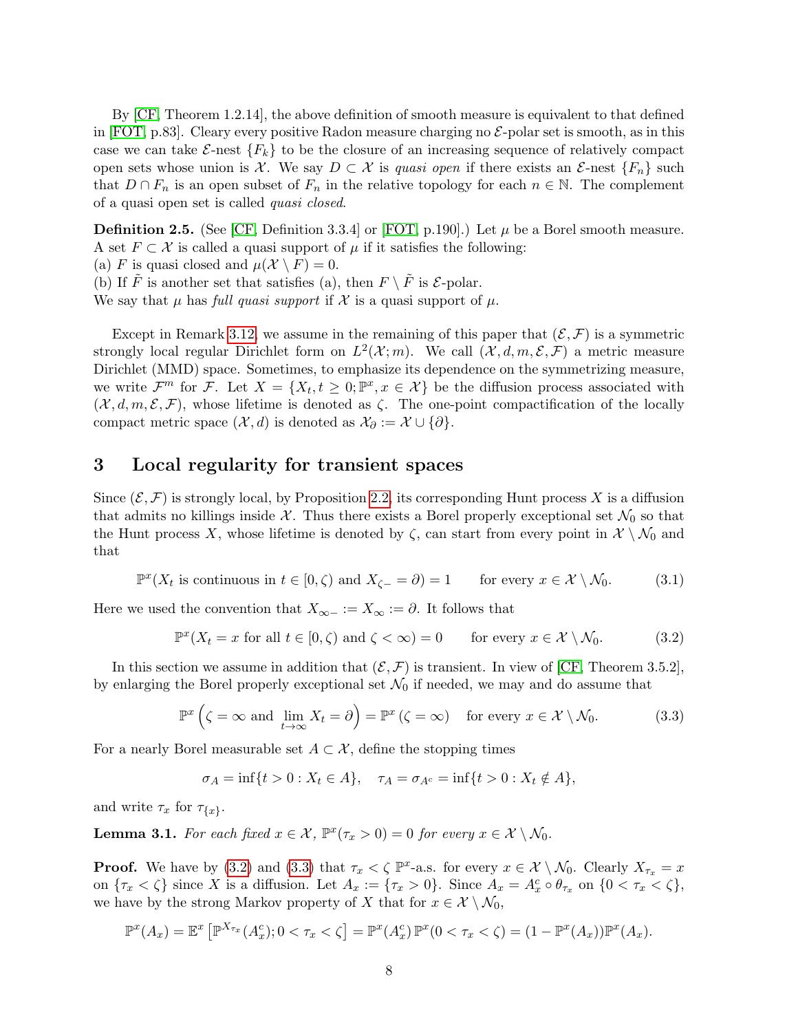By [CF, Theorem 1.2.14], the above definition of smooth measure is equivalent to that defined in [FOT, p.83]. Cleary every positive Radon measure charging no $\mathcal{E}$-polar set is smooth, as in this case we can take $\mathcal{E}$-nest $\{F_k\}$ to be the closure of an increasing sequence of relatively compact open sets whose union is $\mathcal{X}$. We say $D \subset \mathcal{X}$ is *quasi open* if there exists an $\mathcal{E}$-nest $\{F_n\}$ such that $D \cap F_n$ is an open subset of $F_n$ in the relative topology for each $n \in \mathbb{N}$. The complement of a quasi open set is called *quasi closed*.

**Definition 2.5.** (See [CF, Definition 3.3.4] or [FOT, p.190].) Let $\mu$ be a Borel smooth measure. A set $F \subset \mathcal{X}$ is called a quasi support of $\mu$ if it satisfies the following:
(a) $F$ is quasi closed and $\mu(\mathcal{X} \setminus F) = 0$.
(b) If $\tilde{F}$ is another set that satisfies (a), then $F \setminus \tilde{F}$ is $\mathcal{E}$-polar.
We say that $\mu$ has *full quasi support* if $\mathcal{X}$ is a quasi support of $\mu$.

Except in Remark 3.12, we assume in the remaining of this paper that $(\mathcal{E}, \mathcal{F})$ is a symmetric strongly local regular Dirichlet form on $L^2(\mathcal{X}; m)$. We call $(\mathcal{X}, d, m, \mathcal{E}, \mathcal{F})$ a metric measure Dirichlet (MMD) space. Sometimes, to emphasize its dependence on the symmetrizing measure, we write $\mathcal{F}^m$ for $\mathcal{F}$. Let $X = \{X_t, t \geq 0; \mathbb{P}^x, x \in \mathcal{X}\}$ be the diffusion process associated with $(\mathcal{X}, d, m, \mathcal{E}, \mathcal{F})$, whose lifetime is denoted as $\zeta$. The one-point compactification of the locally compact metric space $(\mathcal{X}, d)$ is denoted as $\mathcal{X}_\partial := \mathcal{X} \cup \{\partial\}$.

## 3 Local regularity for transient spaces

Since $(\mathcal{E}, \mathcal{F})$ is strongly local, by Proposition 2.2, its corresponding Hunt process $X$ is a diffusion that admits no killings inside $\mathcal{X}$. Thus there exists a Borel properly exceptional set $\mathcal{N}_0$ so that the Hunt process $X$, whose lifetime is denoted by $\zeta$, can start from every point in $\mathcal{X} \setminus \mathcal{N}_0$ and that

$$\mathbb{P}^x(X_t \text{ is continuous in } t \in [0, \zeta) \text{ and } X_{\zeta-} = \partial) = 1 \qquad \text{for every } x \in \mathcal{X} \setminus \mathcal{N}_0. \tag{3.1}$$

Here we used the convention that $X_{\infty-} := X_\infty := \partial$. It follows that

$$\mathbb{P}^x(X_t = x \text{ for all } t \in [0, \zeta) \text{ and } \zeta < \infty) = 0 \qquad \text{for every } x \in \mathcal{X} \setminus \mathcal{N}_0. \tag{3.2}$$

In this section we assume in addition that $(\mathcal{E}, \mathcal{F})$ is transient. In view of [CF, Theorem 3.5.2], by enlarging the Borel properly exceptional set $\mathcal{N}_0$ if needed, we may and do assume that

$$\mathbb{P}^x\left(\zeta = \infty \text{ and } \lim_{t\to\infty} X_t = \partial\right) = \mathbb{P}^x(\zeta = \infty) \quad \text{for every } x \in \mathcal{X} \setminus \mathcal{N}_0. \tag{3.3}$$

For a nearly Borel measurable set $A \subset \mathcal{X}$, define the stopping times

$$\sigma_A = \inf\{t > 0 : X_t \in A\}, \quad \tau_A = \sigma_{A^c} = \inf\{t > 0 : X_t \notin A\},$$

and write $\tau_x$ for $\tau_{\{x\}}$.

**Lemma 3.1.** *For each fixed $x \in \mathcal{X}$, $\mathbb{P}^x(\tau_x > 0) = 0$ for every $x \in \mathcal{X} \setminus \mathcal{N}_0$.*

**Proof.** We have by (3.2) and (3.3) that $\tau_x < \zeta$ $\mathbb{P}^x$-a.s. for every $x \in \mathcal{X} \setminus \mathcal{N}_0$. Clearly $X_{\tau_x} = x$ on $\{\tau_x < \zeta\}$ since $X$ is a diffusion. Let $A_x := \{\tau_x > 0\}$. Since $A_x = A_x^c \circ \theta_{\tau_x}$ on $\{0 < \tau_x < \zeta\}$, we have by the strong Markov property of $X$ that for $x \in \mathcal{X} \setminus \mathcal{N}_0$,

$$\mathbb{P}^x(A_x) = \mathbb{E}^x\left[\mathbb{P}^{X_{\tau_x}}(A_x^c); 0 < \tau_x < \zeta\right] = \mathbb{P}^x(A_x^c)\, \mathbb{P}^x(0 < \tau_x < \zeta) = (1 - \mathbb{P}^x(A_x))\mathbb{P}^x(A_x).$$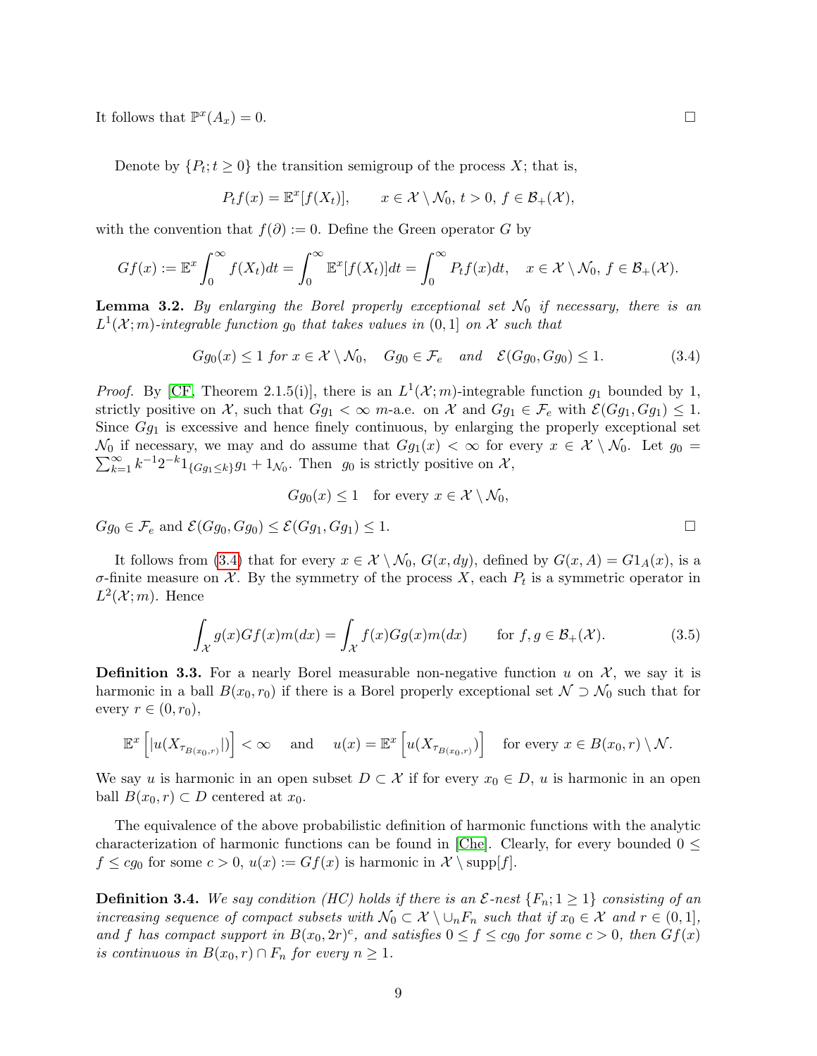It follows that $\mathbb{P}^x(A_x) = 0$. $\square$

Denote by $\{P_t; t \geq 0\}$ the transition semigroup of the process $X$; that is,

$$P_t f(x) = \mathbb{E}^x[f(X_t)], \qquad x \in \mathcal{X} \setminus \mathcal{N}_0,\ t > 0,\ f \in \mathcal{B}_+(\mathcal{X}),$$

with the convention that $f(\partial) := 0$. Define the Green operator $G$ by

$$Gf(x) := \mathbb{E}^x \int_0^\infty f(X_t)dt = \int_0^\infty \mathbb{E}^x[f(X_t)]dt = \int_0^\infty P_t f(x)dt, \quad x \in \mathcal{X} \setminus \mathcal{N}_0,\ f \in \mathcal{B}_+(\mathcal{X}).$$

**Lemma 3.2.** *By enlarging the Borel properly exceptional set $\mathcal{N}_0$ if necessary, there is an $L^1(\mathcal{X}; m)$-integrable function $g_0$ that takes values in $(0, 1]$ on $\mathcal{X}$ such that*

$$Gg_0(x) \leq 1 \text{ for } x \in \mathcal{X} \setminus \mathcal{N}_0, \quad Gg_0 \in \mathcal{F}_e \quad \text{and} \quad \mathcal{E}(Gg_0, Gg_0) \leq 1. \tag{3.4}$$

*Proof.* By [CF, Theorem 2.1.5(i)], there is an $L^1(\mathcal{X}; m)$-integrable function $g_1$ bounded by 1, strictly positive on $\mathcal{X}$, such that $Gg_1 < \infty$ $m$-a.e. on $\mathcal{X}$ and $Gg_1 \in \mathcal{F}_e$ with $\mathcal{E}(Gg_1, Gg_1) \leq 1$. Since $Gg_1$ is excessive and hence finely continuous, by enlarging the properly exceptional set $\mathcal{N}_0$ if necessary, we may and do assume that $Gg_1(x) < \infty$ for every $x \in \mathcal{X} \setminus \mathcal{N}_0$. Let $g_0 = \sum_{k=1}^\infty k^{-1} 2^{-k} 1_{\{Gg_1 \leq k\}} g_1 + 1_{\mathcal{N}_0}$. Then $g_0$ is strictly positive on $\mathcal{X}$,

$$Gg_0(x) \leq 1 \quad \text{for every } x \in \mathcal{X} \setminus \mathcal{N}_0,$$

$Gg_0 \in \mathcal{F}_e$ and $\mathcal{E}(Gg_0, Gg_0) \leq \mathcal{E}(Gg_1, Gg_1) \leq 1$. $\square$

It follows from (3.4) that for every $x \in \mathcal{X} \setminus \mathcal{N}_0$, $G(x, dy)$, defined by $G(x, A) = G1_A(x)$, is a $\sigma$-finite measure on $\mathcal{X}$. By the symmetry of the process $X$, each $P_t$ is a symmetric operator in $L^2(\mathcal{X}; m)$. Hence

$$\int_{\mathcal{X}} g(x) Gf(x) m(dx) = \int_{\mathcal{X}} f(x) Gg(x) m(dx) \qquad \text{for } f, g \in \mathcal{B}_+(\mathcal{X}). \tag{3.5}$$

**Definition 3.3.** For a nearly Borel measurable non-negative function $u$ on $\mathcal{X}$, we say it is harmonic in a ball $B(x_0, r_0)$ if there is a Borel properly exceptional set $\mathcal{N} \supset \mathcal{N}_0$ such that for every $r \in (0, r_0)$,

$$\mathbb{E}^x \left[ |u(X_{\tau_{B(x_0,r)}}|) \right] < \infty \quad \text{and} \quad u(x) = \mathbb{E}^x \left[ u(X_{\tau_{B(x_0,r)}}) \right] \quad \text{for every } x \in B(x_0, r) \setminus \mathcal{N}.$$

We say $u$ is harmonic in an open subset $D \subset \mathcal{X}$ if for every $x_0 \in D$, $u$ is harmonic in an open ball $B(x_0, r) \subset D$ centered at $x_0$.

The equivalence of the above probabilistic definition of harmonic functions with the analytic characterization of harmonic functions can be found in [Che]. Clearly, for every bounded $0 \leq f \leq cg_0$ for some $c > 0$, $u(x) := Gf(x)$ is harmonic in $\mathcal{X} \setminus \text{supp}[f]$.

**Definition 3.4.** *We say condition (HC) holds if there is an $\mathcal{E}$-nest $\{F_n; 1 \geq 1\}$ consisting of an increasing sequence of compact subsets with $\mathcal{N}_0 \subset \mathcal{X} \setminus \cup_n F_n$ such that if $x_0 \in \mathcal{X}$ and $r \in (0, 1]$, and $f$ has compact support in $B(x_0, 2r)^c$, and satisfies $0 \leq f \leq cg_0$ for some $c > 0$, then $Gf(x)$ is continuous in $B(x_0, r) \cap F_n$ for every $n \geq 1$.*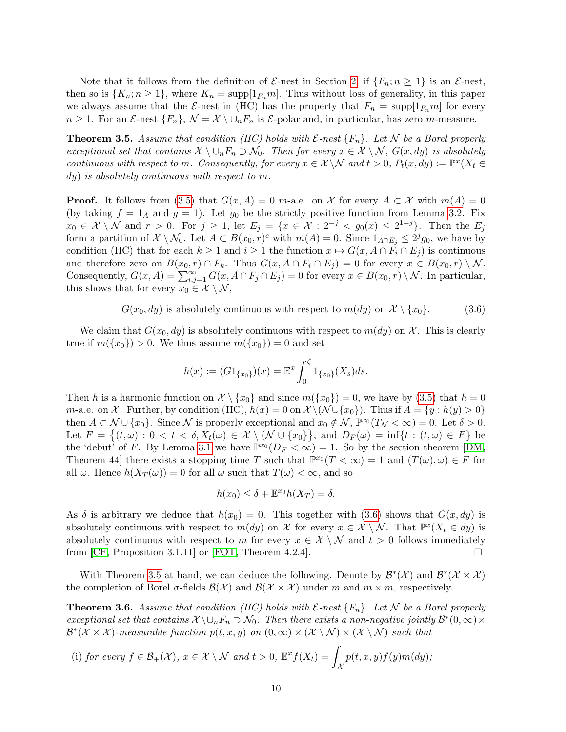Note that it follows from the definition of $\mathcal{E}$-nest in Section 2, if $\{F_n; n \geq 1\}$ is an $\mathcal{E}$-nest, then so is $\{K_n; n \geq 1\}$, where $K_n = \text{supp}[1_{F_n} m]$. Thus without loss of generality, in this paper we always assume that the $\mathcal{E}$-nest in (HC) has the property that $F_n = \text{supp}[1_{F_n} m]$ for every $n \geq 1$. For an $\mathcal{E}$-nest $\{F_n\}$, $\mathcal{N} = \mathcal{X} \setminus \cup_n F_n$ is $\mathcal{E}$-polar and, in particular, has zero $m$-measure.

**Theorem 3.5.** *Assume that condition (HC) holds with $\mathcal{E}$-nest $\{F_n\}$. Let $\mathcal{N}$ be a Borel properly exceptional set that contains $\mathcal{X} \setminus \cup_n F_n \supset \mathcal{N}_0$. Then for every $x \in \mathcal{X} \setminus \mathcal{N}$, $G(x, dy)$ is absolutely continuous with respect to $m$. Consequently, for every $x \in \mathcal{X} \setminus \mathcal{N}$ and $t > 0$, $P_t(x, dy) := \mathbb{P}^x(X_t \in dy)$ is absolutely continuous with respect to $m$.*

**Proof.** It follows from (3.5) that $G(x, A) = 0$ $m$-a.e. on $\mathcal{X}$ for every $A \subset \mathcal{X}$ with $m(A) = 0$ (by taking $f = 1_A$ and $g = 1$). Let $g_0$ be the strictly positive function from Lemma 3.2. Fix $x_0 \in \mathcal{X} \setminus \mathcal{N}$ and $r > 0$. For $j \geq 1$, let $E_j = \{x \in \mathcal{X} : 2^{-j} < g_0(x) \leq 2^{1-j}\}$. Then the $E_j$ form a partition of $\mathcal{X} \setminus \mathcal{N}_0$. Let $A \subset B(x_0, r)^c$ with $m(A) = 0$. Since $1_{A \cap E_j} \leq 2^j g_0$, we have by condition (HC) that for each $k \geq 1$ and $i \geq 1$ the function $x \mapsto G(x, A \cap F_i \cap E_j)$ is continuous and therefore zero on $B(x_0, r) \cap F_k$. Thus $G(x, A \cap F_i \cap E_j) = 0$ for every $x \in B(x_0, r) \setminus \mathcal{N}$. Consequently, $G(x, A) = \sum_{i,j=1}^{\infty} G(x, A \cap F_j \cap E_j) = 0$ for every $x \in B(x_0, r) \setminus \mathcal{N}$. In particular, this shows that for every $x_0 \in \mathcal{X} \setminus \mathcal{N}$,

$$G(x_0, dy) \text{ is absolutely continuous with respect to } m(dy) \text{ on } \mathcal{X} \setminus \{x_0\}. \tag{3.6}$$

We claim that $G(x_0, dy)$ is absolutely continuous with respect to $m(dy)$ on $\mathcal{X}$. This is clearly true if $m(\{x_0\}) > 0$. We thus assume $m(\{x_0\}) = 0$ and set

$$h(x) := (G1_{\{x_0\}})(x) = \mathbb{E}^x \int_0^\zeta 1_{\{x_0\}}(X_s) ds.$$

Then $h$ is a harmonic function on $\mathcal{X} \setminus \{x_0\}$ and since $m(\{x_0\}) = 0$, we have by (3.5) that $h = 0$ $m$-a.e. on $\mathcal{X}$. Further, by condition (HC), $h(x) = 0$ on $\mathcal{X} \setminus (\mathcal{N} \cup \{x_0\})$. Thus if $A = \{y : h(y) > 0\}$ then $A \subset \mathcal{N} \cup \{x_0\}$. Since $\mathcal{N}$ is properly exceptional and $x_0 \notin \mathcal{N}$, $\mathbb{P}^{x_0}(T_{\mathcal{N}} < \infty) = 0$. Let $\delta > 0$. Let $F = \big\{(t, \omega) : 0 < t < \delta, X_t(\omega) \in \mathcal{X} \setminus (\mathcal{N} \cup \{x_0\}\big\}$, and $D_F(\omega) = \inf\{t : (t, \omega) \in F\}$ be the 'debut' of $F$. By Lemma 3.1 we have $\mathbb{P}^{x_0}(D_F < \infty) = 1$. So by the section theorem [DM, Theorem 44] there exists a stopping time $T$ such that $\mathbb{P}^{x_0}(T < \infty) = 1$ and $(T(\omega), \omega) \in F$ for all $\omega$. Hence $h(X_T(\omega)) = 0$ for all $\omega$ such that $T(\omega) < \infty$, and so

$$h(x_0) \leq \delta + \mathbb{E}^{x_0} h(X_T) = \delta.$$

As $\delta$ is arbitrary we deduce that $h(x_0) = 0$. This together with (3.6) shows that $G(x, dy)$ is absolutely continuous with respect to $m(dy)$ on $\mathcal{X}$ for every $x \in \mathcal{X} \setminus \mathcal{N}$. That $\mathbb{P}^x(X_t \in dy)$ is absolutely continuous with respect to $m$ for every $x \in \mathcal{X} \setminus \mathcal{N}$ and $t > 0$ follows immediately from [CF, Proposition 3.1.11] or [FOT, Theorem 4.2.4]. $\square$

With Theorem 3.5 at hand, we can deduce the following. Denote by $\mathcal{B}^*(\mathcal{X})$ and $\mathcal{B}^*(\mathcal{X} \times \mathcal{X})$ the completion of Borel $\sigma$-fields $\mathcal{B}(\mathcal{X})$ and $\mathcal{B}(\mathcal{X} \times \mathcal{X})$ under $m$ and $m \times m$, respectively.

**Theorem 3.6.** *Assume that condition (HC) holds with $\mathcal{E}$-nest $\{F_n\}$. Let $\mathcal{N}$ be a Borel properly exceptional set that contains $\mathcal{X} \setminus \cup_n F_n \supset \mathcal{N}_0$. Then there exists a non-negative jointly $\mathcal{B}^*(0, \infty) \times \mathcal{B}^*(\mathcal{X} \times \mathcal{X})$-measurable function $p(t, x, y)$ on $(0, \infty) \times (\mathcal{X} \setminus \mathcal{N}) \times (\mathcal{X} \setminus \mathcal{N})$ such that*

(i) *for every $f \in \mathcal{B}_+(\mathcal{X})$, $x \in \mathcal{X} \setminus \mathcal{N}$ and $t > 0$, $\mathbb{E}^x f(X_t) = \displaystyle\int_{\mathcal{X}} p(t, x, y) f(y) m(dy)$;*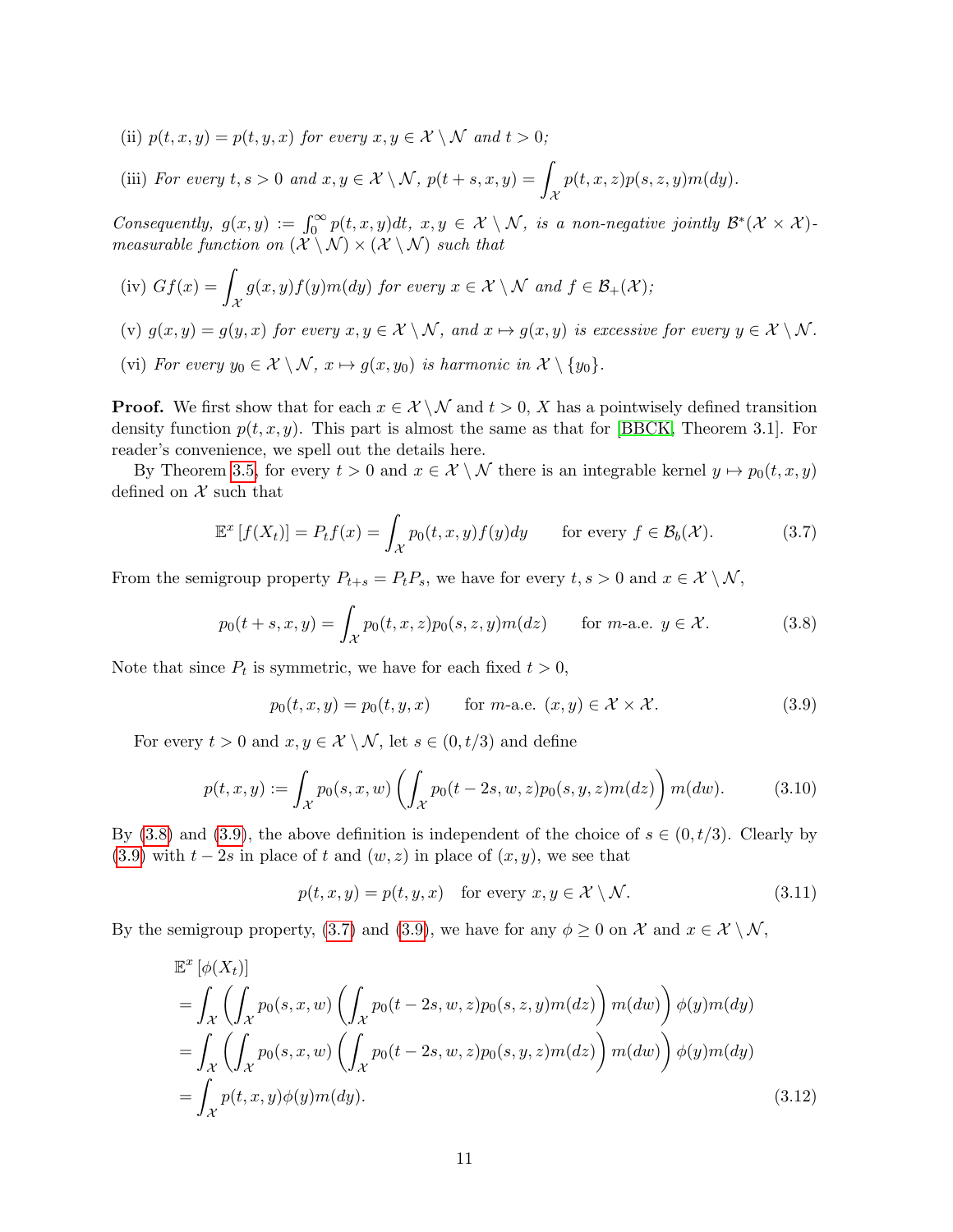(ii) $p(t,x,y) = p(t,y,x)$ *for every* $x, y \in \mathcal{X} \setminus \mathcal{N}$ *and* $t > 0$*;*

(iii) *For every* $t, s > 0$ *and* $x, y \in \mathcal{X} \setminus \mathcal{N}$, $p(t+s,x,y) = \displaystyle\int_{\mathcal{X}} p(t,x,z)p(s,z,y)m(dy)$*.*

*Consequently,* $g(x,y) := \int_0^\infty p(t,x,y)dt$*,* $x, y \in \mathcal{X} \setminus \mathcal{N}$*, is a non-negative jointly* $\mathcal{B}^*(\mathcal{X} \times \mathcal{X})$*-measurable function on* $(\mathcal{X} \setminus \mathcal{N}) \times (\mathcal{X} \setminus \mathcal{N})$ *such that*

(iv) $Gf(x) = \displaystyle\int_{\mathcal{X}} g(x,y)f(y)m(dy)$ *for every* $x \in \mathcal{X} \setminus \mathcal{N}$ *and* $f \in \mathcal{B}_+(\mathcal{X})$*;*

(v) $g(x,y) = g(y,x)$ *for every* $x, y \in \mathcal{X} \setminus \mathcal{N}$*, and* $x \mapsto g(x,y)$ *is excessive for every* $y \in \mathcal{X} \setminus \mathcal{N}$*.*

(vi) *For every* $y_0 \in \mathcal{X} \setminus \mathcal{N}$*,* $x \mapsto g(x,y_0)$ *is harmonic in* $\mathcal{X} \setminus \{y_0\}$*.*

**Proof.** We first show that for each $x \in \mathcal{X} \setminus \mathcal{N}$ and $t > 0$, $X$ has a pointwisely defined transition density function $p(t,x,y)$. This part is almost the same as that for [BBCK, Theorem 3.1]. For reader's convenience, we spell out the details here.

By Theorem 3.5, for every $t > 0$ and $x \in \mathcal{X} \setminus \mathcal{N}$ there is an integrable kernel $y \mapsto p_0(t,x,y)$ defined on $\mathcal{X}$ such that

$$\mathbb{E}^x\left[f(X_t)\right] = P_t f(x) = \int_{\mathcal{X}} p_0(t,x,y)f(y)dy \qquad \text{for every } f \in \mathcal{B}_b(\mathcal{X}). \tag{3.7}$$

From the semigroup property $P_{t+s} = P_t P_s$, we have for every $t, s > 0$ and $x \in \mathcal{X} \setminus \mathcal{N}$,

$$p_0(t+s,x,y) = \int_{\mathcal{X}} p_0(t,x,z)p_0(s,z,y)m(dz) \qquad \text{for } m\text{-a.e. } y \in \mathcal{X}. \tag{3.8}$$

Note that since $P_t$ is symmetric, we have for each fixed $t > 0$,

$$p_0(t,x,y) = p_0(t,y,x) \qquad \text{for } m\text{-a.e. } (x,y) \in \mathcal{X} \times \mathcal{X}. \tag{3.9}$$

For every $t > 0$ and $x, y \in \mathcal{X} \setminus \mathcal{N}$, let $s \in (0, t/3)$ and define

$$p(t,x,y) := \int_{\mathcal{X}} p_0(s,x,w)\left(\int_{\mathcal{X}} p_0(t-2s,w,z)p_0(s,y,z)m(dz)\right)m(dw). \tag{3.10}$$

By (3.8) and (3.9), the above definition is independent of the choice of $s \in (0, t/3)$. Clearly by (3.9) with $t - 2s$ in place of $t$ and $(w,z)$ in place of $(x,y)$, we see that

$$p(t,x,y) = p(t,y,x) \quad \text{for every } x, y \in \mathcal{X} \setminus \mathcal{N}. \tag{3.11}$$

By the semigroup property, (3.7) and (3.9), we have for any $\phi \geq 0$ on $\mathcal{X}$ and $x \in \mathcal{X} \setminus \mathcal{N}$,

$$\begin{aligned}
&\mathbb{E}^x\left[\phi(X_t)\right] \\
&= \int_{\mathcal{X}} \left(\int_{\mathcal{X}} p_0(s,x,w)\left(\int_{\mathcal{X}} p_0(t-2s,w,z)p_0(s,z,y)m(dz)\right)m(dw)\right)\phi(y)m(dy) \\
&= \int_{\mathcal{X}} \left(\int_{\mathcal{X}} p_0(s,x,w)\left(\int_{\mathcal{X}} p_0(t-2s,w,z)p_0(s,y,z)m(dz)\right)m(dw)\right)\phi(y)m(dy) \\
&= \int_{\mathcal{X}} p(t,x,y)\phi(y)m(dy).
\end{aligned} \tag{3.12}$$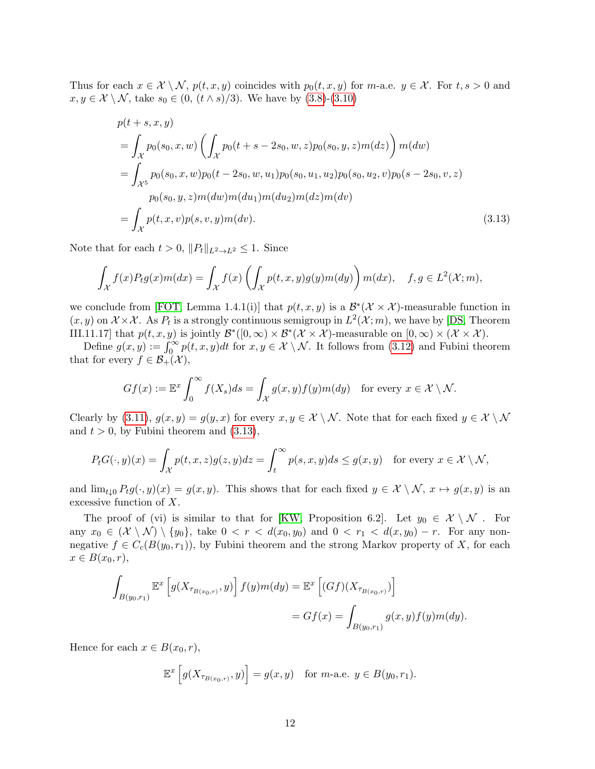Thus for each $x \in \mathcal{X} \setminus \mathcal{N}$, $p(t,x,y)$ coincides with $p_0(t,x,y)$ for $m$-a.e. $y \in \mathcal{X}$. For $t, s > 0$ and $x, y \in \mathcal{X} \setminus \mathcal{N}$, take $s_0 \in (0, (t \wedge s)/3)$. We have by (3.8)-(3.10)

$$
\begin{aligned}
& p(t+s,x,y) \\
&= \int_{\mathcal{X}} p_0(s_0,x,w) \left( \int_{\mathcal{X}} p_0(t+s-2s_0,w,z) p_0(s_0,y,z) m(dz) \right) m(dw) \\
&= \int_{\mathcal{X}^5} p_0(s_0,x,w) p_0(t-2s_0,w,u_1) p_0(s_0,u_1,u_2) p_0(s_0,u_2,v) p_0(s-2s_0,v,z) \\
&\qquad p_0(s_0,y,z) m(dw) m(du_1) m(du_2) m(dz) m(dv) \\
&= \int_{\mathcal{X}} p(t,x,v) p(s,v,y) m(dv).
\end{aligned}
\tag{3.13}
$$

Note that for each $t > 0$, $\|P_t\|_{L^2 \to L^2} \leq 1$. Since

$$
\int_{\mathcal{X}} f(x) P_t g(x) m(dx) = \int_{\mathcal{X}} f(x) \left( \int_{\mathcal{X}} p(t,x,y) g(y) m(dy) \right) m(dx), \quad f, g \in L^2(\mathcal{X}; m),
$$

we conclude from [FOT, Lemma 1.4.1(i)] that $p(t,x,y)$ is a $\mathcal{B}^*(\mathcal{X} \times \mathcal{X})$-measurable function in $(x,y)$ on $\mathcal{X} \times \mathcal{X}$. As $P_t$ is a strongly continuous semigroup in $L^2(\mathcal{X}; m)$, we have by [DS, Theorem III.11.17] that $p(t,x,y)$ is jointly $\mathcal{B}^*([0,\infty) \times \mathcal{B}^*(\mathcal{X} \times \mathcal{X})$-measurable on $[0,\infty) \times (\mathcal{X} \times \mathcal{X})$.

Define $g(x,y) := \int_0^\infty p(t,x,y) dt$ for $x, y \in \mathcal{X} \setminus \mathcal{N}$. It follows from (3.12) and Fubini theorem that for every $f \in \mathcal{B}_+(\mathcal{X})$,

$$
Gf(x) := \mathbb{E}^x \int_0^\infty f(X_s) ds = \int_{\mathcal{X}} g(x,y) f(y) m(dy) \quad \text{for every } x \in \mathcal{X} \setminus \mathcal{N}.
$$

Clearly by (3.11), $g(x,y) = g(y,x)$ for every $x, y \in \mathcal{X} \setminus \mathcal{N}$. Note that for each fixed $y \in \mathcal{X} \setminus \mathcal{N}$ and $t > 0$, by Fubini theorem and (3.13),

$$
P_t G(\cdot, y)(x) = \int_{\mathcal{X}} p(t,x,z) g(z,y) dz = \int_t^\infty p(s,x,y) ds \leq g(x,y) \quad \text{for every } x \in \mathcal{X} \setminus \mathcal{N},
$$

and $\lim_{t \downarrow 0} P_t g(\cdot, y)(x) = g(x,y)$. This shows that for each fixed $y \in \mathcal{X} \setminus \mathcal{N}$, $x \mapsto g(x,y)$ is an excessive function of $X$.

The proof of (vi) is similar to that for [KW, Proposition 6.2]. Let $y_0 \in \mathcal{X} \setminus \mathcal{N}$ . For any $x_0 \in (\mathcal{X} \setminus \mathcal{N}) \setminus \{y_0\}$, take $0 < r < d(x_0, y_0)$ and $0 < r_1 < d(x, y_0) - r$. For any non-negative $f \in C_c(B(y_0, r_1))$, by Fubini theorem and the strong Markov property of $X$, for each $x \in B(x_0, r)$,

$$
\begin{aligned}
\int_{B(y_0,r_1)} \mathbb{E}^x \left[ g(X_{\tau_{B(x_0,r)}}, y) \right] f(y) m(dy) &= \mathbb{E}^x \left[ (Gf)(X_{\tau_{B(x_0,r)}}) \right] \\
&= Gf(x) = \int_{B(y_0,r_1)} g(x,y) f(y) m(dy).
\end{aligned}
$$

Hence for each $x \in B(x_0, r)$,

$$
\mathbb{E}^x \left[ g(X_{\tau_{B(x_0,r)}}, y) \right] = g(x,y) \quad \text{for } m\text{-a.e. } y \in B(y_0, r_1).
$$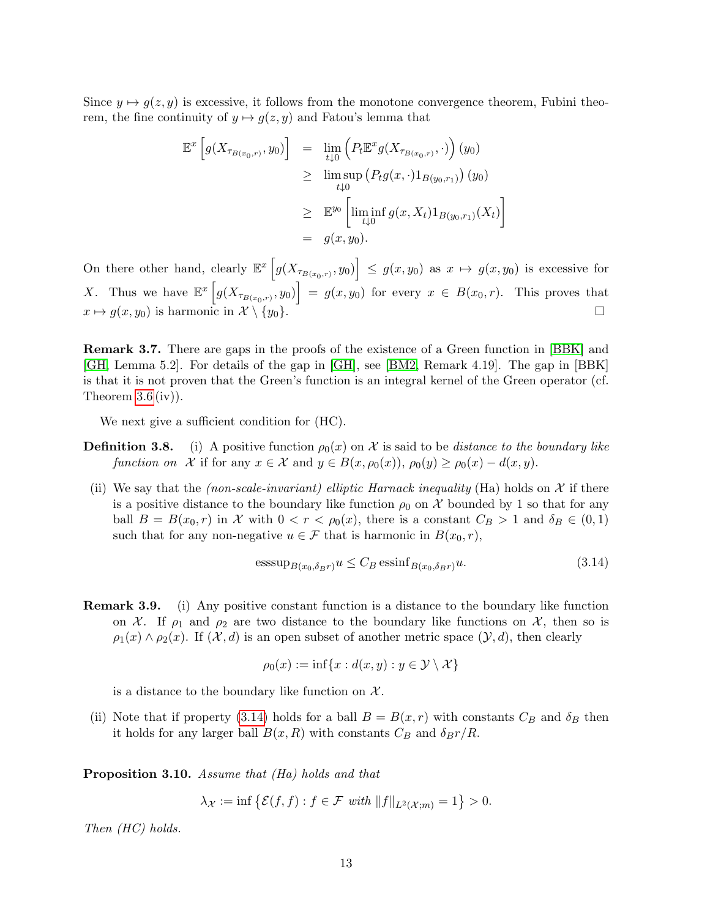Since $y \mapsto g(z,y)$ is excessive, it follows from the monotone convergence theorem, Fubini theorem, the fine continuity of $y \mapsto g(z,y)$ and Fatou's lemma that

$$
\begin{aligned}
\mathbb{E}^x\left[g(X_{\tau_{B(x_0,r)}}, y_0)\right] &= \lim_{t\downarrow 0}\left(P_t\mathbb{E}^x g(X_{\tau_{B(x_0,r)}}, \cdot)\right)(y_0) \\
&\geq \limsup_{t\downarrow 0}\left(P_t g(x,\cdot)1_{B(y_0,r_1)}\right)(y_0) \\
&\geq \mathbb{E}^{y_0}\left[\liminf_{t\downarrow 0} g(x,X_t)1_{B(y_0,r_1)}(X_t)\right] \\
&= g(x,y_0).
\end{aligned}
$$

On there other hand, clearly $\mathbb{E}^x\left[g(X_{\tau_{B(x_0,r)}}, y_0)\right] \leq g(x,y_0)$ as $x \mapsto g(x,y_0)$ is excessive for $X$. Thus we have $\mathbb{E}^x\left[g(X_{\tau_{B(x_0,r)}}, y_0)\right] = g(x,y_0)$ for every $x \in B(x_0,r)$. This proves that $x \mapsto g(x,y_0)$ is harmonic in $\mathcal{X}\setminus\{y_0\}$. $\square$

**Remark 3.7.** There are gaps in the proofs of the existence of a Green function in [BBK] and [GH, Lemma 5.2]. For details of the gap in [GH], see [BM2, Remark 4.19]. The gap in [BBK] is that it is not proven that the Green's function is an integral kernel of the Green operator (cf. Theorem 3.6(iv)).

We next give a sufficient condition for (HC).

**Definition 3.8.** (i) A positive function $\rho_0(x)$ on $\mathcal{X}$ is said to be *distance to the boundary like function on* $\mathcal{X}$ if for any $x \in \mathcal{X}$ and $y \in B(x,\rho_0(x))$, $\rho_0(y) \geq \rho_0(x) - d(x,y)$.

(ii) We say that the *(non-scale-invariant) elliptic Harnack inequality* (Ha) holds on $\mathcal{X}$ if there is a positive distance to the boundary like function $\rho_0$ on $\mathcal{X}$ bounded by 1 so that for any ball $B = B(x_0,r)$ in $\mathcal{X}$ with $0 < r < \rho_0(x)$, there is a constant $C_B > 1$ and $\delta_B \in (0,1)$ such that for any non-negative $u \in \mathcal{F}$ that is harmonic in $B(x_0,r)$,

$$
\operatorname{esssup}_{B(x_0,\delta_B r)} u \leq C_B \operatorname{essinf}_{B(x_0,\delta_B r)} u. \tag{3.14}
$$

**Remark 3.9.** (i) Any positive constant function is a distance to the boundary like function on $\mathcal{X}$. If $\rho_1$ and $\rho_2$ are two distance to the boundary like functions on $\mathcal{X}$, then so is $\rho_1(x) \wedge \rho_2(x)$. If $(\mathcal{X}, d)$ is an open subset of another metric space $(\mathcal{Y}, d)$, then clearly

$$
\rho_0(x) := \inf\{x : d(x,y) : y \in \mathcal{Y}\setminus\mathcal{X}\}
$$

is a distance to the boundary like function on $\mathcal{X}$.

(ii) Note that if property (3.14) holds for a ball $B = B(x,r)$ with constants $C_B$ and $\delta_B$ then it holds for any larger ball $B(x,R)$ with constants $C_B$ and $\delta_B r/R$.

**Proposition 3.10.** *Assume that (Ha) holds and that*

$$
\lambda_{\mathcal{X}} := \inf\left\{\mathcal{E}(f,f) : f \in \mathcal{F} \text{ with } \|f\|_{L^2(\mathcal{X};m)} = 1\right\} > 0.
$$

*Then (HC) holds.*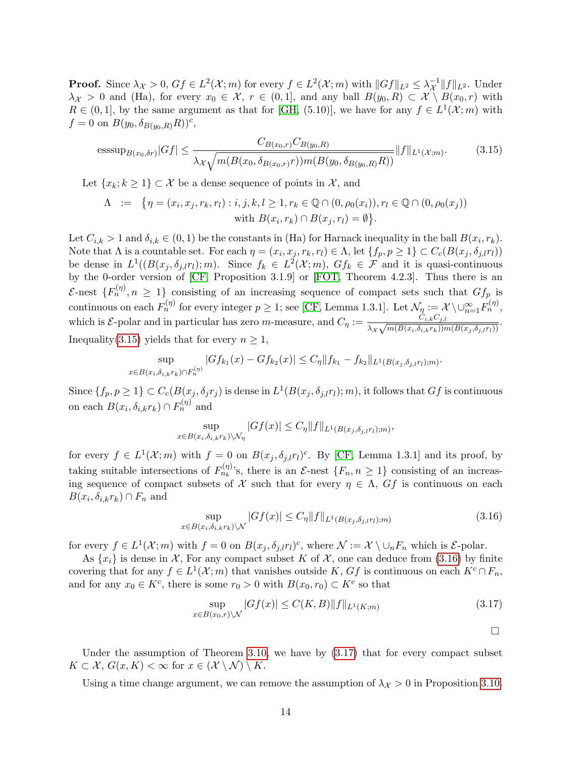**Proof.** Since $\lambda_{\mathcal{X}} > 0$, $Gf \in L^2(\mathcal{X}; m)$ for every $f \in L^2(\mathcal{X}; m)$ with $\|Gf\|_{L^2} \leq \lambda_{\mathcal{X}}^{-1} \|f\|_{L^2}$. Under $\lambda_{\mathcal{X}} > 0$ and (Ha), for every $x_0 \in \mathcal{X}$, $r \in (0, 1]$, and any ball $B(y_0, R) \subset \mathcal{X} \setminus B(x_0, r)$ with $R \in (0, 1]$, by the same argument as that for [GH, (5.10)], we have for any $f \in L^1(\mathcal{X}; m)$ with $f = 0$ on $B(y_0, \delta_{B(y_0,R)} R))^c$,

$$
\text{esssup}_{B(x_0, \delta r)} |Gf| \leq \frac{C_{B(x_0,r)} C_{B(y_0,R)}}{\lambda_{\mathcal{X}} \sqrt{m(B(x_0, \delta_{B(x_0,r)} r)) m(B(y_0, \delta_{B(y_0,R)} R))}} \|f\|_{L^1(\mathcal{X}; m)}. \tag{3.15}
$$

Let $\{x_k; k \geq 1\} \subset \mathcal{X}$ be a dense sequence of points in $\mathcal{X}$, and

$$
\begin{aligned}
\Lambda \ := \ \big\{ \eta = (x_i, x_j, r_k, r_l) : i, j, k, l \geq 1, r_k \in \mathbb{Q} \cap (0, \rho_0(x_i)), r_l \in \mathbb{Q} \cap (0, \rho_0(x_j)) \\
\text{with } B(x_i, r_k) \cap B(x_j, r_l) = \emptyset \big\}.
\end{aligned}
$$

Let $C_{i,k} > 1$ and $\delta_{i,k} \in (0, 1)$ be the constants in (Ha) for Harnack inequality in the ball $B(x_i, r_k)$. Note that $\Lambda$ is a countable set. For each $\eta = (x_i, x_j, r_k, r_l) \in \Lambda$, let $\{f_p, p \geq 1\} \subset C_c(B(x_j, \delta_{j,l} r_l))$ be dense in $L^1((B(x_j, \delta_{j,l} r_l); m)$. Since $f_k \in L^2(\mathcal{X}; m)$, $Gf_k \in \mathcal{F}$ and it is quasi-continuous by the 0-order version of [CF, Proposition 3.1.9] or [FOT, Theorem 4.2.3]. Thus there is an $\mathcal{E}$-nest $\{F_n^{(\eta)}, n \geq 1\}$ consisting of an increasing sequence of compact sets such that $Gf_p$ is continuous on each $F_n^{(\eta)}$ for every integer $p \geq 1$; see [CF, Lemma 1.3.1]. Let $\mathcal{N}_\eta := \mathcal{X} \setminus \cup_{n=1}^\infty F_n^{(\eta)}$, which is $\mathcal{E}$-polar and in particular has zero $m$-measure, and $C_\eta := \frac{C_{i,k} C_{j,l}}{\lambda_{\mathcal{X}} \sqrt{m(B(x_i, \delta_{i,k} r_k)) m(B(x_j, \delta_{j,l} r_l))}}$. Inequality(3.15) yields that for every $n \geq 1$,

$$
\sup_{x \in B(x_i, \delta_{i,k} r_k) \cap F_n^{(\eta)}} |Gf_{k_1}(x) - Gf_{k_2}(x)| \leq C_\eta \|f_{k_1} - f_{k_2}\|_{L^1(B(x_j, \delta_{j,l} r_l); m)}.
$$

Since $\{f_p, p \geq 1\} \subset C_c(B(x_j, \delta_j r_j)$ is dense in $L^1(B(x_j, \delta_{j,l} r_l); m)$, it follows that $Gf$ is continuous on each $B(x_i, \delta_{i,k} r_k) \cap F_n^{(\eta)}$ and

$$
\sup_{x \in B(x_i, \delta_{i,k} r_k) \setminus \mathcal{N}_\eta} |Gf(x)| \leq C_\eta \|f\|_{L^1(B(x_j, \delta_{j,l} r_l); m)},
$$

for every $f \in L^1(\mathcal{X}; m)$ with $f = 0$ on $B(x_j, \delta_{j,l} r_l)^c$. By [CF, Lemma 1.3.1] and its proof, by taking suitable intersections of $F_{n_k}^{(\eta)}$'s, there is an $\mathcal{E}$-nest $\{F_n, n \geq 1\}$ consisting of an increasing sequence of compact subsets of $\mathcal{X}$ such that for every $\eta \in \Lambda$, $Gf$ is continuous on each $B(x_i, \delta_{i,k} r_k) \cap F_n$ and

$$
\sup_{x \in B(x_i, \delta_{i,k} r_k) \setminus \mathcal{N}} |Gf(x)| \leq C_\eta \|f\|_{L^1(B(x_j, \delta_{j,l} r_l); m)} \tag{3.16}
$$

for every $f \in L^1(\mathcal{X}; m)$ with $f = 0$ on $B(x_j, \delta_{j,l} r_l)^c$, where $\mathcal{N} := \mathcal{X} \setminus \cup_n F_n$ which is $\mathcal{E}$-polar.

As $\{x_i\}$ is dense in $\mathcal{X}$, For any compact subset $K$ of $\mathcal{X}$, one can deduce from (3.16) by finite covering that for any $f \in L^1(\mathcal{X}; m)$ that vanishes outside $K$, $Gf$ is continuous on each $K^c \cap F_n$, and for any $x_0 \in K^c$, there is some $r_0 > 0$ with $B(x_0, r_0) \subset K^c$ so that

$$
\sup_{x \in B(x_0, r) \setminus \mathcal{N}} |Gf(x)| \leq C(K, B) \|f\|_{L^1(K; m)} \tag{3.17}
$$

□

Under the assumption of Theorem 3.10, we have by (3.17) that for every compact subset $K \subset \mathcal{X}$, $G(x, K) < \infty$ for $x \in (\mathcal{X} \setminus \mathcal{N}) \setminus K$.

Using a time change argument, we can remove the assumption of $\lambda_{\mathcal{X}} > 0$ in Proposition 3.10.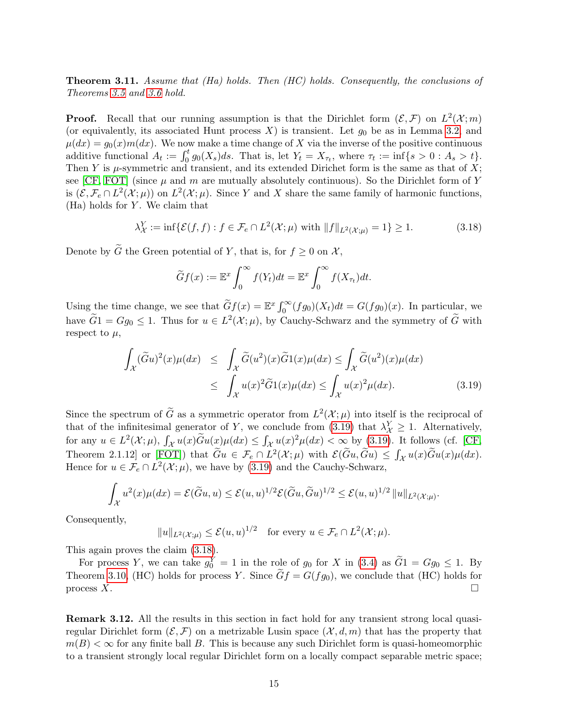**Theorem 3.11.** *Assume that (Ha) holds. Then (HC) holds. Consequently, the conclusions of Theorems 3.5 and 3.6 hold.*

**Proof.** Recall that our running assumption is that the Dirichlet form $(\mathcal{E}, \mathcal{F})$ on $L^2(\mathcal{X}; m)$ (or equivalently, its associated Hunt process $X$) is transient. Let $g_0$ be as in Lemma 3.2 and $\mu(dx) = g_0(x)m(dx)$. We now make a time change of $X$ via the inverse of the positive continuous additive functional $A_t := \int_0^t g_0(X_s)ds$. That is, let $Y_t = X_{\tau_t}$, where $\tau_t := \inf\{s > 0 : A_s > t\}$. Then $Y$ is $\mu$-symmetric and transient, and its extended Dirichet form is the same as that of $X$; see [CF, FOT] (since $\mu$ and $m$ are mutually absolutely continuous). So the Dirichlet form of $Y$ is $(\mathcal{E}, \mathcal{F}_e \cap L^2(\mathcal{X}; \mu))$ on $L^2(\mathcal{X}; \mu)$. Since $Y$ and $X$ share the same family of harmonic functions, (Ha) holds for $Y$. We claim that

$$\lambda_{\mathcal{X}}^Y := \inf\{\mathcal{E}(f, f) : f \in \mathcal{F}_e \cap L^2(\mathcal{X}; \mu) \text{ with } \|f\|_{L^2(\mathcal{X};\mu)} = 1\} \geq 1. \tag{3.18}$$

Denote by $\widetilde{G}$ the Green potential of $Y$, that is, for $f \geq 0$ on $\mathcal{X}$,

$$\widetilde{G}f(x) := \mathbb{E}^x \int_0^\infty f(Y_t)dt = \mathbb{E}^x \int_0^\infty f(X_{\tau_t})dt.$$

Using the time change, we see that $\widetilde{G}f(x) = \mathbb{E}^x \int_0^\infty (fg_0)(X_t)dt = G(fg_0)(x)$. In particular, we have $\widetilde{G}1 = Gg_0 \leq 1$. Thus for $u \in L^2(\mathcal{X}; \mu)$, by Cauchy-Schwarz and the symmetry of $\widetilde{G}$ with respect to $\mu$,

$$\begin{aligned}
\int_{\mathcal{X}} (\widetilde{G}u)^2(x)\mu(dx) &\leq \int_{\mathcal{X}} \widetilde{G}(u^2)(x)\widetilde{G}1(x)\mu(dx) \leq \int_{\mathcal{X}} \widetilde{G}(u^2)(x)\mu(dx) \\
&\leq \int_{\mathcal{X}} u(x)^2\widetilde{G}1(x)\mu(dx) \leq \int_{\mathcal{X}} u(x)^2\mu(dx).
\end{aligned} \tag{3.19}$$

Since the spectrum of $\widetilde{G}$ as a symmetric operator from $L^2(\mathcal{X}; \mu)$ into itself is the reciprocal of that of the infinitesimal generator of $Y$, we conclude from (3.19) that $\lambda_{\mathcal{X}}^Y \geq 1$. Alternatively, for any $u \in L^2(\mathcal{X}; \mu)$, $\int_{\mathcal{X}} u(x)\widetilde{G}u(x)\mu(dx) \leq \int_{\mathcal{X}} u(x)^2\mu(dx) < \infty$ by (3.19). It follows (cf. [CF, Theorem 2.1.12] or [FOT]) that $\widetilde{G}u \in \mathcal{F}_e \cap L^2(\mathcal{X}; \mu)$ with $\mathcal{E}(\widetilde{G}u, \widetilde{G}u) \leq \int_{\mathcal{X}} u(x)\widetilde{G}u(x)\mu(dx)$. Hence for $u \in \mathcal{F}_e \cap L^2(\mathcal{X}; \mu)$, we have by (3.19) and the Cauchy-Schwarz,

$$\int_{\mathcal{X}} u^2(x)\mu(dx) = \mathcal{E}(\widetilde{G}u, u) \leq \mathcal{E}(u, u)^{1/2}\mathcal{E}(\widetilde{G}u, \widetilde{G}u)^{1/2} \leq \mathcal{E}(u, u)^{1/2} \|u\|_{L^2(\mathcal{X};\mu)}.$$

Consequently,

$$\|u\|_{L^2(\mathcal{X};\mu)} \leq \mathcal{E}(u, u)^{1/2} \quad \text{for every } u \in \mathcal{F}_e \cap L^2(\mathcal{X}; \mu).$$

This again proves the claim (3.18).

For process $Y$, we can take $g_0^Y = 1$ in the role of $g_0$ for $X$ in (3.4) as $\widetilde{G}1 = Gg_0 \leq 1$. By Theorem 3.10, (HC) holds for process $Y$. Since $\widetilde{G}f = G(fg_0)$, we conclude that (HC) holds for process $X$. □

**Remark 3.12.** All the results in this section in fact hold for any transient strong local quasi-regular Dirichlet form $(\mathcal{E}, \mathcal{F})$ on a metrizable Lusin space $(\mathcal{X}, d, m)$ that has the property that $m(B) < \infty$ for any finite ball $B$. This is because any such Dirichlet form is quasi-homeomorphic to a transient strongly local regular Dirichlet form on a locally compact separable metric space;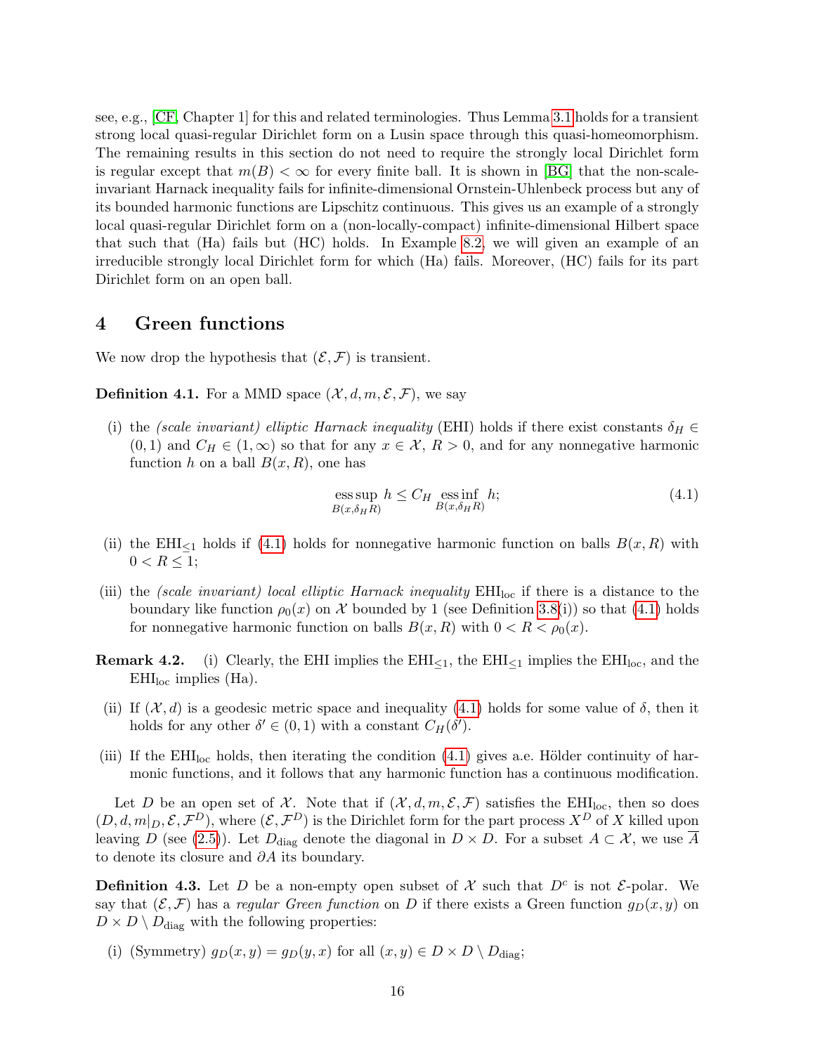see, e.g., [CF, Chapter 1] for this and related terminologies. Thus Lemma 3.1 holds for a transient strong local quasi-regular Dirichlet form on a Lusin space through this quasi-homeomorphism. The remaining results in this section do not need to require the strongly local Dirichlet form is regular except that $m(B) < \infty$ for every finite ball. It is shown in [BG] that the non-scale-invariant Harnack inequality fails for infinite-dimensional Ornstein-Uhlenbeck process but any of its bounded harmonic functions are Lipschitz continuous. This gives us an example of a strongly local quasi-regular Dirichlet form on a (non-locally-compact) infinite-dimensional Hilbert space that such that (Ha) fails but (HC) holds. In Example 8.2, we will given an example of an irreducible strongly local Dirichlet form for which (Ha) fails. Moreover, (HC) fails for its part Dirichlet form on an open ball.

## 4 Green functions

We now drop the hypothesis that $(\mathcal{E}, \mathcal{F})$ is transient.

**Definition 4.1.** For a MMD space $(\mathcal{X}, d, m, \mathcal{E}, \mathcal{F})$, we say

(i) the *(scale invariant) elliptic Harnack inequality* (EHI) holds if there exist constants $\delta_H \in (0,1)$ and $C_H \in (1, \infty)$ so that for any $x \in \mathcal{X}$, $R > 0$, and for any nonnegative harmonic function $h$ on a ball $B(x, R)$, one has

$$\operatorname*{ess\,sup}_{B(x,\delta_H R)} h \le C_H \operatorname*{ess\,inf}_{B(x,\delta_H R)} h; \tag{4.1}$$

(ii) the $\mathrm{EHI}_{\le 1}$ holds if (4.1) holds for nonnegative harmonic function on balls $B(x, R)$ with $0 < R \le 1$;

(iii) the *(scale invariant) local elliptic Harnack inequality* $\mathrm{EHI}_{\mathrm{loc}}$ if there is a distance to the boundary like function $\rho_0(x)$ on $\mathcal{X}$ bounded by 1 (see Definition 3.8(i)) so that (4.1) holds for nonnegative harmonic function on balls $B(x, R)$ with $0 < R < \rho_0(x)$.

**Remark 4.2.** (i) Clearly, the EHI implies the $\mathrm{EHI}_{\le 1}$, the $\mathrm{EHI}_{\le 1}$ implies the $\mathrm{EHI}_{\mathrm{loc}}$, and the $\mathrm{EHI}_{\mathrm{loc}}$ implies (Ha).

(ii) If $(\mathcal{X}, d)$ is a geodesic metric space and inequality (4.1) holds for some value of $\delta$, then it holds for any other $\delta' \in (0,1)$ with a constant $C_H(\delta')$.

(iii) If the $\mathrm{EHI}_{\mathrm{loc}}$ holds, then iterating the condition (4.1) gives a.e. Hölder continuity of harmonic functions, and it follows that any harmonic function has a continuous modification.

Let $D$ be an open set of $\mathcal{X}$. Note that if $(\mathcal{X}, d, m, \mathcal{E}, \mathcal{F})$ satisfies the $\mathrm{EHI}_{\mathrm{loc}}$, then so does $(D, d, m|_D, \mathcal{E}, \mathcal{F}^D)$, where $(\mathcal{E}, \mathcal{F}^D)$ is the Dirichlet form for the part process $X^D$ of $X$ killed upon leaving $D$ (see (2.5)). Let $D_{\mathrm{diag}}$ denote the diagonal in $D \times D$. For a subset $A \subset \mathcal{X}$, we use $\overline{A}$ to denote its closure and $\partial A$ its boundary.

**Definition 4.3.** Let $D$ be a non-empty open subset of $\mathcal{X}$ such that $D^c$ is not $\mathcal{E}$-polar. We say that $(\mathcal{E}, \mathcal{F})$ has a *regular Green function* on $D$ if there exists a Green function $g_D(x, y)$ on $D \times D \setminus D_{\mathrm{diag}}$ with the following properties:

(i) (Symmetry) $g_D(x, y) = g_D(y, x)$ for all $(x, y) \in D \times D \setminus D_{\mathrm{diag}}$;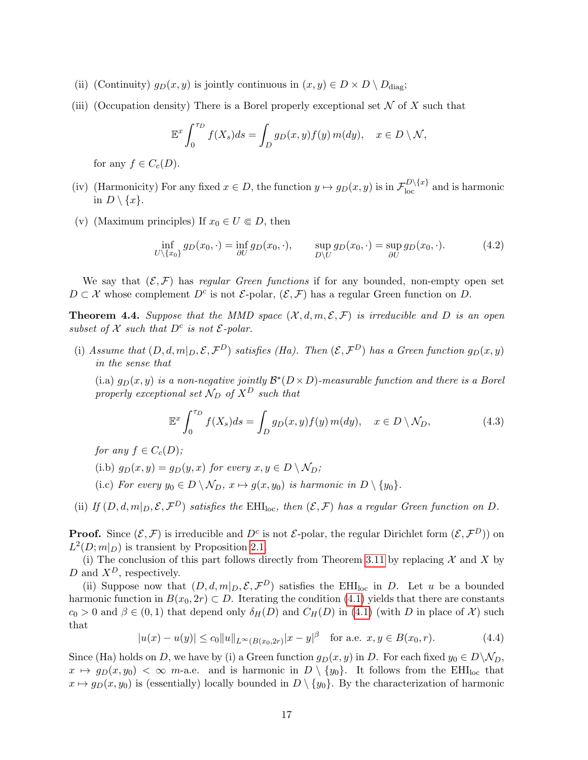(ii) (Continuity) $g_D(x,y)$ is jointly continuous in $(x,y) \in D \times D \setminus D_{\rm diag}$;

(iii) (Occupation density) There is a Borel properly exceptional set $\mathcal{N}$ of $X$ such that

$$\mathbb{E}^x \int_0^{\tau_D} f(X_s)ds = \int_D g_D(x,y) f(y)\, m(dy), \quad x \in D \setminus \mathcal{N},$$

for any $f \in C_c(D)$.

(iv) (Harmonicity) For any fixed $x \in D$, the function $y \mapsto g_D(x,y)$ is in $\mathcal{F}_{\rm loc}^{D\setminus\{x\}}$ and is harmonic in $D \setminus \{x\}$.

(v) (Maximum principles) If $x_0 \in U \Subset D$, then

$$\inf_{U\setminus\{x_0\}} g_D(x_0,\cdot) = \inf_{\partial U} g_D(x_0,\cdot), \qquad \sup_{D\setminus U} g_D(x_0,\cdot) = \sup_{\partial U} g_D(x_0,\cdot). \tag{4.2}$$

We say that $(\mathcal{E},\mathcal{F})$ has *regular Green functions* if for any bounded, non-empty open set $D \subset \mathcal{X}$ whose complement $D^c$ is not $\mathcal{E}$-polar, $(\mathcal{E},\mathcal{F})$ has a regular Green function on $D$.

**Theorem 4.4.** *Suppose that the MMD space $(\mathcal{X}, d, m, \mathcal{E}, \mathcal{F})$ is irreducible and $D$ is an open subset of $\mathcal{X}$ such that $D^c$ is not $\mathcal{E}$-polar.*

(i) *Assume that $(D, d, m|_D, \mathcal{E}, \mathcal{F}^D)$ satisfies (Ha). Then $(\mathcal{E}, \mathcal{F}^D)$ has a Green function $g_D(x,y)$ in the sense that*

(i.a) *$g_D(x,y)$ is a non-negative jointly $\mathcal{B}^*(D\times D)$-measurable function and there is a Borel properly exceptional set $\mathcal{N}_D$ of $X^D$ such that*

$$\mathbb{E}^x \int_0^{\tau_D} f(X_s)ds = \int_D g_D(x,y) f(y)\, m(dy), \quad x \in D \setminus \mathcal{N}_D, \tag{4.3}$$

*for any $f \in C_c(D)$;*

(i.b) *$g_D(x,y) = g_D(y,x)$ for every $x,y \in D \setminus \mathcal{N}_D$;*

(i.c) *For every $y_0 \in D \setminus \mathcal{N}_D$, $x \mapsto g(x,y_0)$ is harmonic in $D \setminus \{y_0\}$.*

(ii) *If $(D, d, m|_D, \mathcal{E}, \mathcal{F}^D)$ satisfies the $\mathrm{EHI_{loc}}$, then $(\mathcal{E},\mathcal{F})$ has a regular Green function on $D$.*

**Proof.** Since $(\mathcal{E},\mathcal{F})$ is irreducible and $D^c$ is not $\mathcal{E}$-polar, the regular Dirichlet form $(\mathcal{E}, \mathcal{F}^D))$ on $L^2(D; m|_D)$ is transient by Proposition 2.1.

(i) The conclusion of this part follows directly from Theorem 3.11 by replacing $\mathcal{X}$ and $X$ by $D$ and $X^D$, respectively.

(ii) Suppose now that $(D, d, m|_D, \mathcal{E}, \mathcal{F}^D)$ satisfies the $\mathrm{EHI_{loc}}$ in $D$. Let $u$ be a bounded harmonic function in $B(x_0, 2r) \subset D$. Iterating the condition (4.1) yields that there are constants $c_0 > 0$ and $\beta \in (0,1)$ that depend only $\delta_H(D)$ and $C_H(D)$ in (4.1) (with $D$ in place of $\mathcal{X}$) such that

$$|u(x) - u(y)| \le c_0 \|u\|_{L^\infty(B(x_0,2r))} |x-y|^\beta \quad \text{for a.e. } x,y \in B(x_0,r). \tag{4.4}$$

Since (Ha) holds on $D$, we have by (i) a Green function $g_D(x,y)$ in $D$. For each fixed $y_0 \in D \setminus \mathcal{N}_D$, $x \mapsto g_D(x,y_0) < \infty$ $m$-a.e. and is harmonic in $D \setminus \{y_0\}$. It follows from the $\mathrm{EHI_{loc}}$ that $x \mapsto g_D(x,y_0)$ is (essentially) locally bounded in $D \setminus \{y_0\}$. By the characterization of harmonic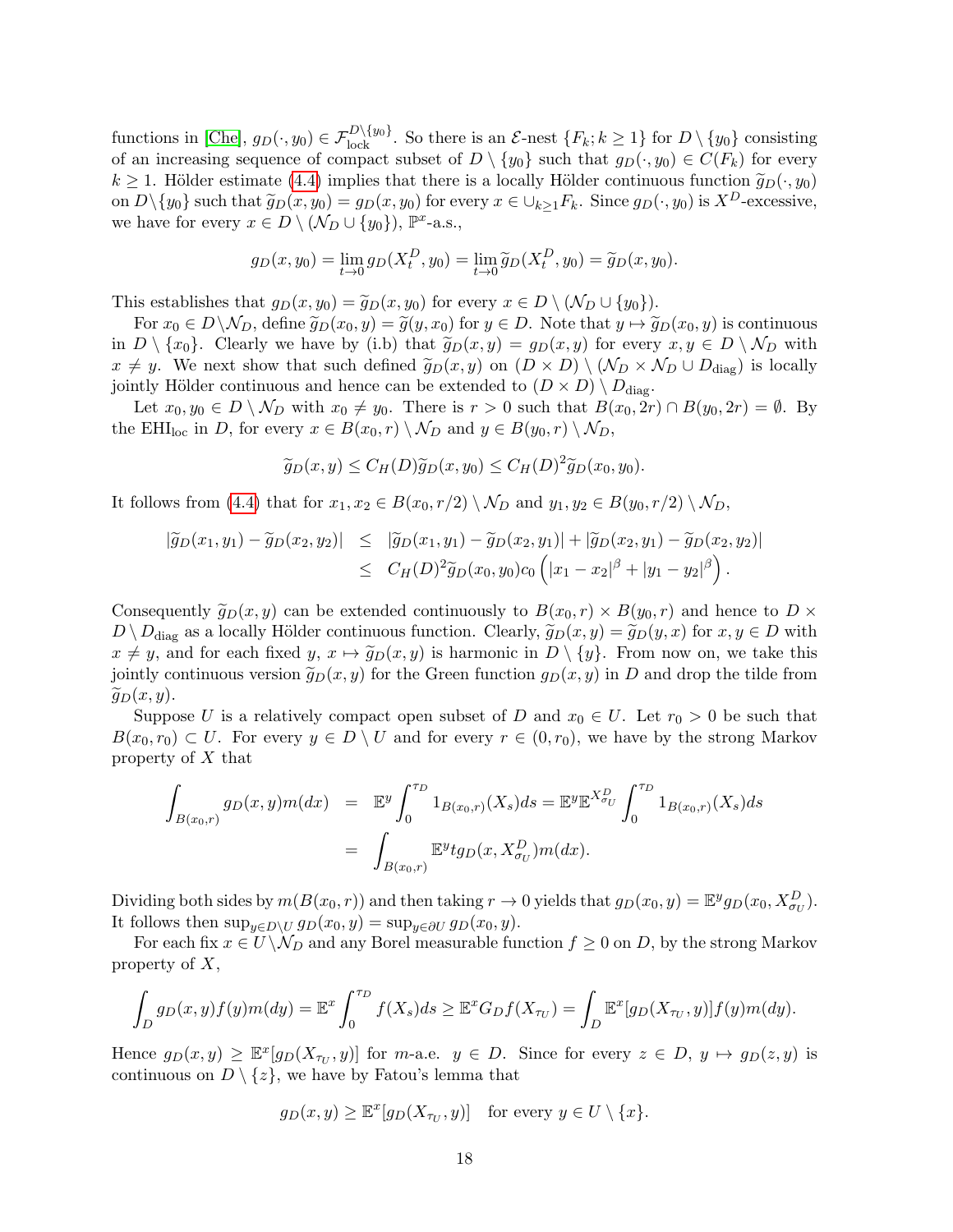functions in [Che], $g_D(\cdot, y_0) \in \mathcal{F}^{D\setminus\{y_0\}}_{\text{lock}}$. So there is an $\mathcal{E}$-nest $\{F_k; k \geq 1\}$ for $D \setminus \{y_0\}$ consisting of an increasing sequence of compact subset of $D \setminus \{y_0\}$ such that $g_D(\cdot, y_0) \in C(F_k)$ for every $k \geq 1$. Hölder estimate (4.4) implies that there is a locally Hölder continuous function $\widetilde{g}_D(\cdot, y_0)$ on $D\setminus\{y_0\}$ such that $\widetilde{g}_D(x, y_0) = g_D(x, y_0)$ for every $x \in \cup_{k\geq 1} F_k$. Since $g_D(\cdot, y_0)$ is $X^D$-excessive, we have for every $x \in D \setminus (\mathcal{N}_D \cup \{y_0\})$, $\mathbb{P}^x$-a.s.,

$$g_D(x, y_0) = \lim_{t\to 0} g_D(X^D_t, y_0) = \lim_{t\to 0} \widetilde{g}_D(X^D_t, y_0) = \widetilde{g}_D(x, y_0).$$

This establishes that $g_D(x, y_0) = \widetilde{g}_D(x, y_0)$ for every $x \in D \setminus (\mathcal{N}_D \cup \{y_0\})$.

For $x_0 \in D\setminus\mathcal{N}_D$, define $\widetilde{g}_D(x_0, y) = \widetilde{g}(y, x_0)$ for $y \in D$. Note that $y \mapsto \widetilde{g}_D(x_0, y)$ is continuous in $D \setminus \{x_0\}$. Clearly we have by (i.b) that $\widetilde{g}_D(x, y) = g_D(x, y)$ for every $x, y \in D \setminus \mathcal{N}_D$ with $x \neq y$. We next show that such defined $\widetilde{g}_D(x, y)$ on $(D \times D) \setminus (\mathcal{N}_D \times \mathcal{N}_D \cup D_{\text{diag}})$ is locally jointly Hölder continuous and hence can be extended to $(D \times D) \setminus D_{\text{diag}}$.

Let $x_0, y_0 \in D \setminus \mathcal{N}_D$ with $x_0 \neq y_0$. There is $r > 0$ such that $B(x_0, 2r) \cap B(y_0, 2r) = \emptyset$. By the EHI$_{\text{loc}}$ in $D$, for every $x \in B(x_0, r) \setminus \mathcal{N}_D$ and $y \in B(y_0, r) \setminus \mathcal{N}_D$,

$$\widetilde{g}_D(x, y) \leq C_H(D)\widetilde{g}_D(x, y_0) \leq C_H(D)^2\widetilde{g}_D(x_0, y_0).$$

It follows from (4.4) that for $x_1, x_2 \in B(x_0, r/2) \setminus \mathcal{N}_D$ and $y_1, y_2 \in B(y_0, r/2) \setminus \mathcal{N}_D$,

$$\begin{aligned}
|\widetilde{g}_D(x_1, y_1) - \widetilde{g}_D(x_2, y_2)| &\leq |\widetilde{g}_D(x_1, y_1) - \widetilde{g}_D(x_2, y_1)| + |\widetilde{g}_D(x_2, y_1) - \widetilde{g}_D(x_2, y_2)| \\
&\leq C_H(D)^2\widetilde{g}_D(x_0, y_0)c_0\left(|x_1 - x_2|^\beta + |y_1 - y_2|^\beta\right).
\end{aligned}$$

Consequently $\widetilde{g}_D(x, y)$ can be extended continuously to $B(x_0, r) \times B(y_0, r)$ and hence to $D \times D \setminus D_{\text{diag}}$ as a locally Hölder continuous function. Clearly, $\widetilde{g}_D(x, y) = \widetilde{g}_D(y, x)$ for $x, y \in D$ with $x \neq y$, and for each fixed $y$, $x \mapsto \widetilde{g}_D(x, y)$ is harmonic in $D \setminus \{y\}$. From now on, we take this jointly continuous version $\widetilde{g}_D(x, y)$ for the Green function $g_D(x, y)$ in $D$ and drop the tilde from $\widetilde{g}_D(x, y)$.

Suppose $U$ is a relatively compact open subset of $D$ and $x_0 \in U$. Let $r_0 > 0$ be such that $B(x_0, r_0) \subset U$. For every $y \in D \setminus U$ and for every $r \in (0, r_0)$, we have by the strong Markov property of $X$ that

$$\begin{aligned}
\int_{B(x_0,r)} g_D(x, y)m(dx) &= \mathbb{E}^y \int_0^{\tau_D} 1_{B(x_0,r)}(X_s)ds = \mathbb{E}^y\mathbb{E}^{X^D_{\sigma_U}} \int_0^{\tau_D} 1_{B(x_0,r)}(X_s)ds \\
&= \int_{B(x_0,r)} \mathbb{E}^y t g_D(x, X^D_{\sigma_U})m(dx).
\end{aligned}$$

Dividing both sides by $m(B(x_0, r))$ and then taking $r \to 0$ yields that $g_D(x_0, y) = \mathbb{E}^y g_D(x_0, X^D_{\sigma_U})$. It follows then $\sup_{y\in D\setminus U} g_D(x_0, y) = \sup_{y\in\partial U} g_D(x_0, y)$.

For each fix $x \in U\setminus\mathcal{N}_D$ and any Borel measurable function $f \geq 0$ on $D$, by the strong Markov property of $X$,

$$\int_D g_D(x, y)f(y)m(dy) = \mathbb{E}^x \int_0^{\tau_D} f(X_s)ds \geq \mathbb{E}^x G_D f(X_{\tau_U}) = \int_D \mathbb{E}^x[g_D(X_{\tau_U}, y)]f(y)m(dy).$$

Hence $g_D(x, y) \geq \mathbb{E}^x[g_D(X_{\tau_U}, y)]$ for $m$-a.e. $y \in D$. Since for every $z \in D$, $y \mapsto g_D(z, y)$ is continuous on $D \setminus \{z\}$, we have by Fatou's lemma that

$$g_D(x, y) \geq \mathbb{E}^x[g_D(X_{\tau_U}, y)] \quad \text{for every } y \in U \setminus \{x\}.$$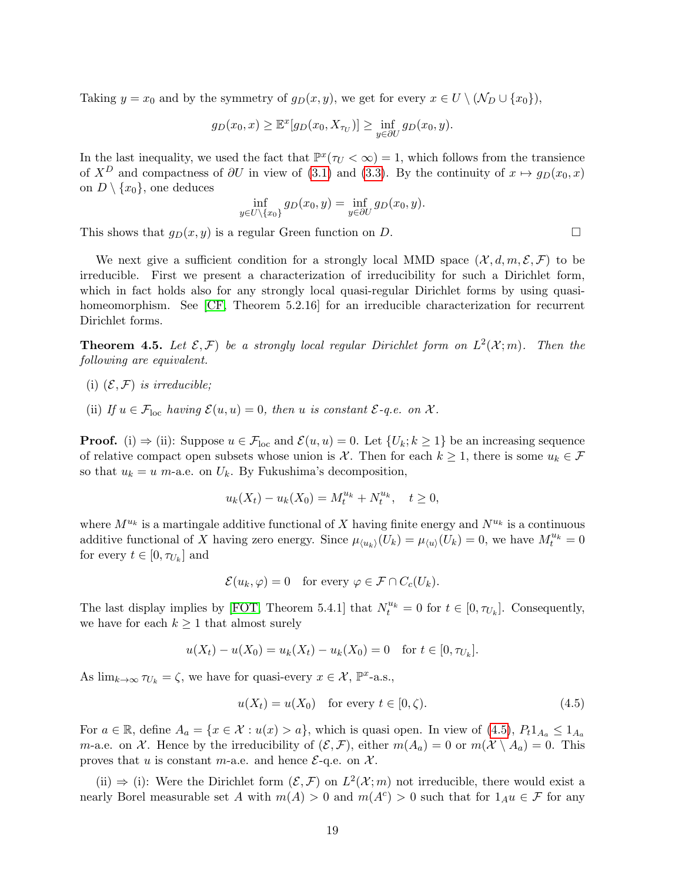Taking $y = x_0$ and by the symmetry of $g_D(x,y)$, we get for every $x \in U \setminus (\mathcal{N}_D \cup \{x_0\})$,

$$g_D(x_0, x) \geq \mathbb{E}^x[g_D(x_0, X_{\tau_U})] \geq \inf_{y \in \partial U} g_D(x_0, y).$$

In the last inequality, we used the fact that $\mathbb{P}^x(\tau_U < \infty) = 1$, which follows from the transience of $X^D$ and compactness of $\partial U$ in view of (3.1) and (3.3). By the continuity of $x \mapsto g_D(x_0, x)$ on $D \setminus \{x_0\}$, one deduces

$$\inf_{y \in U \setminus \{x_0\}} g_D(x_0, y) = \inf_{y \in \partial U} g_D(x_0, y).$$

This shows that $g_D(x,y)$ is a regular Green function on $D$. □

We next give a sufficient condition for a strongly local MMD space $(\mathcal{X}, d, m, \mathcal{E}, \mathcal{F})$ to be irreducible. First we present a characterization of irreducibility for such a Dirichlet form, which in fact holds also for any strongly local quasi-regular Dirichlet forms by using quasi-homeomorphism. See [CF, Theorem 5.2.16] for an irreducible characterization for recurrent Dirichlet forms.

**Theorem 4.5.** *Let $\mathcal{E}, \mathcal{F})$ be a strongly local regular Dirichlet form on $L^2(\mathcal{X}; m)$. Then the following are equivalent.*

(i) *$(\mathcal{E}, \mathcal{F})$ is irreducible;*

(ii) *If $u \in \mathcal{F}_{\rm loc}$ having $\mathcal{E}(u,u) = 0$, then $u$ is constant $\mathcal{E}$-q.e. on $\mathcal{X}$.*

**Proof.** (i) ⇒ (ii): Suppose $u \in \mathcal{F}_{\rm loc}$ and $\mathcal{E}(u,u) = 0$. Let $\{U_k; k \geq 1\}$ be an increasing sequence of relative compact open subsets whose union is $\mathcal{X}$. Then for each $k \geq 1$, there is some $u_k \in \mathcal{F}$ so that $u_k = u$ $m$-a.e. on $U_k$. By Fukushima's decomposition,

$$u_k(X_t) - u_k(X_0) = M_t^{u_k} + N_t^{u_k}, \quad t \geq 0,$$

where $M^{u_k}$ is a martingale additive functional of $X$ having finite energy and $N^{u_k}$ is a continuous additive functional of $X$ having zero energy. Since $\mu_{\langle u_k \rangle}(U_k) = \mu_{\langle u \rangle}(U_k) = 0$, we have $M_t^{u_k} = 0$ for every $t \in [0, \tau_{U_k}]$ and

$$\mathcal{E}(u_k, \varphi) = 0 \quad \text{for every } \varphi \in \mathcal{F} \cap C_c(U_k).$$

The last display implies by [FOT, Theorem 5.4.1] that $N_t^{u_k} = 0$ for $t \in [0, \tau_{U_k}]$. Consequently, we have for each $k \geq 1$ that almost surely

$$u(X_t) - u(X_0) = u_k(X_t) - u_k(X_0) = 0 \quad \text{for } t \in [0, \tau_{U_k}].$$

As $\lim_{k \to \infty} \tau_{U_k} = \zeta$, we have for quasi-every $x \in \mathcal{X}$, $\mathbb{P}^x$-a.s.,

$$u(X_t) = u(X_0) \quad \text{for every } t \in [0, \zeta). \tag{4.5}$$

For $a \in \mathbb{R}$, define $A_a = \{x \in \mathcal{X} : u(x) > a\}$, which is quasi open. In view of (4.5), $P_t 1_{A_a} \leq 1_{A_a}$ $m$-a.e. on $\mathcal{X}$. Hence by the irreducibility of $(\mathcal{E}, \mathcal{F})$, either $m(A_a) = 0$ or $m(\mathcal{X} \setminus A_a) = 0$. This proves that $u$ is constant $m$-a.e. and hence $\mathcal{E}$-q.e. on $\mathcal{X}$.

(ii) ⇒ (i): Were the Dirichlet form $(\mathcal{E}, \mathcal{F})$ on $L^2(\mathcal{X}; m)$ not irreducible, there would exist a nearly Borel measurable set $A$ with $m(A) > 0$ and $m(A^c) > 0$ such that for $1_A u \in \mathcal{F}$ for any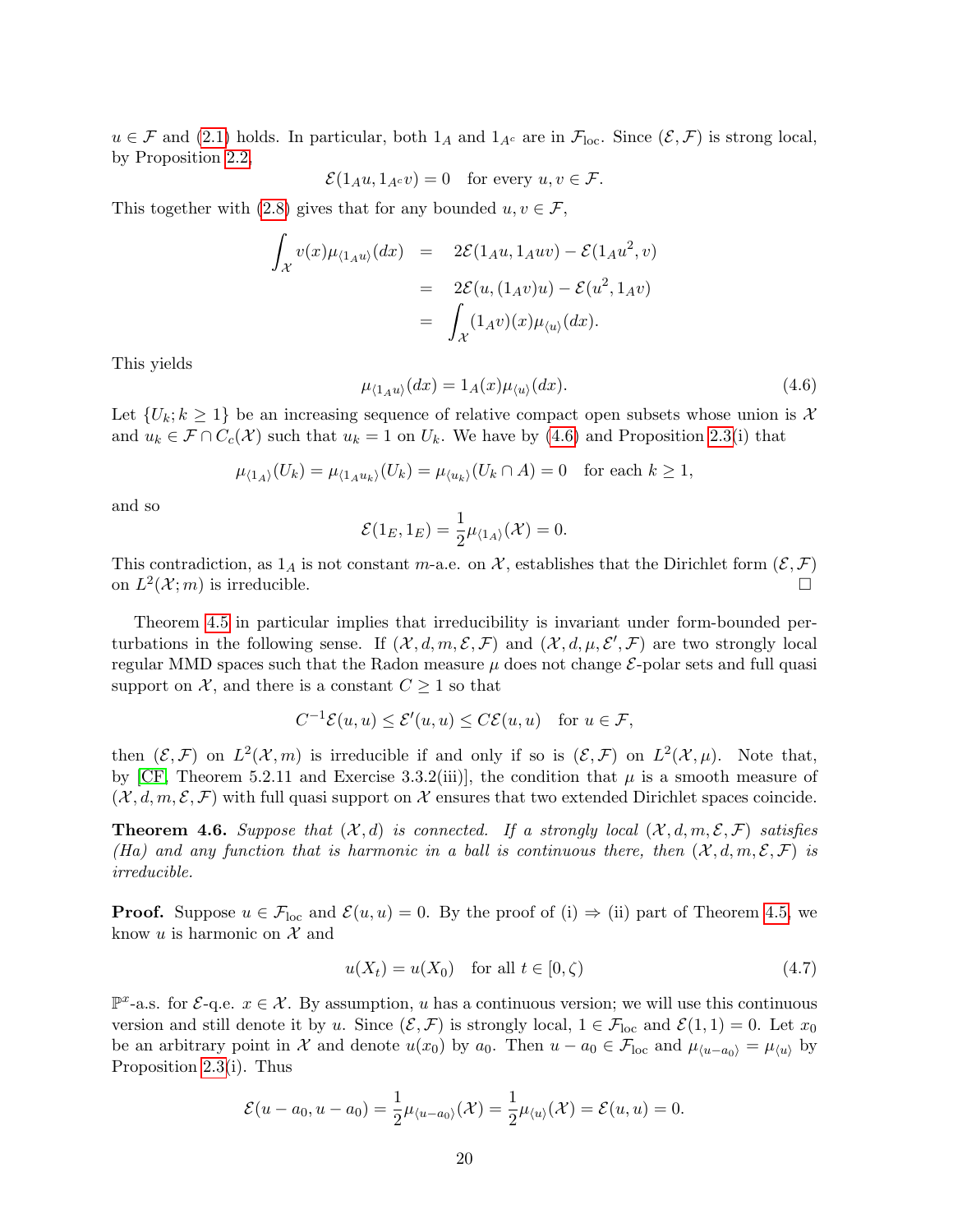$u \in \mathcal{F}$ and (2.1) holds. In particular, both $1_A$ and $1_{A^c}$ are in $\mathcal{F}_{\rm loc}$. Since $(\mathcal{E}, \mathcal{F})$ is strong local, by Proposition 2.2,

$$\mathcal{E}(1_A u, 1_{A^c} v) = 0 \quad \text{for every } u, v \in \mathcal{F}.$$

This together with (2.8) gives that for any bounded $u, v \in \mathcal{F}$,

$$\begin{aligned}
\int_{\mathcal{X}} v(x) \mu_{\langle 1_A u \rangle}(dx) &= 2\mathcal{E}(1_A u, 1_A uv) - \mathcal{E}(1_A u^2, v) \\
&= 2\mathcal{E}(u, (1_A v) u) - \mathcal{E}(u^2, 1_A v) \\
&= \int_{\mathcal{X}} (1_A v)(x) \mu_{\langle u \rangle}(dx).
\end{aligned}$$

This yields

$$\mu_{\langle 1_A u \rangle}(dx) = 1_A(x) \mu_{\langle u \rangle}(dx). \tag{4.6}$$

Let $\{U_k; k \geq 1\}$ be an increasing sequence of relative compact open subsets whose union is $\mathcal{X}$ and $u_k \in \mathcal{F} \cap C_c(\mathcal{X})$ such that $u_k = 1$ on $U_k$. We have by (4.6) and Proposition 2.3(i) that

$$\mu_{\langle 1_A \rangle}(U_k) = \mu_{\langle 1_A u_k \rangle}(U_k) = \mu_{\langle u_k \rangle}(U_k \cap A) = 0 \quad \text{for each } k \geq 1,$$

and so

$$\mathcal{E}(1_E, 1_E) = \frac{1}{2} \mu_{\langle 1_A \rangle}(\mathcal{X}) = 0.$$

This contradiction, as $1_A$ is not constant $m$-a.e. on $\mathcal{X}$, establishes that the Dirichlet form $(\mathcal{E}, \mathcal{F})$ on $L^2(\mathcal{X}; m)$ is irreducible. $\square$

Theorem 4.5 in particular implies that irreducibility is invariant under form-bounded perturbations in the following sense. If $(\mathcal{X}, d, m, \mathcal{E}, \mathcal{F})$ and $(\mathcal{X}, d, \mu, \mathcal{E}', \mathcal{F})$ are two strongly local regular MMD spaces such that the Radon measure $\mu$ does not change $\mathcal{E}$-polar sets and full quasi support on $\mathcal{X}$, and there is a constant $C \geq 1$ so that

$$C^{-1} \mathcal{E}(u, u) \leq \mathcal{E}'(u, u) \leq C \mathcal{E}(u, u) \quad \text{for } u \in \mathcal{F},$$

then $(\mathcal{E}, \mathcal{F})$ on $L^2(\mathcal{X}, m)$ is irreducible if and only if so is $(\mathcal{E}, \mathcal{F})$ on $L^2(\mathcal{X}, \mu)$. Note that, by [CF, Theorem 5.2.11 and Exercise 3.3.2(iii)], the condition that $\mu$ is a smooth measure of $(\mathcal{X}, d, m, \mathcal{E}, \mathcal{F})$ with full quasi support on $\mathcal{X}$ ensures that two extended Dirichlet spaces coincide.

**Theorem 4.6.** *Suppose that $(\mathcal{X}, d)$ is connected. If a strongly local $(\mathcal{X}, d, m, \mathcal{E}, \mathcal{F})$ satisfies (Ha) and any function that is harmonic in a ball is continuous there, then $(\mathcal{X}, d, m, \mathcal{E}, \mathcal{F})$ is irreducible.*

**Proof.** Suppose $u \in \mathcal{F}_{\rm loc}$ and $\mathcal{E}(u, u) = 0$. By the proof of (i) $\Rightarrow$ (ii) part of Theorem 4.5, we know $u$ is harmonic on $\mathcal{X}$ and

$$u(X_t) = u(X_0) \quad \text{for all } t \in [0, \zeta) \tag{4.7}$$

$\mathbb{P}^x$-a.s. for $\mathcal{E}$-q.e. $x \in \mathcal{X}$. By assumption, $u$ has a continuous version; we will use this continuous version and still denote it by $u$. Since $(\mathcal{E}, \mathcal{F})$ is strongly local, $1 \in \mathcal{F}_{\rm loc}$ and $\mathcal{E}(1, 1) = 0$. Let $x_0$ be an arbitrary point in $\mathcal{X}$ and denote $u(x_0)$ by $a_0$. Then $u - a_0 \in \mathcal{F}_{\rm loc}$ and $\mu_{\langle u - a_0 \rangle} = \mu_{\langle u \rangle}$ by Proposition 2.3(i). Thus

$$\mathcal{E}(u - a_0, u - a_0) = \frac{1}{2} \mu_{\langle u - a_0 \rangle}(\mathcal{X}) = \frac{1}{2} \mu_{\langle u \rangle}(\mathcal{X}) = \mathcal{E}(u, u) = 0.$$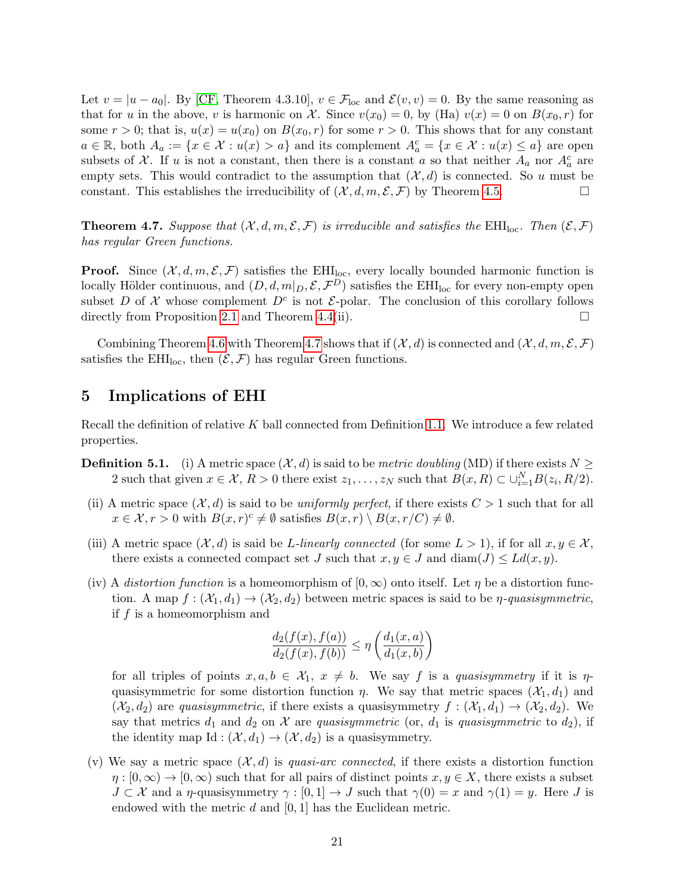Let $v = |u - a_0|$. By [CF, Theorem 4.3.10], $v \in \mathcal{F}_{\rm loc}$ and $\mathcal{E}(v, v) = 0$. By the same reasoning as that for $u$ in the above, $v$ is harmonic on $\mathcal{X}$. Since $v(x_0) = 0$, by (Ha) $v(x) = 0$ on $B(x_0, r)$ for some $r > 0$; that is, $u(x) = u(x_0)$ on $B(x_0, r)$ for some $r > 0$. This shows that for any constant $a \in \mathbb{R}$, both $A_a := \{x \in \mathcal{X} : u(x) > a\}$ and its complement $A_a^c = \{x \in \mathcal{X} : u(x) \le a\}$ are open subsets of $\mathcal{X}$. If $u$ is not a constant, then there is a constant $a$ so that neither $A_a$ nor $A_a^c$ are empty sets. This would contradict to the assumption that $(\mathcal{X}, d)$ is connected. So $u$ must be constant. This establishes the irreducibility of $(\mathcal{X}, d, m, \mathcal{E}, \mathcal{F})$ by Theorem 4.5. □

**Theorem 4.7.** *Suppose that $(\mathcal{X}, d, m, \mathcal{E}, \mathcal{F})$ is irreducible and satisfies the $\mathrm{EHI}_{\rm loc}$. Then $(\mathcal{E}, \mathcal{F})$ has regular Green functions.*

**Proof.** Since $(\mathcal{X}, d, m, \mathcal{E}, \mathcal{F})$ satisfies the $\mathrm{EHI}_{\rm loc}$, every locally bounded harmonic function is locally Hölder continuous, and $(D, d, m|_D, \mathcal{E}, \mathcal{F}^D)$ satisfies the $\mathrm{EHI}_{\rm loc}$ for every non-empty open subset $D$ of $\mathcal{X}$ whose complement $D^c$ is not $\mathcal{E}$-polar. The conclusion of this corollary follows directly from Proposition 2.1 and Theorem 4.4(ii). □

Combining Theorem 4.6 with Theorem 4.7 shows that if $(\mathcal{X}, d)$ is connected and $(\mathcal{X}, d, m, \mathcal{E}, \mathcal{F})$ satisfies the $\mathrm{EHI}_{\rm loc}$, then $(\mathcal{E}, \mathcal{F})$ has regular Green functions.

# 5 Implications of EHI

Recall the definition of relative $K$ ball connected from Definition 1.1. We introduce a few related properties.

**Definition 5.1.** (i) A metric space $(\mathcal{X}, d)$ is said to be *metric doubling* (MD) if there exists $N \ge 2$ such that given $x \in \mathcal{X}$, $R > 0$ there exist $z_1, \dots, z_N$ such that $B(x, R) \subset \cup_{i=1}^N B(z_i, R/2)$.

(ii) A metric space $(\mathcal{X}, d)$ is said to be *uniformly perfect*, if there exists $C > 1$ such that for all $x \in \mathcal{X}, r > 0$ with $B(x, r)^c \neq \emptyset$ satisfies $B(x, r) \setminus B(x, r/C) \neq \emptyset$.

(iii) A metric space $(\mathcal{X}, d)$ is said be *$L$-linearly connected* (for some $L > 1$), if for all $x, y \in \mathcal{X}$, there exists a connected compact set $J$ such that $x, y \in J$ and $\mathrm{diam}(J) \le L d(x, y)$.

(iv) A *distortion function* is a homeomorphism of $[0, \infty)$ onto itself. Let $\eta$ be a distortion function. A map $f : (\mathcal{X}_1, d_1) \to (\mathcal{X}_2, d_2)$ between metric spaces is said to be *$\eta$-quasisymmetric*, if $f$ is a homeomorphism and

$$\frac{d_2(f(x), f(a))}{d_2(f(x), f(b))} \le \eta\left(\frac{d_1(x, a)}{d_1(x, b)}\right)$$

for all triples of points $x, a, b \in \mathcal{X}_1$, $x \neq b$. We say $f$ is a *quasisymmetry* if it is $\eta$-quasisymmetric for some distortion function $\eta$. We say that metric spaces $(\mathcal{X}_1, d_1)$ and $(\mathcal{X}_2, d_2)$ are *quasisymmetric*, if there exists a quasisymmetry $f : (\mathcal{X}_1, d_1) \to (\mathcal{X}_2, d_2)$. We say that metrics $d_1$ and $d_2$ on $\mathcal{X}$ are *quasisymmetric* (or, $d_1$ is *quasisymmetric* to $d_2$), if the identity map $\mathrm{Id} : (\mathcal{X}, d_1) \to (\mathcal{X}, d_2)$ is a quasisymmetry.

(v) We say a metric space $(\mathcal{X}, d)$ is *quasi-arc connected*, if there exists a distortion function $\eta : [0, \infty) \to [0, \infty)$ such that for all pairs of distinct points $x, y \in X$, there exists a subset $J \subset \mathcal{X}$ and a $\eta$-quasisymmetry $\gamma : [0, 1] \to J$ such that $\gamma(0) = x$ and $\gamma(1) = y$. Here $J$ is endowed with the metric $d$ and $[0, 1]$ has the Euclidean metric.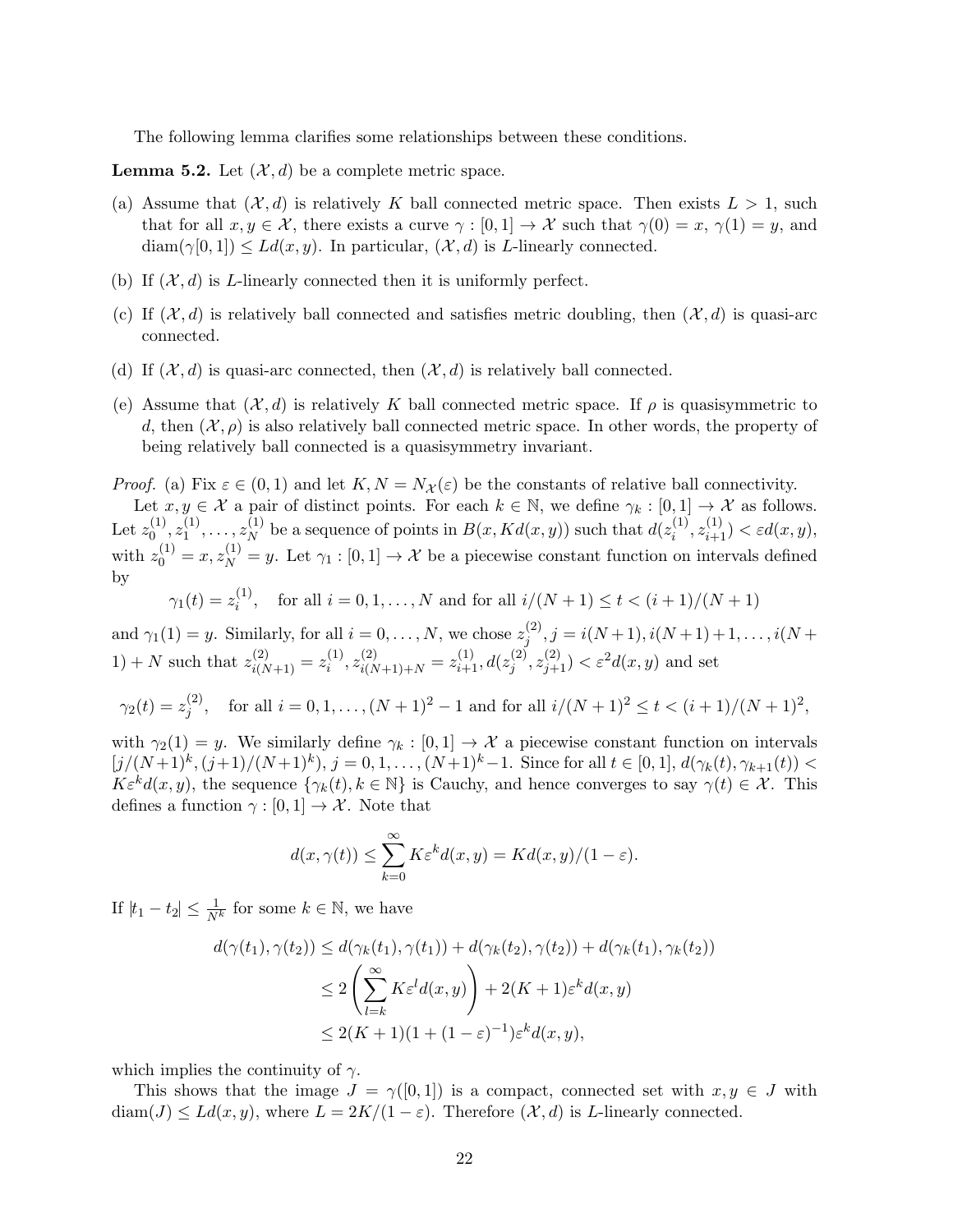The following lemma clarifies some relationships between these conditions.

**Lemma 5.2.** Let $(\mathcal{X}, d)$ be a complete metric space.

(a) Assume that $(\mathcal{X}, d)$ is relatively $K$ ball connected metric space. Then exists $L > 1$, such that for all $x, y \in \mathcal{X}$, there exists a curve $\gamma : [0,1] \to \mathcal{X}$ such that $\gamma(0) = x$, $\gamma(1) = y$, and $\operatorname{diam}(\gamma[0,1]) \leq L d(x,y)$. In particular, $(\mathcal{X}, d)$ is $L$-linearly connected.

(b) If $(\mathcal{X}, d)$ is $L$-linearly connected then it is uniformly perfect.

(c) If $(\mathcal{X}, d)$ is relatively ball connected and satisfies metric doubling, then $(\mathcal{X}, d)$ is quasi-arc connected.

(d) If $(\mathcal{X}, d)$ is quasi-arc connected, then $(\mathcal{X}, d)$ is relatively ball connected.

(e) Assume that $(\mathcal{X}, d)$ is relatively $K$ ball connected metric space. If $\rho$ is quasisymmetric to $d$, then $(\mathcal{X}, \rho)$ is also relatively ball connected metric space. In other words, the property of being relatively ball connected is a quasisymmetry invariant.

*Proof.* (a) Fix $\varepsilon \in (0,1)$ and let $K, N = N_{\mathcal{X}}(\varepsilon)$ be the constants of relative ball connectivity.

Let $x, y \in \mathcal{X}$ a pair of distinct points. For each $k \in \mathbb{N}$, we define $\gamma_k : [0,1] \to \mathcal{X}$ as follows. Let $z_0^{(1)}, z_1^{(1)}, \ldots, z_N^{(1)}$ be a sequence of points in $B(x, Kd(x,y))$ such that $d(z_i^{(1)}, z_{i+1}^{(1)}) < \varepsilon d(x,y)$, with $z_0^{(1)} = x, z_N^{(1)} = y$. Let $\gamma_1 : [0,1] \to \mathcal{X}$ be a piecewise constant function on intervals defined by

$$\gamma_1(t) = z_i^{(1)}, \quad \text{for all } i = 0, 1, \ldots, N \text{ and for all } i/(N+1) \leq t < (i+1)/(N+1)$$

and $\gamma_1(1) = y$. Similarly, for all $i = 0, \ldots, N$, we chose $z_j^{(2)}, j = i(N+1), i(N+1)+1, \ldots, i(N+1)+N$ such that $z_{i(N+1)}^{(2)} = z_i^{(1)}, z_{i(N+1)+N}^{(2)} = z_{i+1}^{(1)}, d(z_j^{(2)}, z_{j+1}^{(2)}) < \varepsilon^2 d(x,y)$ and set

$$\gamma_2(t) = z_j^{(2)}, \quad \text{for all } i = 0, 1, \ldots, (N+1)^2 - 1 \text{ and for all } i/(N+1)^2 \leq t < (i+1)/(N+1)^2,$$

with $\gamma_2(1) = y$. We similarly define $\gamma_k : [0,1] \to \mathcal{X}$ a piecewise constant function on intervals $[j/(N+1)^k, (j+1)/(N+1)^k)$, $j = 0, 1, \ldots, (N+1)^k - 1$. Since for all $t \in [0,1]$, $d(\gamma_k(t), \gamma_{k+1}(t)) < K\varepsilon^k d(x,y)$, the sequence $\{\gamma_k(t), k \in \mathbb{N}\}$ is Cauchy, and hence converges to say $\gamma(t) \in \mathcal{X}$. This defines a function $\gamma : [0,1] \to \mathcal{X}$. Note that

$$d(x, \gamma(t)) \leq \sum_{k=0}^{\infty} K\varepsilon^k d(x,y) = Kd(x,y)/(1-\varepsilon).$$

If $|t_1 - t_2| \leq \frac{1}{N^k}$ for some $k \in \mathbb{N}$, we have

$$\begin{aligned}
d(\gamma(t_1), \gamma(t_2)) &\leq d(\gamma_k(t_1), \gamma(t_1)) + d(\gamma_k(t_2), \gamma(t_2)) + d(\gamma_k(t_1), \gamma_k(t_2)) \\
&\leq 2\left(\sum_{l=k}^{\infty} K\varepsilon^l d(x,y)\right) + 2(K+1)\varepsilon^k d(x,y) \\
&\leq 2(K+1)(1 + (1-\varepsilon)^{-1})\varepsilon^k d(x,y),
\end{aligned}$$

which implies the continuity of $\gamma$.

This shows that the image $J = \gamma([0,1])$ is a compact, connected set with $x, y \in J$ with $\operatorname{diam}(J) \leq Ld(x,y)$, where $L = 2K/(1-\varepsilon)$. Therefore $(\mathcal{X}, d)$ is $L$-linearly connected.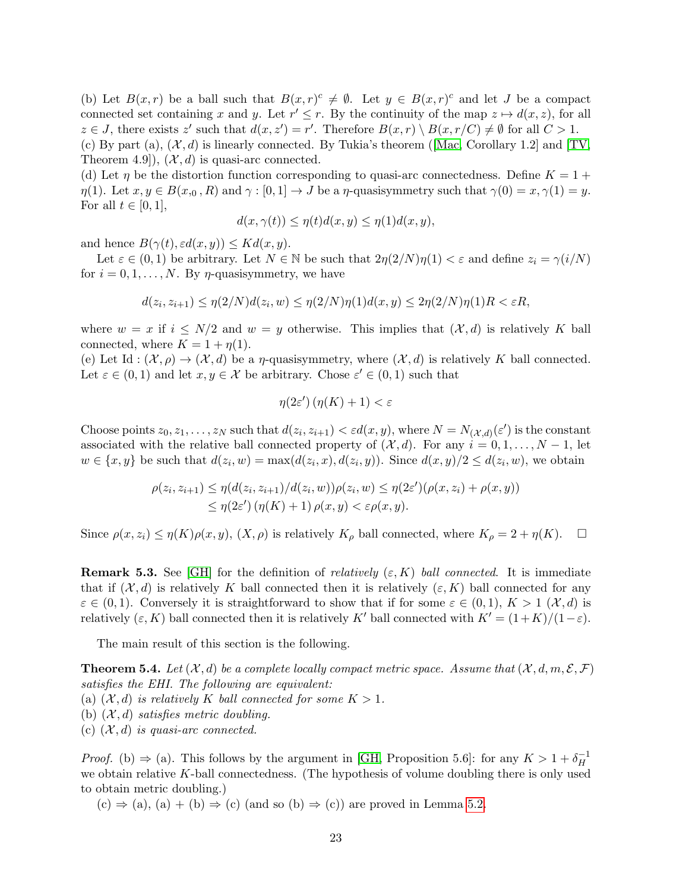(b) Let $B(x,r)$ be a ball such that $B(x,r)^c \neq \emptyset$. Let $y \in B(x,r)^c$ and let $J$ be a compact connected set containing $x$ and $y$. Let $r' \le r$. By the continuity of the map $z \mapsto d(x,z)$, for all $z \in J$, there exists $z'$ such that $d(x,z') = r'$. Therefore $B(x,r) \setminus B(x,r/C) \neq \emptyset$ for all $C > 1$.
(c) By part (a), $(\mathcal{X}, d)$ is linearly connected. By Tukia's theorem ([Mac, Corollary 1.2] and [TV, Theorem 4.9]), $(\mathcal{X}, d)$ is quasi-arc connected.
(d) Let $\eta$ be the distortion function corresponding to quasi-arc connectedness. Define $K = 1 + \eta(1)$. Let $x, y \in B(x_{,0}, R)$ and $\gamma : [0,1] \to J$ be a $\eta$-quasisymmetry such that $\gamma(0) = x, \gamma(1) = y$. For all $t \in [0,1]$,

$$d(x, \gamma(t)) \le \eta(t) d(x,y) \le \eta(1) d(x,y),$$

and hence $B(\gamma(t), \varepsilon d(x,y)) \le K d(x,y)$.

Let $\varepsilon \in (0,1)$ be arbitrary. Let $N \in \mathbb{N}$ be such that $2\eta(2/N)\eta(1) < \varepsilon$ and define $z_i = \gamma(i/N)$ for $i = 0, 1, \ldots, N$. By $\eta$-quasisymmetry, we have

$$d(z_i, z_{i+1}) \le \eta(2/N) d(z_i, w) \le \eta(2/N)\eta(1) d(x,y) \le 2\eta(2/N)\eta(1) R < \varepsilon R,$$

where $w = x$ if $i \le N/2$ and $w = y$ otherwise. This implies that $(\mathcal{X}, d)$ is relatively $K$ ball connected, where $K = 1 + \eta(1)$.
(e) Let $\mathrm{Id} : (\mathcal{X}, \rho) \to (\mathcal{X}, d)$ be a $\eta$-quasisymmetry, where $(\mathcal{X}, d)$ is relatively $K$ ball connected. Let $\varepsilon \in (0,1)$ and let $x, y \in \mathcal{X}$ be arbitrary. Chose $\varepsilon' \in (0,1)$ such that

$$\eta(2\varepsilon')\,(\eta(K) + 1) < \varepsilon$$

Choose points $z_0, z_1, \ldots, z_N$ such that $d(z_i, z_{i+1}) < \varepsilon d(x,y)$, where $N = N_{(\mathcal{X},d)}(\varepsilon')$ is the constant associated with the relative ball connected property of $(\mathcal{X}, d)$. For any $i = 0, 1, \ldots, N-1$, let $w \in \{x, y\}$ be such that $d(z_i, w) = \max(d(z_i, x), d(z_i, y))$. Since $d(x,y)/2 \le d(z_i, w)$, we obtain

$$\begin{aligned}\rho(z_i, z_{i+1}) &\le \eta(d(z_i, z_{i+1})/d(z_i, w))\rho(z_i, w) \le \eta(2\varepsilon')(\rho(x, z_i) + \rho(x,y)) \\ &\le \eta(2\varepsilon')\,(\eta(K) + 1)\,\rho(x,y) < \varepsilon \rho(x,y).\end{aligned}$$

Since $\rho(x, z_i) \le \eta(K)\rho(x,y)$, $(X, \rho)$ is relatively $K_\rho$ ball connected, where $K_\rho = 2 + \eta(K)$. $\square$

**Remark 5.3.** See [GH] for the definition of *relatively* $(\varepsilon, K)$ *ball connected*. It is immediate that if $(\mathcal{X}, d)$ is relatively $K$ ball connected then it is relatively $(\varepsilon, K)$ ball connected for any $\varepsilon \in (0,1)$. Conversely it is straightforward to show that if for some $\varepsilon \in (0,1)$, $K > 1$ $(\mathcal{X}, d)$ is relatively $(\varepsilon, K)$ ball connected then it is relatively $K'$ ball connected with $K' = (1+K)/(1-\varepsilon)$.

The main result of this section is the following.

**Theorem 5.4.** *Let $(\mathcal{X}, d)$ be a complete locally compact metric space. Assume that $(\mathcal{X}, d, m, \mathcal{E}, \mathcal{F})$ satisfies the EHI. The following are equivalent:*
*(a) $(\mathcal{X}, d)$ is relatively $K$ ball connected for some $K > 1$.*
*(b) $(\mathcal{X}, d)$ satisfies metric doubling.*
*(c) $(\mathcal{X}, d)$ is quasi-arc connected.*

*Proof.* (b) $\Rightarrow$ (a). This follows by the argument in [GH, Proposition 5.6]: for any $K > 1 + \delta_H^{-1}$ we obtain relative $K$-ball connectedness. (The hypothesis of volume doubling there is only used to obtain metric doubling.)

(c) $\Rightarrow$ (a), (a) + (b) $\Rightarrow$ (c) (and so (b) $\Rightarrow$ (c)) are proved in Lemma 5.2.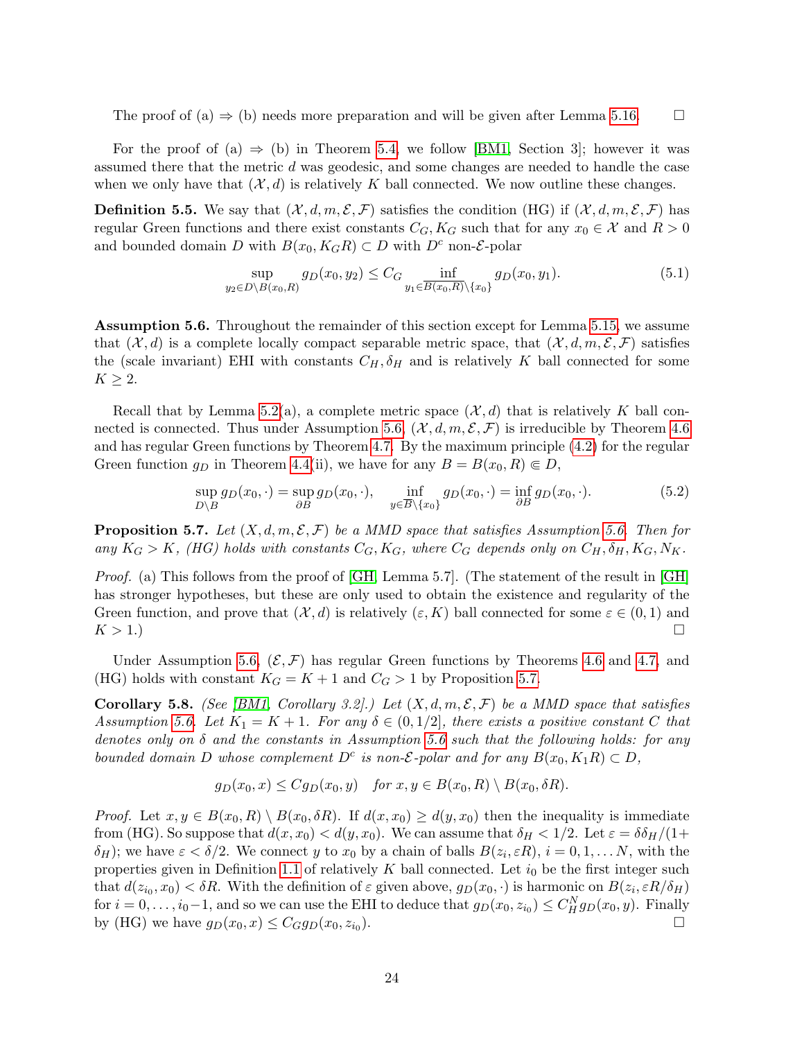The proof of (a) ⇒ (b) needs more preparation and will be given after Lemma 5.16. $\square$

For the proof of (a) ⇒ (b) in Theorem 5.4, we follow [BM1, Section 3]; however it was assumed there that the metric $d$ was geodesic, and some changes are needed to handle the case when we only have that $(\mathcal{X}, d)$ is relatively $K$ ball connected. We now outline these changes.

**Definition 5.5.** We say that $(\mathcal{X}, d, m, \mathcal{E}, \mathcal{F})$ satisfies the condition (HG) if $(\mathcal{X}, d, m, \mathcal{E}, \mathcal{F})$ has regular Green functions and there exist constants $C_G, K_G$ such that for any $x_0 \in \mathcal{X}$ and $R > 0$ and bounded domain $D$ with $B(x_0, K_G R) \subset D$ with $D^c$ non-$\mathcal{E}$-polar

$$\sup_{y_2 \in D \setminus B(x_0,R)} g_D(x_0, y_2) \le C_G \inf_{y_1 \in \overline{B(x_0,R)} \setminus \{x_0\}} g_D(x_0, y_1). \tag{5.1}$$

**Assumption 5.6.** Throughout the remainder of this section except for Lemma 5.15, we assume that $(\mathcal{X}, d)$ is a complete locally compact separable metric space, that $(\mathcal{X}, d, m, \mathcal{E}, \mathcal{F})$ satisfies the (scale invariant) EHI with constants $C_H, \delta_H$ and is relatively $K$ ball connected for some $K \ge 2$.

Recall that by Lemma 5.2(a), a complete metric space $(\mathcal{X}, d)$ that is relatively $K$ ball connected is connected. Thus under Assumption 5.6, $(\mathcal{X}, d, m, \mathcal{E}, \mathcal{F})$ is irreducible by Theorem 4.6 and has regular Green functions by Theorem 4.7. By the maximum principle (4.2) for the regular Green function $g_D$ in Theorem 4.4(ii), we have for any $B = B(x_0, R) \Subset D$,

$$\sup_{D \setminus B} g_D(x_0, \cdot) = \sup_{\partial B} g_D(x_0, \cdot), \qquad \inf_{y \in \overline{B} \setminus \{x_0\}} g_D(x_0, \cdot) = \inf_{\partial B} g_D(x_0, \cdot). \tag{5.2}$$

**Proposition 5.7.** *Let $(X, d, m, \mathcal{E}, \mathcal{F})$ be a MMD space that satisfies Assumption 5.6. Then for any $K_G > K$, (HG) holds with constants $C_G, K_G$, where $C_G$ depends only on $C_H, \delta_H, K_G, N_K$.*

*Proof.* (a) This follows from the proof of [GH, Lemma 5.7]. (The statement of the result in [GH] has stronger hypotheses, but these are only used to obtain the existence and regularity of the Green function, and prove that $(\mathcal{X}, d)$ is relatively $(\varepsilon, K)$ ball connected for some $\varepsilon \in (0, 1)$ and $K > 1$.) $\square$

Under Assumption 5.6, $(\mathcal{E}, \mathcal{F})$ has regular Green functions by Theorems 4.6 and 4.7, and (HG) holds with constant $K_G = K + 1$ and $C_G > 1$ by Proposition 5.7.

**Corollary 5.8.** *(See [BM1, Corollary 3.2].) Let $(X, d, m, \mathcal{E}, \mathcal{F})$ be a MMD space that satisfies Assumption 5.6. Let $K_1 = K + 1$. For any $\delta \in (0, 1/2]$, there exists a positive constant $C$ that denotes only on $\delta$ and the constants in Assumption 5.6 such that the following holds: for any bounded domain $D$ whose complement $D^c$ is non-$\mathcal{E}$-polar and for any $B(x_0, K_1 R) \subset D$,*

$$g_D(x_0, x) \le C g_D(x_0, y) \quad \text{for } x, y \in B(x_0, R) \setminus B(x_0, \delta R).$$

*Proof.* Let $x, y \in B(x_0, R) \setminus B(x_0, \delta R)$. If $d(x, x_0) \ge d(y, x_0)$ then the inequality is immediate from (HG). So suppose that $d(x, x_0) < d(y, x_0)$. We can assume that $\delta_H < 1/2$. Let $\varepsilon = \delta\delta_H/(1 + \delta_H)$; we have $\varepsilon < \delta/2$. We connect $y$ to $x_0$ by a chain of balls $B(z_i, \varepsilon R)$, $i = 0, 1, \dots N$, with the properties given in Definition 1.1 of relatively $K$ ball connected. Let $i_0$ be the first integer such that $d(z_{i_0}, x_0) < \delta R$. With the definition of $\varepsilon$ given above, $g_D(x_0, \cdot)$ is harmonic on $B(z_i, \varepsilon R/\delta_H)$ for $i = 0, \dots, i_0 - 1$, and so we can use the EHI to deduce that $g_D(x_0, z_{i_0}) \le C_H^N g_D(x_0, y)$. Finally by (HG) we have $g_D(x_0, x) \le C_G g_D(x_0, z_{i_0})$. $\square$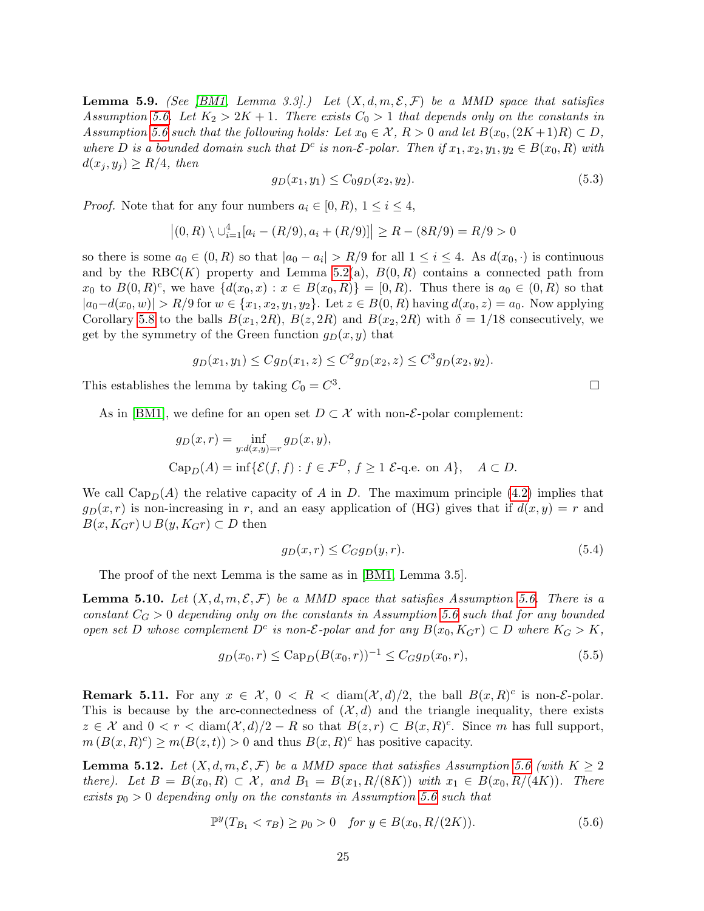**Lemma 5.9.** *(See [BM1, Lemma 3.3].) Let $(X, d, m, \mathcal{E}, \mathcal{F})$ be a MMD space that satisfies Assumption 5.6. Let $K_2 > 2K + 1$. There exists $C_0 > 1$ that depends only on the constants in Assumption 5.6 such that the following holds: Let $x_0 \in \mathcal{X}$, $R > 0$ and let $B(x_0, (2K+1)R) \subset D$, where $D$ is a bounded domain such that $D^c$ is non-$\mathcal{E}$-polar. Then if $x_1, x_2, y_1, y_2 \in B(x_0, R)$ with $d(x_j, y_j) \geq R/4$, then*

$$g_D(x_1, y_1) \leq C_0 g_D(x_2, y_2). \tag{5.3}$$

*Proof.* Note that for any four numbers $a_i \in [0, R)$, $1 \leq i \leq 4$,

$$\left|(0, R) \setminus \cup_{i=1}^{4} [a_i - (R/9), a_i + (R/9)]\right| \geq R - (8R/9) = R/9 > 0$$

so there is some $a_0 \in (0, R)$ so that $|a_0 - a_i| > R/9$ for all $1 \leq i \leq 4$. As $d(x_0, \cdot)$ is continuous and by the RBC($K$) property and Lemma 5.2(a), $B(0, R)$ contains a connected path from $x_0$ to $B(0, R)^c$, we have $\{d(x_0, x) : x \in B(x_0, R)\} = [0, R)$. Thus there is $a_0 \in (0, R)$ so that $|a_0 - d(x_0, w)| > R/9$ for $w \in \{x_1, x_2, y_1, y_2\}$. Let $z \in B(0, R)$ having $d(x_0, z) = a_0$. Now applying Corollary 5.8 to the balls $B(x_1, 2R)$, $B(z, 2R)$ and $B(x_2, 2R)$ with $\delta = 1/18$ consecutively, we get by the symmetry of the Green function $g_D(x, y)$ that

$$g_D(x_1, y_1) \leq C g_D(x_1, z) \leq C^2 g_D(x_2, z) \leq C^3 g_D(x_2, y_2).$$

This establishes the lemma by taking $C_0 = C^3$. □

As in [BM1], we define for an open set $D \subset \mathcal{X}$ with non-$\mathcal{E}$-polar complement:

$$g_D(x, r) = \inf_{y : d(x,y) = r} g_D(x, y),$$

$$\mathrm{Cap}_D(A) = \inf\{\mathcal{E}(f, f) : f \in \mathcal{F}^D,\ f \geq 1\ \mathcal{E}\text{-q.e. on } A\}, \quad A \subset D.$$

We call $\mathrm{Cap}_D(A)$ the relative capacity of $A$ in $D$. The maximum principle (4.2) implies that $g_D(x, r)$ is non-increasing in $r$, and an easy application of (HG) gives that if $d(x, y) = r$ and $B(x, K_G r) \cup B(y, K_G r) \subset D$ then

$$g_D(x, r) \leq C_G g_D(y, r). \tag{5.4}$$

The proof of the next Lemma is the same as in [BM1, Lemma 3.5].

**Lemma 5.10.** *Let $(X, d, m, \mathcal{E}, \mathcal{F})$ be a MMD space that satisfies Assumption 5.6. There is a constant $C_G > 0$ depending only on the constants in Assumption 5.6 such that for any bounded open set $D$ whose complement $D^c$ is non-$\mathcal{E}$-polar and for any $B(x_0, K_G r) \subset D$ where $K_G > K$,*

$$g_D(x_0, r) \leq \mathrm{Cap}_D(B(x_0, r))^{-1} \leq C_G g_D(x_0, r), \tag{5.5}$$

**Remark 5.11.** For any $x \in \mathcal{X}$, $0 < R < \mathrm{diam}(\mathcal{X}, d)/2$, the ball $B(x, R)^c$ is non-$\mathcal{E}$-polar. This is because by the arc-connectedness of $(\mathcal{X}, d)$ and the triangle inequality, there exists $z \in \mathcal{X}$ and $0 < r < \mathrm{diam}(\mathcal{X}, d)/2 - R$ so that $B(z, r) \subset B(x, R)^c$. Since $m$ has full support, $m\left(B(x, R)^c\right) \geq m(B(z, t)) > 0$ and thus $B(x, R)^c$ has positive capacity.

**Lemma 5.12.** *Let $(X, d, m, \mathcal{E}, \mathcal{F})$ be a MMD space that satisfies Assumption 5.6 (with $K \geq 2$ there). Let $B = B(x_0, R) \subset \mathcal{X}$, and $B_1 = B(x_1, R/(8K))$ with $x_1 \in B(x_0, R/(4K))$. There exists $p_0 > 0$ depending only on the constants in Assumption 5.6 such that*

$$\mathbb{P}^y(T_{B_1} < \tau_B) \geq p_0 > 0 \quad \text{for } y \in B(x_0, R/(2K)). \tag{5.6}$$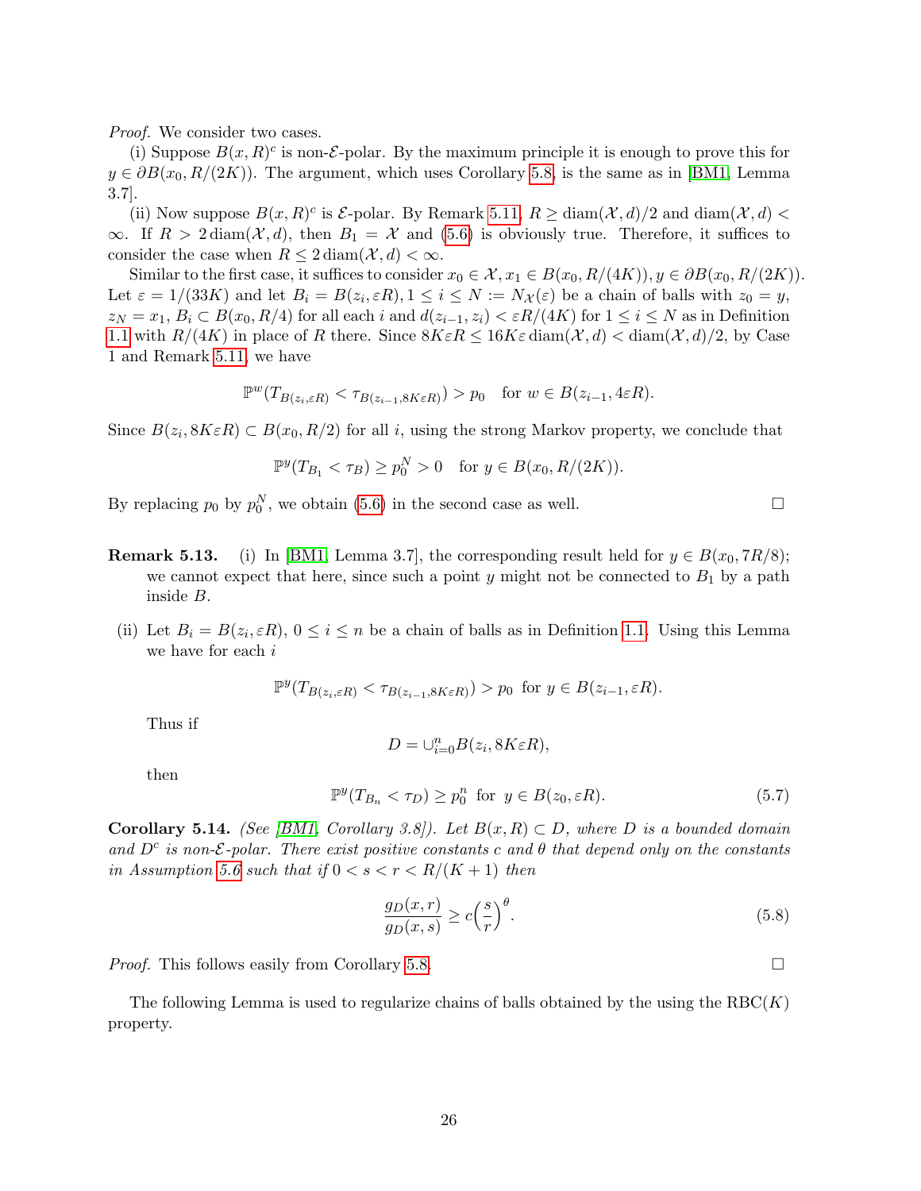*Proof.* We consider two cases.

(i) Suppose $B(x,R)^c$ is non-$\mathcal{E}$-polar. By the maximum principle it is enough to prove this for $y \in \partial B(x_0, R/(2K))$. The argument, which uses Corollary 5.8, is the same as in [BM1, Lemma 3.7].

(ii) Now suppose $B(x,R)^c$ is $\mathcal{E}$-polar. By Remark 5.11, $R \geq \operatorname{diam}(\mathcal{X}, d)/2$ and $\operatorname{diam}(\mathcal{X}, d) < \infty$. If $R > 2\operatorname{diam}(\mathcal{X}, d)$, then $B_1 = \mathcal{X}$ and (5.6) is obviously true. Therefore, it suffices to consider the case when $R \leq 2\operatorname{diam}(\mathcal{X}, d) < \infty$.

Similar to the first case, it suffices to consider $x_0 \in \mathcal{X}, x_1 \in B(x_0, R/(4K)), y \in \partial B(x_0, R/(2K))$. Let $\varepsilon = 1/(33K)$ and let $B_i = B(z_i, \varepsilon R), 1 \leq i \leq N := N_{\mathcal{X}}(\varepsilon)$ be a chain of balls with $z_0 = y$, $z_N = x_1$, $B_i \subset B(x_0, R/4)$ for all each $i$ and $d(z_{i-1}, z_i) < \varepsilon R/(4K)$ for $1 \leq i \leq N$ as in Definition 1.1 with $R/(4K)$ in place of $R$ there. Since $8K\varepsilon R \leq 16K\varepsilon \operatorname{diam}(\mathcal{X}, d) < \operatorname{diam}(\mathcal{X}, d)/2$, by Case 1 and Remark 5.11, we have

$$\mathbb{P}^w(T_{B(z_i,\varepsilon R)} < \tau_{B(z_{i-1}, 8K\varepsilon R)}) > p_0 \quad \text{for } w \in B(z_{i-1}, 4\varepsilon R).$$

Since $B(z_i, 8K\varepsilon R) \subset B(x_0, R/2)$ for all $i$, using the strong Markov property, we conclude that

$$\mathbb{P}^y(T_{B_1} < \tau_B) \geq p_0^N > 0 \quad \text{for } y \in B(x_0, R/(2K)).$$

By replacing $p_0$ by $p_0^N$, we obtain (5.6) in the second case as well. $\square$

**Remark 5.13.** (i) In [BM1, Lemma 3.7], the corresponding result held for $y \in B(x_0, 7R/8)$; we cannot expect that here, since such a point $y$ might not be connected to $B_1$ by a path inside $B$.

(ii) Let $B_i = B(z_i, \varepsilon R)$, $0 \leq i \leq n$ be a chain of balls as in Definition 1.1. Using this Lemma we have for each $i$

$$\mathbb{P}^y(T_{B(z_i,\varepsilon R)} < \tau_{B(z_{i-1}, 8K\varepsilon R)}) > p_0 \text{ for } y \in B(z_{i-1}, \varepsilon R).$$

Thus if

$$D = \cup_{i=0}^n B(z_i, 8K\varepsilon R),$$

then

$$\mathbb{P}^y(T_{B_n} < \tau_D) \geq p_0^n \text{ for } y \in B(z_0, \varepsilon R). \tag{5.7}$$

**Corollary 5.14.** *(See [BM1, Corollary 3.8]). Let $B(x,R) \subset D$, where $D$ is a bounded domain and $D^c$ is non-$\mathcal{E}$-polar. There exist positive constants $c$ and $\theta$ that depend only on the constants in Assumption 5.6 such that if $0 < s < r < R/(K+1)$ then*

$$\frac{g_D(x,r)}{g_D(x,s)} \geq c\Big(\frac{s}{r}\Big)^{\theta}. \tag{5.8}$$

*Proof.* This follows easily from Corollary 5.8. $\square$

The following Lemma is used to regularize chains of balls obtained by the using the RBC$(K)$ property.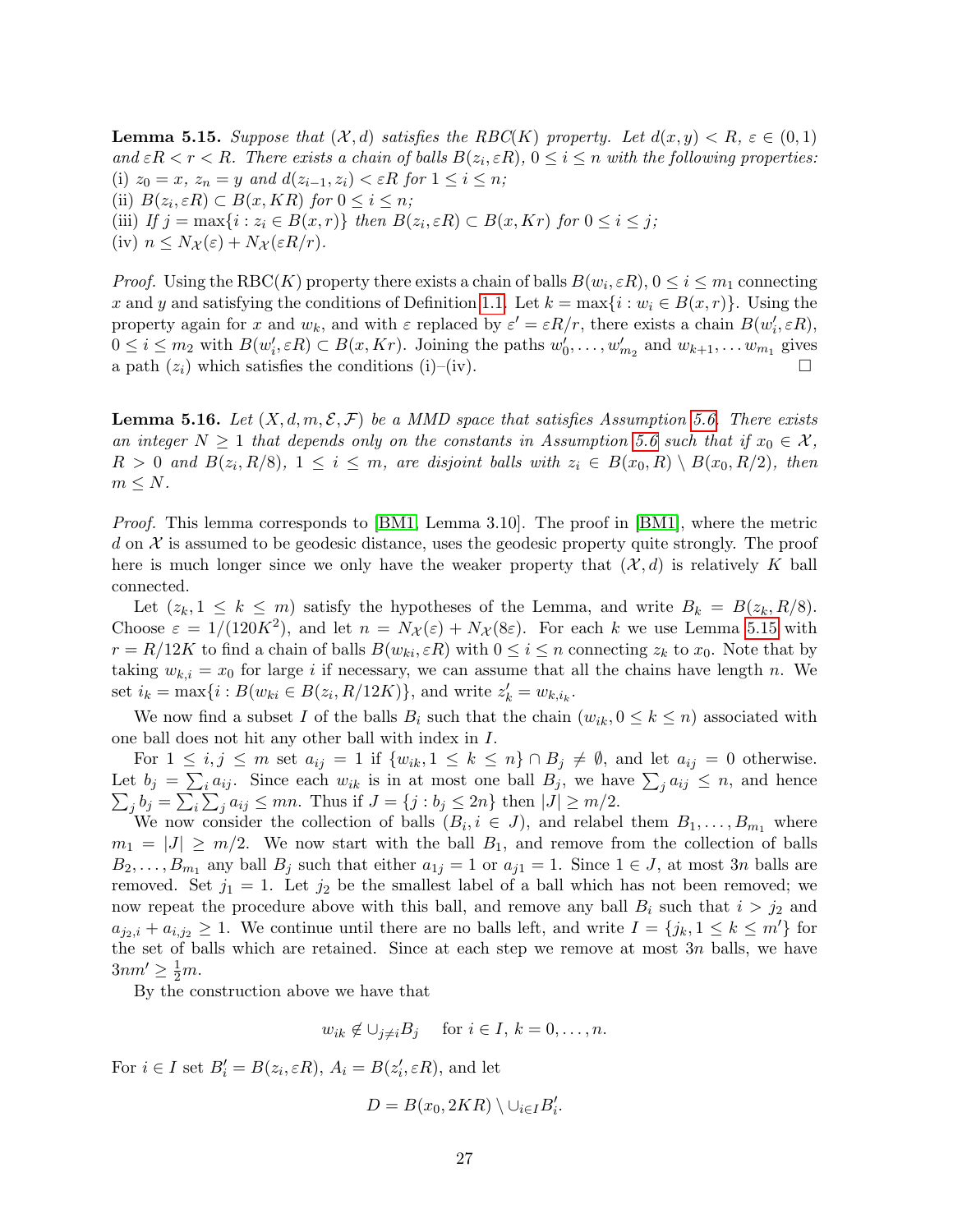**Lemma 5.15.** *Suppose that $(\mathcal{X}, d)$ satisfies the RBC$(K)$ property. Let $d(x,y) < R$, $\varepsilon \in (0,1)$ and $\varepsilon R < r < R$. There exists a chain of balls $B(z_i, \varepsilon R)$, $0 \le i \le n$ with the following properties:*
*(i) $z_0 = x$, $z_n = y$ and $d(z_{i-1}, z_i) < \varepsilon R$ for $1 \le i \le n$;*
*(ii) $B(z_i, \varepsilon R) \subset B(x, KR)$ for $0 \le i \le n$;*
*(iii) If $j = \max\{i : z_i \in B(x,r)\}$ then $B(z_i, \varepsilon R) \subset B(x, Kr)$ for $0 \le i \le j$;*
*(iv) $n \le N_{\mathcal{X}}(\varepsilon) + N_{\mathcal{X}}(\varepsilon R/r)$.*

*Proof.* Using the RBC$(K)$ property there exists a chain of balls $B(w_i, \varepsilon R)$, $0 \le i \le m_1$ connecting $x$ and $y$ and satisfying the conditions of Definition 1.1. Let $k = \max\{i : w_i \in B(x,r)\}$. Using the property again for $x$ and $w_k$, and with $\varepsilon$ replaced by $\varepsilon' = \varepsilon R/r$, there exists a chain $B(w_i', \varepsilon R)$, $0 \le i \le m_2$ with $B(w_i', \varepsilon R) \subset B(x, Kr)$. Joining the paths $w_0', \dots, w_{m_2}'$ and $w_{k+1}, \dots w_{m_1}$ gives a path $(z_i)$ which satisfies the conditions (i)–(iv). □

**Lemma 5.16.** *Let $(X, d, m, \mathcal{E}, \mathcal{F})$ be a MMD space that satisfies Assumption 5.6. There exists an integer $N \ge 1$ that depends only on the constants in Assumption 5.6 such that if $x_0 \in \mathcal{X}$, $R > 0$ and $B(z_i, R/8)$, $1 \le i \le m$, are disjoint balls with $z_i \in B(x_0, R) \setminus B(x_0, R/2)$, then $m \le N$.*

*Proof.* This lemma corresponds to [BM1, Lemma 3.10]. The proof in [BM1], where the metric $d$ on $\mathcal{X}$ is assumed to be geodesic distance, uses the geodesic property quite strongly. The proof here is much longer since we only have the weaker property that $(\mathcal{X}, d)$ is relatively $K$ ball connected.

Let $(z_k, 1 \le k \le m)$ satisfy the hypotheses of the Lemma, and write $B_k = B(z_k, R/8)$. Choose $\varepsilon = 1/(120K^2)$, and let $n = N_{\mathcal{X}}(\varepsilon) + N_{\mathcal{X}}(8\varepsilon)$. For each $k$ we use Lemma 5.15 with $r = R/12K$ to find a chain of balls $B(w_{ki}, \varepsilon R)$ with $0 \le i \le n$ connecting $z_k$ to $x_0$. Note that by taking $w_{k,i} = x_0$ for large $i$ if necessary, we can assume that all the chains have length $n$. We set $i_k = \max\{i : B(w_{ki} \in B(z_i, R/12K)\}$, and write $z_k' = w_{k,i_k}$.

We now find a subset $I$ of the balls $B_i$ such that the chain $(w_{ik}, 0 \le k \le n)$ associated with one ball does not hit any other ball with index in $I$.

For $1 \le i, j \le m$ set $a_{ij} = 1$ if $\{w_{ik}, 1 \le k \le n\} \cap B_j \ne \emptyset$, and let $a_{ij} = 0$ otherwise. Let $b_j = \sum_i a_{ij}$. Since each $w_{ik}$ is in at most one ball $B_j$, we have $\sum_j a_{ij} \le n$, and hence $\sum_j b_j = \sum_i \sum_j a_{ij} \le mn$. Thus if $J = \{j : b_j \le 2n\}$ then $|J| \ge m/2$.

We now consider the collection of balls $(B_i, i \in J)$, and relabel them $B_1, \dots, B_{m_1}$ where $m_1 = |J| \ge m/2$. We now start with the ball $B_1$, and remove from the collection of balls $B_2, \dots, B_{m_1}$ any ball $B_j$ such that either $a_{1j} = 1$ or $a_{j1} = 1$. Since $1 \in J$, at most $3n$ balls are removed. Set $j_1 = 1$. Let $j_2$ be the smallest label of a ball which has not been removed; we now repeat the procedure above with this ball, and remove any ball $B_i$ such that $i > j_2$ and $a_{j_2,i} + a_{i,j_2} \ge 1$. We continue until there are no balls left, and write $I = \{j_k, 1 \le k \le m'\}$ for the set of balls which are retained. Since at each step we remove at most $3n$ balls, we have $3nm' \ge \frac{1}{2}m$.

By the construction above we have that

$$w_{ik} \notin \cup_{j \ne i} B_j \quad \text{for } i \in I,\, k = 0, \dots, n.$$

For $i \in I$ set $B_i' = B(z_i, \varepsilon R)$, $A_i = B(z_i', \varepsilon R)$, and let

$$D = B(x_0, 2KR) \setminus \cup_{i \in I} B_i'.$$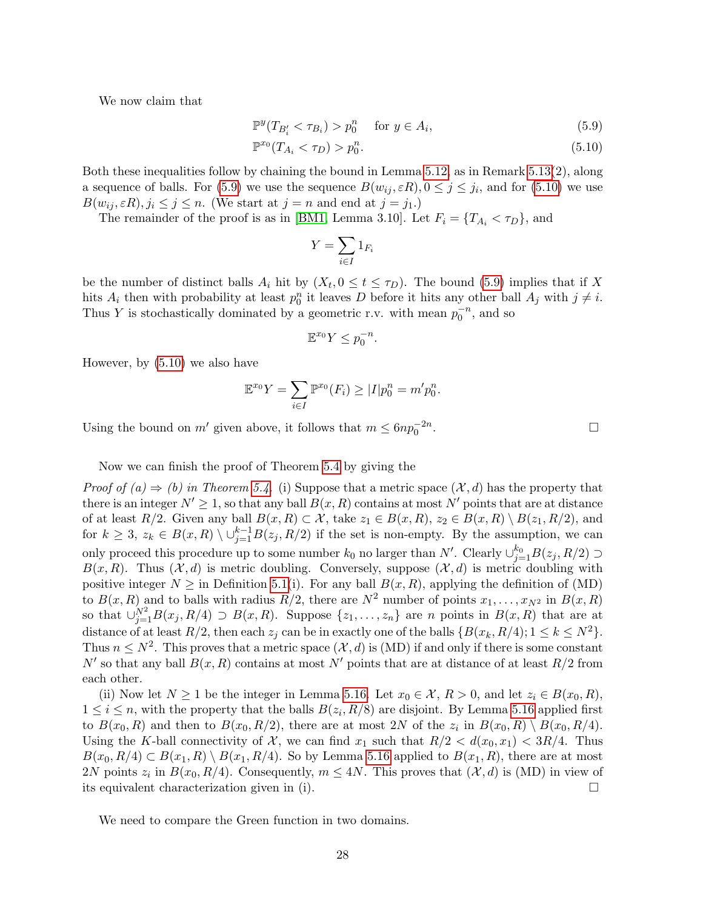We now claim that

$$\mathbb{P}^y(T_{B_i'} < \tau_{B_i}) > p_0^n \quad \text{for } y \in A_i, \tag{5.9}$$

$$\mathbb{P}^{x_0}(T_{A_i} < \tau_D) > p_0^n. \tag{5.10}$$

Both these inequalities follow by chaining the bound in Lemma 5.12, as in Remark 5.13(2), along a sequence of balls. For (5.9) we use the sequence $B(w_{ij}, \varepsilon R), 0 \le j \le j_i$, and for (5.10) we use $B(w_{ij}, \varepsilon R), j_i \le j \le n$. (We start at $j = n$ and end at $j = j_1$.)

The remainder of the proof is as in [BM1, Lemma 3.10]. Let $F_i = \{T_{A_i} < \tau_D\}$, and

$$Y = \sum_{i \in I} 1_{F_i}$$

be the number of distinct balls $A_i$ hit by $(X_t, 0 \le t \le \tau_D)$. The bound (5.9) implies that if $X$ hits $A_i$ then with probability at least $p_0^n$ it leaves $D$ before it hits any other ball $A_j$ with $j \ne i$. Thus $Y$ is stochastically dominated by a geometric r.v. with mean $p_0^{-n}$, and so

$$\mathbb{E}^{x_0} Y \le p_0^{-n}.$$

However, by (5.10) we also have

$$\mathbb{E}^{x_0} Y = \sum_{i \in I} \mathbb{P}^{x_0}(F_i) \ge |I| p_0^n = m' p_0^n.$$

Using the bound on $m'$ given above, it follows that $m \le 6np_0^{-2n}$. □

Now we can finish the proof of Theorem 5.4 by giving the

*Proof of (a) ⇒ (b) in Theorem 5.4.* (i) Suppose that a metric space $(\mathcal{X}, d)$ has the property that there is an integer $N' \ge 1$, so that any ball $B(x, R)$ contains at most $N'$ points that are at distance of at least $R/2$. Given any ball $B(x, R) \subset \mathcal{X}$, take $z_1 \in B(x, R)$, $z_2 \in B(x, R) \setminus B(z_1, R/2)$, and for $k \ge 3$, $z_k \in B(x, R) \setminus \cup_{j=1}^{k-1} B(z_j, R/2)$ if the set is non-empty. By the assumption, we can only proceed this procedure up to some number $k_0$ no larger than $N'$. Clearly $\cup_{j=1}^{k_0} B(z_j, R/2) \supset B(x, R)$. Thus $(\mathcal{X}, d)$ is metric doubling. Conversely, suppose $(\mathcal{X}, d)$ is metric doubling with positive integer $N \ge$ in Definition 5.1(i). For any ball $B(x, R)$, applying the definition of (MD) to $B(x, R)$ and to balls with radius $R/2$, there are $N^2$ number of points $x_1, \dots, x_{N^2}$ in $B(x, R)$ so that $\cup_{j=1}^{N^2} B(x_j, R/4) \supset B(x, R)$. Suppose $\{z_1, \dots, z_n\}$ are $n$ points in $B(x, R)$ that are at distance of at least $R/2$, then each $z_j$ can be in exactly one of the balls $\{B(x_k, R/4); 1 \le k \le N^2\}$. Thus $n \le N^2$. This proves that a metric space $(\mathcal{X}, d)$ is (MD) if and only if there is some constant $N'$ so that any ball $B(x, R)$ contains at most $N'$ points that are at distance of at least $R/2$ from each other.

(ii) Now let $N \ge 1$ be the integer in Lemma 5.16. Let $x_0 \in \mathcal{X}$, $R > 0$, and let $z_i \in B(x_0, R)$, $1 \le i \le n$, with the property that the balls $B(z_i, R/8)$ are disjoint. By Lemma 5.16 applied first to $B(x_0, R)$ and then to $B(x_0, R/2)$, there are at most $2N$ of the $z_i$ in $B(x_0, R) \setminus B(x_0, R/4)$. Using the $K$-ball connectivity of $\mathcal{X}$, we can find $x_1$ such that $R/2 < d(x_0, x_1) < 3R/4$. Thus $B(x_0, R/4) \subset B(x_1, R) \setminus B(x_1, R/4)$. So by Lemma 5.16 applied to $B(x_1, R)$, there are at most $2N$ points $z_i$ in $B(x_0, R/4)$. Consequently, $m \le 4N$. This proves that $(\mathcal{X}, d)$ is (MD) in view of its equivalent characterization given in (i). □

We need to compare the Green function in two domains.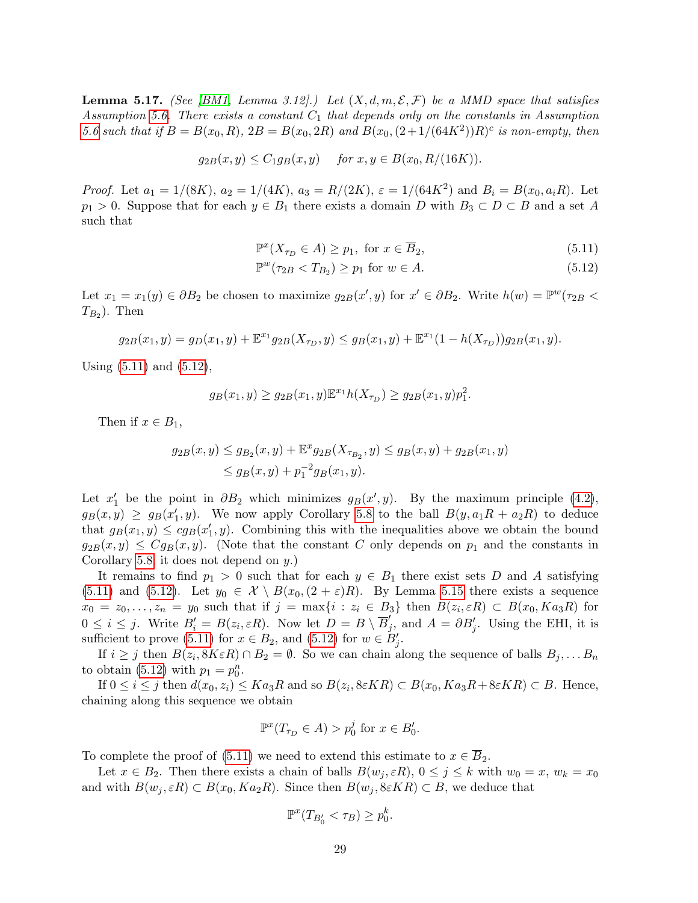**Lemma 5.17.** *(See [BM1, Lemma 3.12].) Let $(X, d, m, \mathcal{E}, \mathcal{F})$ be a MMD space that satisfies Assumption 5.6. There exists a constant $C_1$ that depends only on the constants in Assumption 5.6 such that if $B = B(x_0, R)$, $2B = B(x_0, 2R)$ and $B(x_0, (2+1/(64K^2))R)^c$ is non-empty, then*

$$g_{2B}(x, y) \le C_1 g_B(x, y) \quad \text{for } x, y \in B(x_0, R/(16K)).$$

*Proof.* Let $a_1 = 1/(8K)$, $a_2 = 1/(4K)$, $a_3 = R/(2K)$, $\varepsilon = 1/(64K^2)$ and $B_i = B(x_0, a_i R)$. Let $p_1 > 0$. Suppose that for each $y \in B_1$ there exists a domain $D$ with $B_3 \subset D \subset B$ and a set $A$ such that

$$\mathbb{P}^x(X_{\tau_D} \in A) \ge p_1, \text{ for } x \in \overline{B}_2, \tag{5.11}$$

$$\mathbb{P}^w(\tau_{2B} < T_{B_2}) \ge p_1 \text{ for } w \in A. \tag{5.12}$$

Let $x_1 = x_1(y) \in \partial B_2$ be chosen to maximize $g_{2B}(x', y)$ for $x' \in \partial B_2$. Write $h(w) = \mathbb{P}^w(\tau_{2B} < T_{B_2})$. Then

$$g_{2B}(x_1, y) = g_D(x_1, y) + \mathbb{E}^{x_1} g_{2B}(X_{\tau_D}, y) \le g_B(x_1, y) + \mathbb{E}^{x_1}(1 - h(X_{\tau_D}))g_{2B}(x_1, y).$$

Using (5.11) and (5.12),

$$g_B(x_1, y) \ge g_{2B}(x_1, y)\mathbb{E}^{x_1} h(X_{\tau_D}) \ge g_{2B}(x_1, y)p_1^2.$$

Then if $x \in B_1$,

$$\begin{aligned} g_{2B}(x, y) &\le g_{B_2}(x, y) + \mathbb{E}^x g_{2B}(X_{\tau_{B_2}}, y) \le g_B(x, y) + g_{2B}(x_1, y) \\ &\le g_B(x, y) + p_1^{-2} g_B(x_1, y). \end{aligned}$$

Let $x_1'$ be the point in $\partial B_2$ which minimizes $g_B(x', y)$. By the maximum principle (4.2), $g_B(x, y) \ge g_B(x_1', y)$. We now apply Corollary 5.8 to the ball $B(y, a_1 R + a_2 R)$ to deduce that $g_B(x_1, y) \le c g_B(x_1', y)$. Combining this with the inequalities above we obtain the bound $g_{2B}(x, y) \le C g_B(x, y)$. (Note that the constant $C$ only depends on $p_1$ and the constants in Corollary 5.8; it does not depend on $y$.)

It remains to find $p_1 > 0$ such that for each $y \in B_1$ there exist sets $D$ and $A$ satisfying (5.11) and (5.12). Let $y_0 \in \mathcal{X} \setminus B(x_0, (2+\varepsilon)R)$. By Lemma 5.15 there exists a sequence $x_0 = z_0, \dots, z_n = y_0$ such that if $j = \max\{i : z_i \in B_3\}$ then $B(z_i, \varepsilon R) \subset B(x_0, K a_3 R)$ for $0 \le i \le j$. Write $B_i' = B(z_i, \varepsilon R)$. Now let $D = B \setminus \overline{B}_j'$, and $A = \partial B_j'$. Using the EHI, it is sufficient to prove (5.11) for $x \in B_2$, and (5.12) for $w \in B_j'$.

If $i \ge j$ then $B(z_i, 8K\varepsilon R) \cap B_2 = \emptyset$. So we can chain along the sequence of balls $B_j, \dots B_n$ to obtain (5.12) with $p_1 = p_0^n$.

If $0 \le i \le j$ then $d(x_0, z_i) \le K a_3 R$ and so $B(z_i, 8\varepsilon K R) \subset B(x_0, K a_3 R + 8\varepsilon K R) \subset B$. Hence, chaining along this sequence we obtain

$$\mathbb{P}^x(T_{\tau_D} \in A) > p_0^j \text{ for } x \in B_0'.$$

To complete the proof of (5.11) we need to extend this estimate to $x \in \overline{B}_2$.

Let $x \in B_2$. Then there exists a chain of balls $B(w_j, \varepsilon R)$, $0 \le j \le k$ with $w_0 = x$, $w_k = x_0$ and with $B(w_j, \varepsilon R) \subset B(x_0, K a_2 R)$. Since then $B(w_j, 8\varepsilon K R) \subset B$, we deduce that

$$\mathbb{P}^x(T_{B_0'} < \tau_B) \ge p_0^k.$$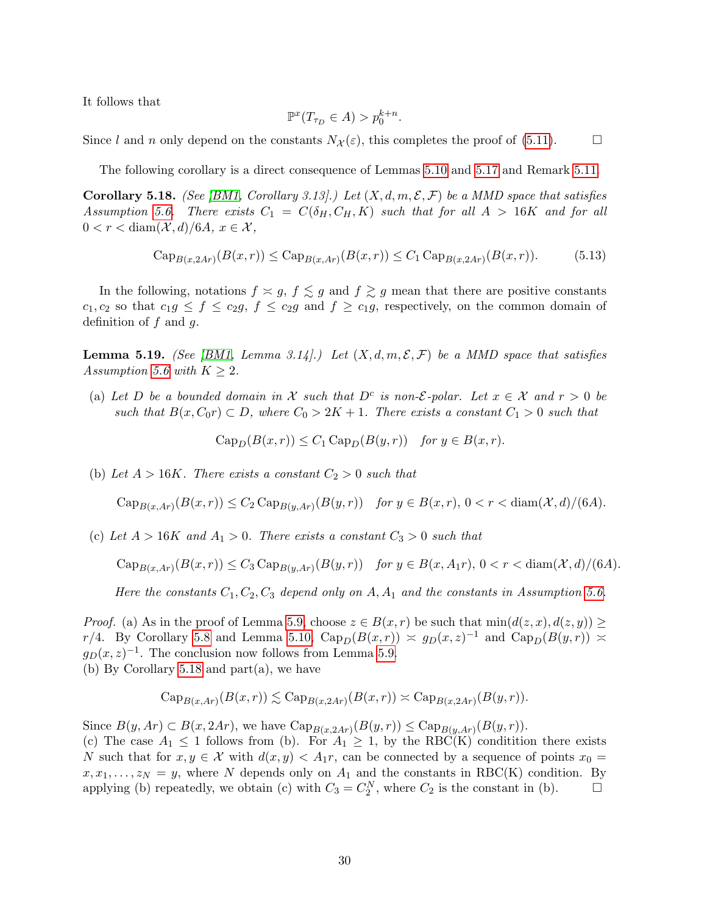It follows that

$$\mathbb{P}^x(T_{\tau_D} \in A) > p_0^{k+n}.$$

Since $l$ and $n$ only depend on the constants $N_{\mathcal{X}}(\varepsilon)$, this completes the proof of (5.11). $\square$

The following corollary is a direct consequence of Lemmas 5.10 and 5.17 and Remark 5.11.

**Corollary 5.18.** *(See [BM1, Corollary 3.13].) Let $(X, d, m, \mathcal{E}, \mathcal{F})$ be a MMD space that satisfies Assumption 5.6. There exists $C_1 = C(\delta_H, C_H, K)$ such that for all $A > 16K$ and for all $0 < r < \operatorname{diam}(\mathcal{X}, d)/6A$, $x \in \mathcal{X}$,*

$$\operatorname{Cap}_{B(x,2Ar)}(B(x,r)) \le \operatorname{Cap}_{B(x,Ar)}(B(x,r)) \le C_1 \operatorname{Cap}_{B(x,2Ar)}(B(x,r)). \tag{5.13}$$

In the following, notations $f \asymp g$, $f \lesssim g$ and $f \gtrsim g$ mean that there are positive constants $c_1, c_2$ so that $c_1 g \le f \le c_2 g$, $f \le c_2 g$ and $f \ge c_1 g$, respectively, on the common domain of definition of $f$ and $g$.

**Lemma 5.19.** *(See [BM1, Lemma 3.14].) Let $(X, d, m, \mathcal{E}, \mathcal{F})$ be a MMD space that satisfies Assumption 5.6 with $K \ge 2$.*

(a) *Let $D$ be a bounded domain in $\mathcal{X}$ such that $D^c$ is non-$\mathcal{E}$-polar. Let $x \in \mathcal{X}$ and $r > 0$ be such that $B(x, C_0 r) \subset D$, where $C_0 > 2K + 1$. There exists a constant $C_1 > 0$ such that*

$$\operatorname{Cap}_D(B(x,r)) \le C_1 \operatorname{Cap}_D(B(y,r)) \quad \text{for } y \in B(x,r).$$

(b) *Let $A > 16K$. There exists a constant $C_2 > 0$ such that*

$$\operatorname{Cap}_{B(x,Ar)}(B(x,r)) \le C_2 \operatorname{Cap}_{B(y,Ar)}(B(y,r)) \quad \text{for } y \in B(x,r),\ 0 < r < \operatorname{diam}(\mathcal{X}, d)/(6A).$$

(c) *Let $A > 16K$ and $A_1 > 0$. There exists a constant $C_3 > 0$ such that*

$$\operatorname{Cap}_{B(x,Ar)}(B(x,r)) \le C_3 \operatorname{Cap}_{B(y,Ar)}(B(y,r)) \quad \text{for } y \in B(x, A_1 r),\ 0 < r < \operatorname{diam}(\mathcal{X}, d)/(6A).$$

*Here the constants $C_1, C_2, C_3$ depend only on $A, A_1$ and the constants in Assumption 5.6.*

*Proof.* (a) As in the proof of Lemma 5.9, choose $z \in B(x,r)$ be such that $\min(d(z,x), d(z,y)) \ge r/4$. By Corollary 5.8 and Lemma 5.10, $\operatorname{Cap}_D(B(x,r)) \asymp g_D(x,z)^{-1}$ and $\operatorname{Cap}_D(B(y,r)) \asymp g_D(x,z)^{-1}$. The conclusion now follows from Lemma 5.9.
(b) By Corollary 5.18 and part(a), we have

$$\operatorname{Cap}_{B(x,Ar)}(B(x,r)) \lesssim \operatorname{Cap}_{B(x,2Ar)}(B(x,r)) \asymp \operatorname{Cap}_{B(x,2Ar)}(B(y,r)).$$

Since $B(y, Ar) \subset B(x, 2Ar)$, we have $\operatorname{Cap}_{B(x,2Ar)}(B(y,r)) \le \operatorname{Cap}_{B(y,Ar)}(B(y,r))$.
(c) The case $A_1 \le 1$ follows from (b). For $A_1 \ge 1$, by the RBC(K) condititition there exists $N$ such that for $x, y \in \mathcal{X}$ with $d(x,y) < A_1 r$, can be connected by a sequence of points $x_0 = x, x_1, \ldots, z_N = y$, where $N$ depends only on $A_1$ and the constants in RBC(K) condition. By applying (b) repeatedly, we obtain (c) with $C_3 = C_2^N$, where $C_2$ is the constant in (b). $\square$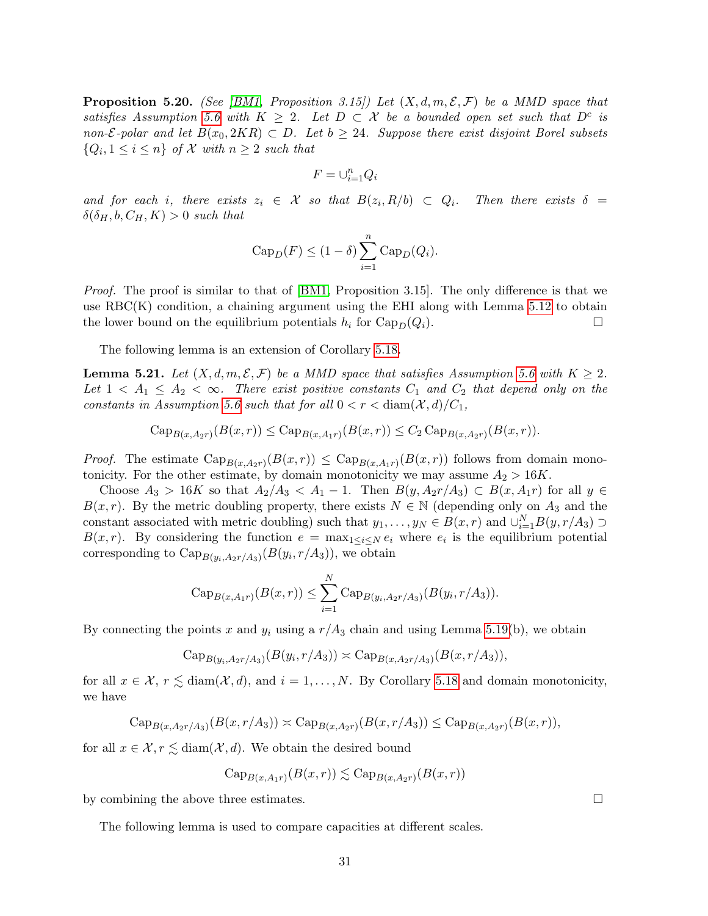**Proposition 5.20.** *(See [BM1, Proposition 3.15]) Let $(X, d, m, \mathcal{E}, \mathcal{F})$ be a MMD space that satisfies Assumption 5.6 with $K \geq 2$. Let $D \subset \mathcal{X}$ be a bounded open set such that $D^c$ is non-$\mathcal{E}$-polar and let $B(x_0, 2KR) \subset D$. Let $b \geq 24$. Suppose there exist disjoint Borel subsets $\{Q_i, 1 \leq i \leq n\}$ of $\mathcal{X}$ with $n \geq 2$ such that*

$$F = \cup_{i=1}^n Q_i$$

*and for each $i$, there exists $z_i \in \mathcal{X}$ so that $B(z_i, R/b) \subset Q_i$. Then there exists $\delta = \delta(\delta_H, b, C_H, K) > 0$ such that*

$$\operatorname{Cap}_D(F) \leq (1 - \delta) \sum_{i=1}^n \operatorname{Cap}_D(Q_i).$$

*Proof.* The proof is similar to that of [BM1, Proposition 3.15]. The only difference is that we use RBC(K) condition, a chaining argument using the EHI along with Lemma 5.12 to obtain the lower bound on the equilibrium potentials $h_i$ for $\operatorname{Cap}_D(Q_i)$. $\square$

The following lemma is an extension of Corollary 5.18.

**Lemma 5.21.** *Let $(X, d, m, \mathcal{E}, \mathcal{F})$ be a MMD space that satisfies Assumption 5.6 with $K \geq 2$. Let $1 < A_1 \leq A_2 < \infty$. There exist positive constants $C_1$ and $C_2$ that depend only on the constants in Assumption 5.6 such that for all $0 < r < \operatorname{diam}(\mathcal{X}, d)/C_1$,*

$$\operatorname{Cap}_{B(x, A_2 r)}(B(x, r)) \leq \operatorname{Cap}_{B(x, A_1 r)}(B(x, r)) \leq C_2 \operatorname{Cap}_{B(x, A_2 r)}(B(x, r)).$$

*Proof.* The estimate $\operatorname{Cap}_{B(x, A_2 r)}(B(x, r)) \leq \operatorname{Cap}_{B(x, A_1 r)}(B(x, r))$ follows from domain monotonicity. For the other estimate, by domain monotonicity we may assume $A_2 > 16K$.

Choose $A_3 > 16K$ so that $A_2/A_3 < A_1 - 1$. Then $B(y, A_2 r/A_3) \subset B(x, A_1 r)$ for all $y \in B(x, r)$. By the metric doubling property, there exists $N \in \mathbb{N}$ (depending only on $A_3$ and the constant associated with metric doubling) such that $y_1, \ldots, y_N \in B(x, r)$ and $\cup_{i=1}^N B(y, r/A_3) \supset B(x, r)$. By considering the function $e = \max_{1 \leq i \leq N} e_i$ where $e_i$ is the equilibrium potential corresponding to $\operatorname{Cap}_{B(y_i, A_2 r/A_3)}(B(y_i, r/A_3))$, we obtain

$$\operatorname{Cap}_{B(x, A_1 r)}(B(x, r)) \leq \sum_{i=1}^N \operatorname{Cap}_{B(y_i, A_2 r/A_3)}(B(y_i, r/A_3)).$$

By connecting the points $x$ and $y_i$ using a $r/A_3$ chain and using Lemma 5.19(b), we obtain

$$\operatorname{Cap}_{B(y_i, A_2 r/A_3)}(B(y_i, r/A_3)) \asymp \operatorname{Cap}_{B(x, A_2 r/A_3)}(B(x, r/A_3)),$$

for all $x \in \mathcal{X}$, $r \lesssim \operatorname{diam}(\mathcal{X}, d)$, and $i = 1, \ldots, N$. By Corollary 5.18 and domain monotonicity, we have

$$\operatorname{Cap}_{B(x, A_2 r/A_3)}(B(x, r/A_3)) \asymp \operatorname{Cap}_{B(x, A_2 r)}(B(x, r/A_3)) \leq \operatorname{Cap}_{B(x, A_2 r)}(B(x, r)),$$

for all $x \in \mathcal{X}, r \lesssim \operatorname{diam}(\mathcal{X}, d)$. We obtain the desired bound

$$\operatorname{Cap}_{B(x, A_1 r)}(B(x, r)) \lesssim \operatorname{Cap}_{B(x, A_2 r)}(B(x, r))$$

by combining the above three estimates. $\square$

The following lemma is used to compare capacities at different scales.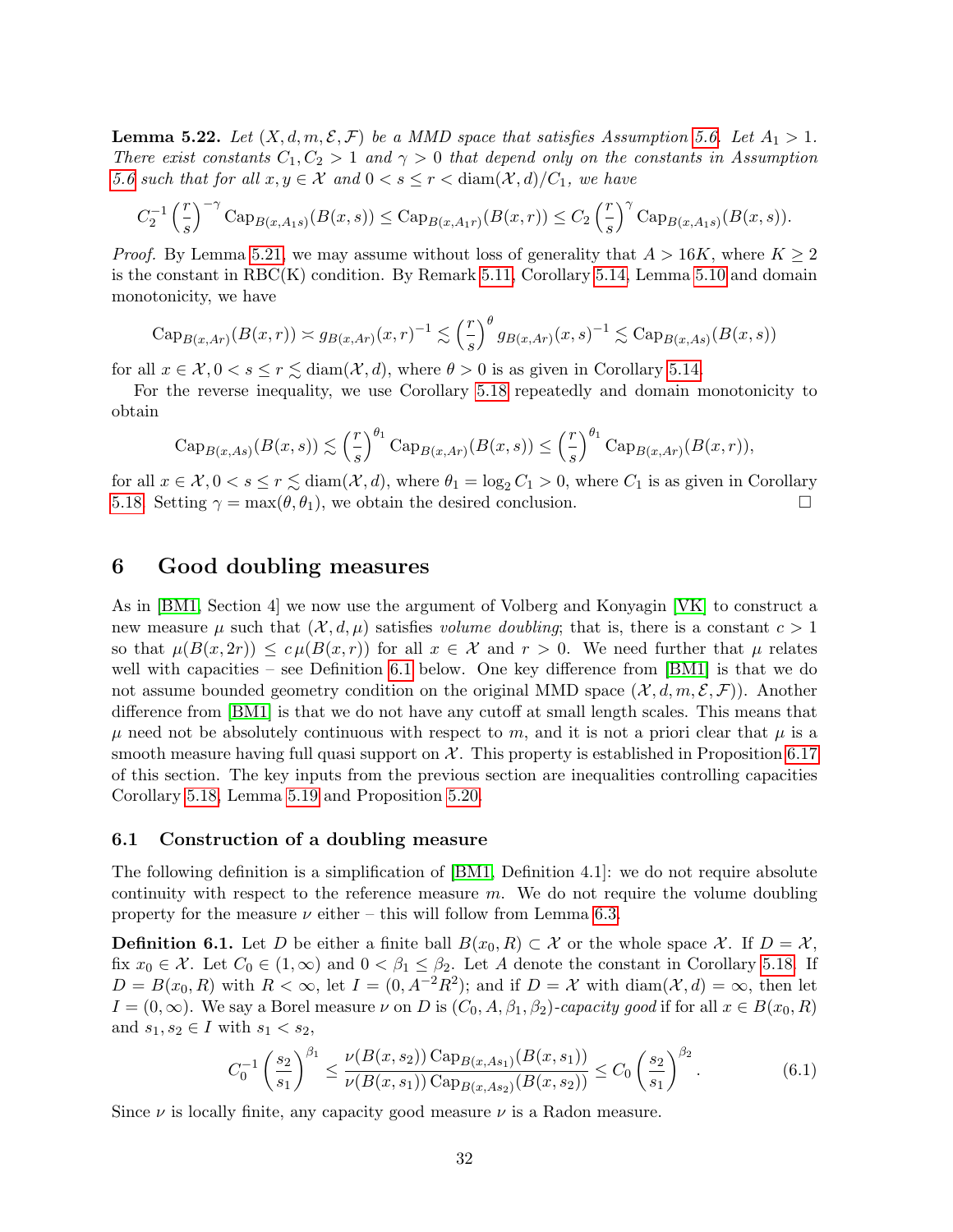**Lemma 5.22.** *Let $(X, d, m, \mathcal{E}, \mathcal{F})$ be a MMD space that satisfies Assumption 5.6. Let $A_1 > 1$. There exist constants $C_1, C_2 > 1$ and $\gamma > 0$ that depend only on the constants in Assumption 5.6 such that for all $x, y \in \mathcal{X}$ and $0 < s \le r < \operatorname{diam}(\mathcal{X}, d)/C_1$, we have*

$$C_2^{-1} \left(\frac{r}{s}\right)^{-\gamma} \operatorname{Cap}_{B(x,A_1 s)}(B(x,s)) \le \operatorname{Cap}_{B(x,A_1 r)}(B(x,r)) \le C_2 \left(\frac{r}{s}\right)^{\gamma} \operatorname{Cap}_{B(x,A_1 s)}(B(x,s)).$$

*Proof.* By Lemma 5.21, we may assume without loss of generality that $A > 16K$, where $K \ge 2$ is the constant in RBC(K) condition. By Remark 5.11, Corollary 5.14, Lemma 5.10 and domain monotonicity, we have

$$\operatorname{Cap}_{B(x,Ar)}(B(x,r)) \asymp g_{B(x,Ar)}(x,r)^{-1} \lesssim \left(\frac{r}{s}\right)^{\theta} g_{B(x,Ar)}(x,s)^{-1} \lesssim \operatorname{Cap}_{B(x,As)}(B(x,s))$$

for all $x \in \mathcal{X}, 0 < s \le r \lesssim \operatorname{diam}(\mathcal{X}, d)$, where $\theta > 0$ is as given in Corollary 5.14.

For the reverse inequality, we use Corollary 5.18 repeatedly and domain monotonicity to obtain

$$\operatorname{Cap}_{B(x,As)}(B(x,s)) \lesssim \left(\frac{r}{s}\right)^{\theta_1} \operatorname{Cap}_{B(x,Ar)}(B(x,s)) \le \left(\frac{r}{s}\right)^{\theta_1} \operatorname{Cap}_{B(x,Ar)}(B(x,r)),$$

for all $x \in \mathcal{X}, 0 < s \le r \lesssim \operatorname{diam}(\mathcal{X}, d)$, where $\theta_1 = \log_2 C_1 > 0$, where $C_1$ is as given in Corollary 5.18. Setting $\gamma = \max(\theta, \theta_1)$, we obtain the desired conclusion. $\square$

# 6 Good doubling measures

As in [BM1, Section 4] we now use the argument of Volberg and Konyagin [VK] to construct a new measure $\mu$ such that $(\mathcal{X}, d, \mu)$ satisfies *volume doubling*; that is, there is a constant $c > 1$ so that $\mu(B(x, 2r)) \le c\,\mu(B(x,r))$ for all $x \in \mathcal{X}$ and $r > 0$. We need further that $\mu$ relates well with capacities – see Definition 6.1 below. One key difference from [BM1] is that we do not assume bounded geometry condition on the original MMD space $(\mathcal{X}, d, m, \mathcal{E}, \mathcal{F})$). Another difference from [BM1] is that we do not have any cutoff at small length scales. This means that $\mu$ need not be absolutely continuous with respect to $m$, and it is not a priori clear that $\mu$ is a smooth measure having full quasi support on $\mathcal{X}$. This property is established in Proposition 6.17 of this section. The key inputs from the previous section are inequalities controlling capacities Corollary 5.18, Lemma 5.19 and Proposition 5.20.

## 6.1 Construction of a doubling measure

The following definition is a simplification of [BM1, Definition 4.1]: we do not require absolute continuity with respect to the reference measure $m$. We do not require the volume doubling property for the measure $\nu$ either – this will follow from Lemma 6.3.

**Definition 6.1.** Let $D$ be either a finite ball $B(x_0, R) \subset \mathcal{X}$ or the whole space $\mathcal{X}$. If $D = \mathcal{X}$, fix $x_0 \in \mathcal{X}$. Let $C_0 \in (1, \infty)$ and $0 < \beta_1 \le \beta_2$. Let $A$ denote the constant in Corollary 5.18. If $D = B(x_0, R)$ with $R < \infty$, let $I = (0, A^{-2}R^2)$; and if $D = \mathcal{X}$ with $\operatorname{diam}(\mathcal{X}, d) = \infty$, then let $I = (0, \infty)$. We say a Borel measure $\nu$ on $D$ is $(C_0, A, \beta_1, \beta_2)$-*capacity good* if for all $x \in B(x_0, R)$ and $s_1, s_2 \in I$ with $s_1 < s_2$,

$$C_0^{-1} \left(\frac{s_2}{s_1}\right)^{\beta_1} \le \frac{\nu(B(x,s_2)) \operatorname{Cap}_{B(x,As_1)}(B(x,s_1))}{\nu(B(x,s_1)) \operatorname{Cap}_{B(x,As_2)}(B(x,s_2))} \le C_0 \left(\frac{s_2}{s_1}\right)^{\beta_2}. \tag{6.1}$$

Since $\nu$ is locally finite, any capacity good measure $\nu$ is a Radon measure.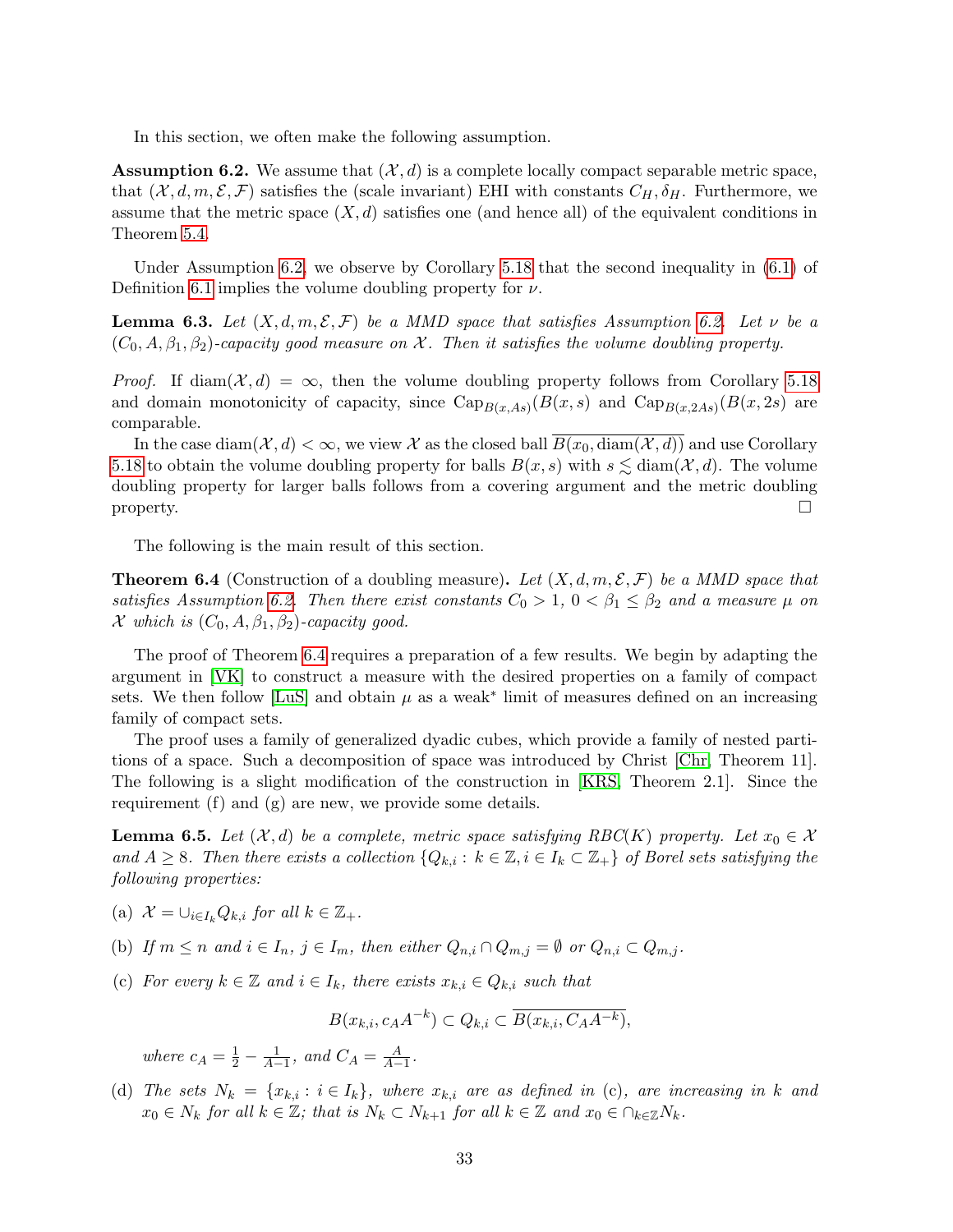In this section, we often make the following assumption.

**Assumption 6.2.** We assume that $(\mathcal{X}, d)$ is a complete locally compact separable metric space, that $(\mathcal{X}, d, m, \mathcal{E}, \mathcal{F})$ satisfies the (scale invariant) EHI with constants $C_H, \delta_H$. Furthermore, we assume that the metric space $(X, d)$ satisfies one (and hence all) of the equivalent conditions in Theorem 5.4.

Under Assumption 6.2, we observe by Corollary 5.18 that the second inequality in (6.1) of Definition 6.1 implies the volume doubling property for $\nu$.

**Lemma 6.3.** *Let $(X, d, m, \mathcal{E}, \mathcal{F})$ be a MMD space that satisfies Assumption 6.2. Let $\nu$ be a $(C_0, A, \beta_1, \beta_2)$-capacity good measure on $\mathcal{X}$. Then it satisfies the volume doubling property.*

*Proof.* If $\operatorname{diam}(\mathcal{X}, d) = \infty$, then the volume doubling property follows from Corollary 5.18 and domain monotonicity of capacity, since $\operatorname{Cap}_{B(x,As)}(B(x, s)$ and $\operatorname{Cap}_{B(x,2As)}(B(x, 2s)$ are comparable.

In the case $\operatorname{diam}(\mathcal{X}, d) < \infty$, we view $\mathcal{X}$ as the closed ball $\overline{B(x_0, \operatorname{diam}(\mathcal{X}, d))}$ and use Corollary 5.18 to obtain the volume doubling property for balls $B(x, s)$ with $s \lesssim \operatorname{diam}(\mathcal{X}, d)$. The volume doubling property for larger balls follows from a covering argument and the metric doubling property. $\square$

The following is the main result of this section.

**Theorem 6.4** (Construction of a doubling measure)**.** *Let $(X, d, m, \mathcal{E}, \mathcal{F})$ be a MMD space that satisfies Assumption 6.2. Then there exist constants $C_0 > 1$, $0 < \beta_1 \le \beta_2$ and a measure $\mu$ on $\mathcal{X}$ which is $(C_0, A, \beta_1, \beta_2)$-capacity good.*

The proof of Theorem 6.4 requires a preparation of a few results. We begin by adapting the argument in [VK] to construct a measure with the desired properties on a family of compact sets. We then follow [LuS] and obtain $\mu$ as a weak* limit of measures defined on an increasing family of compact sets.

The proof uses a family of generalized dyadic cubes, which provide a family of nested partitions of a space. Such a decomposition of space was introduced by Christ [Chr, Theorem 11]. The following is a slight modification of the construction in [KRS, Theorem 2.1]. Since the requirement (f) and (g) are new, we provide some details.

**Lemma 6.5.** *Let $(\mathcal{X}, d)$ be a complete, metric space satisfying RBC($K$) property. Let $x_0 \in \mathcal{X}$ and $A \ge 8$. Then there exists a collection $\{Q_{k,i} : k \in \mathbb{Z}, i \in I_k \subset \mathbb{Z}_+\}$ of Borel sets satisfying the following properties:*

(a) *$\mathcal{X} = \cup_{i \in I_k} Q_{k,i}$ for all $k \in \mathbb{Z}_+$.*

(b) *If $m \le n$ and $i \in I_n$, $j \in I_m$, then either $Q_{n,i} \cap Q_{m,j} = \emptyset$ or $Q_{n,i} \subset Q_{m,j}$.*

(c) *For every $k \in \mathbb{Z}$ and $i \in I_k$, there exists $x_{k,i} \in Q_{k,i}$ such that*

$$B(x_{k,i}, c_A A^{-k}) \subset Q_{k,i} \subset \overline{B(x_{k,i}, C_A A^{-k})},$$

*where $c_A = \frac{1}{2} - \frac{1}{A-1}$, and $C_A = \frac{A}{A-1}$.*

(d) *The sets $N_k = \{x_{k,i} : i \in I_k\}$, where $x_{k,i}$ are as defined in (c), are increasing in $k$ and $x_0 \in N_k$ for all $k \in \mathbb{Z}$; that is $N_k \subset N_{k+1}$ for all $k \in \mathbb{Z}$ and $x_0 \in \cap_{k \in \mathbb{Z}} N_k$.*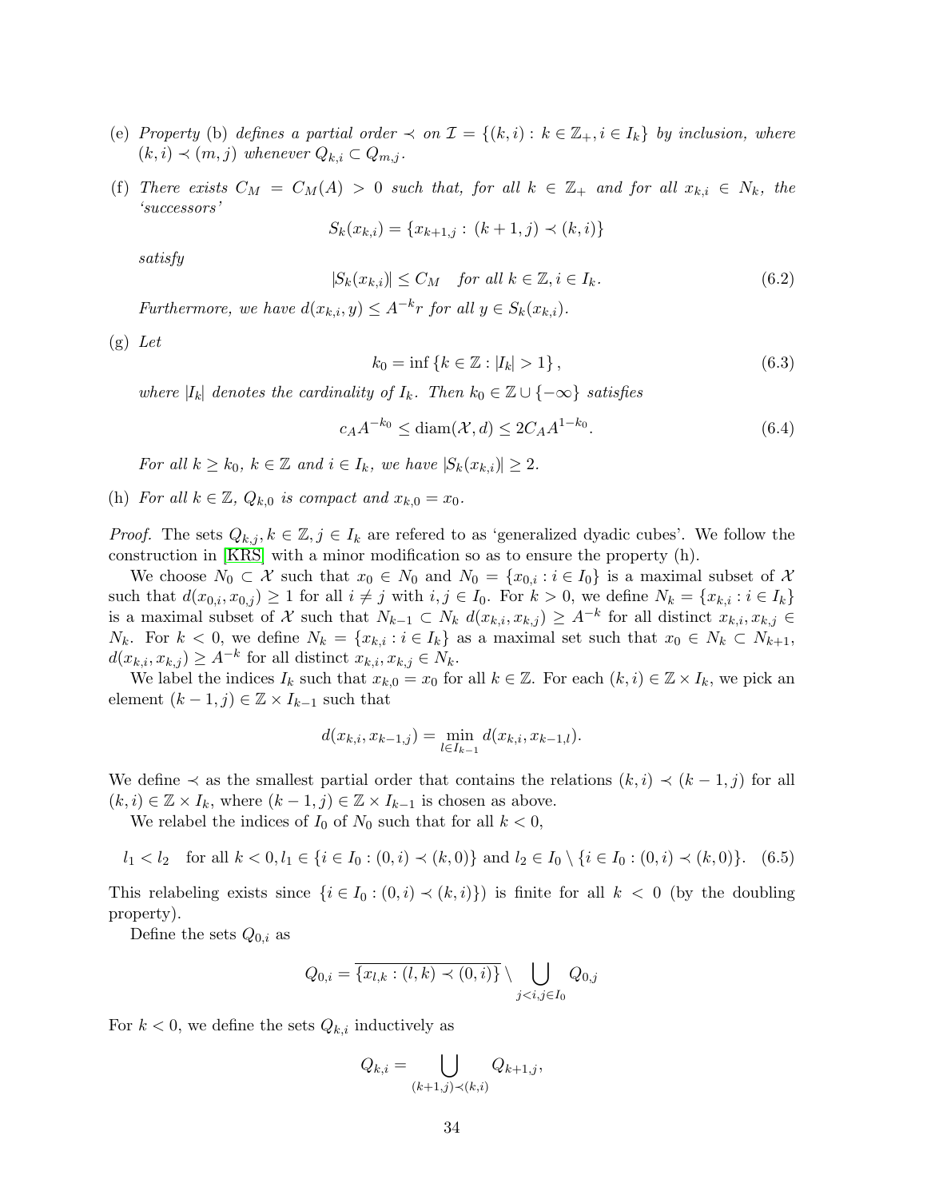(e) *Property* (b) *defines a partial order* $\prec$ *on* $\mathcal{I} = \{(k,i) : k \in \mathbb{Z}_+, i \in I_k\}$ *by inclusion, where* $(k,i) \prec (m,j)$ *whenever* $Q_{k,i} \subset Q_{m,j}$.

(f) *There exists* $C_M = C_M(A) > 0$ *such that, for all* $k \in \mathbb{Z}_+$ *and for all* $x_{k,i} \in N_k$, *the 'successors'*

$$S_k(x_{k,i}) = \{x_{k+1,j} : (k+1,j) \prec (k,i)\}$$

*satisfy*

$$|S_k(x_{k,i})| \le C_M \quad \text{for all } k \in \mathbb{Z}, i \in I_k. \tag{6.2}$$

*Furthermore, we have* $d(x_{k,i}, y) \le A^{-k} r$ *for all* $y \in S_k(x_{k,i})$.

(g) *Let*

$$k_0 = \inf\{k \in \mathbb{Z} : |I_k| > 1\}, \tag{6.3}$$

*where* $|I_k|$ *denotes the cardinality of* $I_k$. *Then* $k_0 \in \mathbb{Z} \cup \{-\infty\}$ *satisfies*

$$c_A A^{-k_0} \le \operatorname{diam}(\mathcal{X}, d) \le 2C_A A^{1-k_0}. \tag{6.4}$$

*For all* $k \ge k_0$, $k \in \mathbb{Z}$ *and* $i \in I_k$, *we have* $|S_k(x_{k,i})| \ge 2$.

(h) *For all* $k \in \mathbb{Z}$, $Q_{k,0}$ *is compact and* $x_{k,0} = x_0$.

*Proof.* The sets $Q_{k,j}, k \in \mathbb{Z}, j \in I_k$ are refered to as 'generalized dyadic cubes'. We follow the construction in [KRS] with a minor modification so as to ensure the property (h).

We choose $N_0 \subset \mathcal{X}$ such that $x_0 \in N_0$ and $N_0 = \{x_{0,i} : i \in I_0\}$ is a maximal subset of $\mathcal{X}$ such that $d(x_{0,i}, x_{0,j}) \ge 1$ for all $i \ne j$ with $i,j \in I_0$. For $k > 0$, we define $N_k = \{x_{k,i} : i \in I_k\}$ is a maximal subset of $\mathcal{X}$ such that $N_{k-1} \subset N_k$ $d(x_{k,i}, x_{k,j}) \ge A^{-k}$ for all distinct $x_{k,i}, x_{k,j} \in N_k$. For $k < 0$, we define $N_k = \{x_{k,i} : i \in I_k\}$ as a maximal set such that $x_0 \in N_k \subset N_{k+1}$, $d(x_{k,i}, x_{k,j}) \ge A^{-k}$ for all distinct $x_{k,i}, x_{k,j} \in N_k$.

We label the indices $I_k$ such that $x_{k,0} = x_0$ for all $k \in \mathbb{Z}$. For each $(k,i) \in \mathbb{Z} \times I_k$, we pick an element $(k-1,j) \in \mathbb{Z} \times I_{k-1}$ such that

$$d(x_{k,i}, x_{k-1,j}) = \min_{l \in I_{k-1}} d(x_{k,i}, x_{k-1,l}).$$

We define $\prec$ as the smallest partial order that contains the relations $(k,i) \prec (k-1,j)$ for all $(k,i) \in \mathbb{Z} \times I_k$, where $(k-1,j) \in \mathbb{Z} \times I_{k-1}$ is chosen as above.

We relabel the indices of $I_0$ of $N_0$ such that for all $k < 0$,

$$l_1 < l_2 \quad \text{for all } k < 0, l_1 \in \{i \in I_0 : (0,i) \prec (k,0)\} \text{ and } l_2 \in I_0 \setminus \{i \in I_0 : (0,i) \prec (k,0)\}. \tag{6.5}$$

This relabeling exists since $\{i \in I_0 : (0,i) \prec (k,i)\})$ is finite for all $k < 0$ (by the doubling property).

Define the sets $Q_{0,i}$ as

$$Q_{0,i} = \overline{\{x_{l,k} : (l,k) \prec (0,i)\}} \setminus \bigcup_{j<i, j \in I_0} Q_{0,j}$$

For $k < 0$, we define the sets $Q_{k,i}$ inductively as

$$Q_{k,i} = \bigcup_{(k+1,j) \prec (k,i)} Q_{k+1,j},$$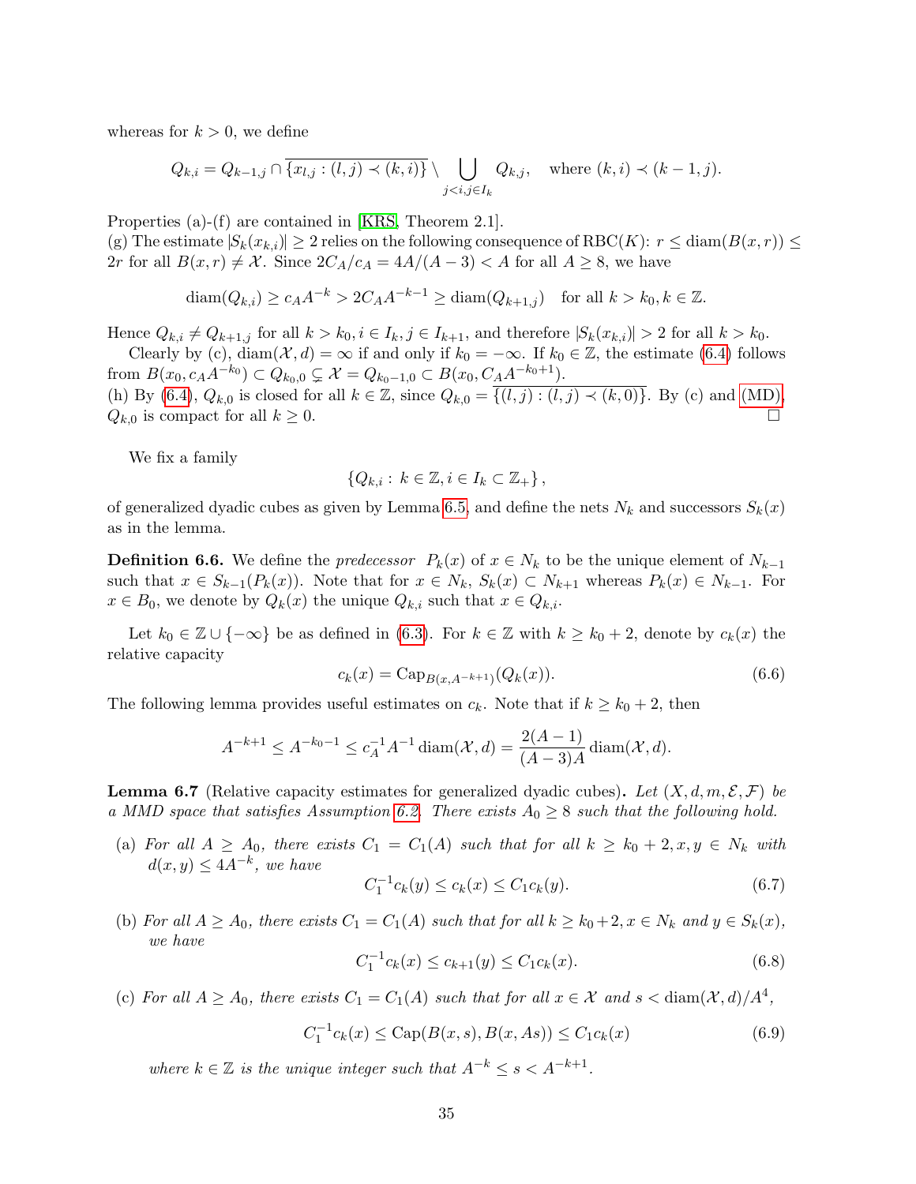whereas for $k > 0$, we define

$$Q_{k,i} = Q_{k-1,j} \cap \overline{\{x_{l,j} : (l,j) \prec (k,i)\}} \setminus \bigcup_{j<i, j \in I_k} Q_{k,j}, \quad \text{where } (k,i) \prec (k-1,j).$$

Properties (a)-(f) are contained in [KRS, Theorem 2.1].

(g) The estimate $|S_k(x_{k,i})| \geq 2$ relies on the following consequence of RBC($K$): $r \leq \operatorname{diam}(B(x,r)) \leq 2r$ for all $B(x,r) \neq \mathcal{X}$. Since $2C_A/c_A = 4A/(A-3) < A$ for all $A \geq 8$, we have

$$\operatorname{diam}(Q_{k,i}) \geq c_A A^{-k} > 2C_A A^{-k-1} \geq \operatorname{diam}(Q_{k+1,j}) \quad \text{for all } k > k_0, k \in \mathbb{Z}.$$

Hence $Q_{k,i} \neq Q_{k+1,j}$ for all $k > k_0, i \in I_k, j \in I_{k+1}$, and therefore $|S_k(x_{k,i})| > 2$ for all $k > k_0$.

Clearly by (c), $\operatorname{diam}(\mathcal{X}, d) = \infty$ if and only if $k_0 = -\infty$. If $k_0 \in \mathbb{Z}$, the estimate (6.4) follows from $B(x_0, c_A A^{-k_0}) \subset Q_{k_0,0} \subsetneq \mathcal{X} = Q_{k_0-1,0} \subset B(x_0, C_A A^{-k_0+1})$.

(h) By (6.4), $Q_{k,0}$ is closed for all $k \in \mathbb{Z}$, since $Q_{k,0} = \overline{\{(l,j) : (l,j) \prec (k,0)\}}$. By (c) and (MD), $Q_{k,0}$ is compact for all $k \geq 0$. $\square$

We fix a family

$$\{Q_{k,i} : k \in \mathbb{Z}, i \in I_k \subset \mathbb{Z}_+\},$$

of generalized dyadic cubes as given by Lemma 6.5, and define the nets $N_k$ and successors $S_k(x)$ as in the lemma.

**Definition 6.6.** We define the *predecessor* $P_k(x)$ of $x \in N_k$ to be the unique element of $N_{k-1}$ such that $x \in S_{k-1}(P_k(x))$. Note that for $x \in N_k$, $S_k(x) \subset N_{k+1}$ whereas $P_k(x) \in N_{k-1}$. For $x \in B_0$, we denote by $Q_k(x)$ the unique $Q_{k,i}$ such that $x \in Q_{k,i}$.

Let $k_0 \in \mathbb{Z} \cup \{-\infty\}$ be as defined in (6.3). For $k \in \mathbb{Z}$ with $k \geq k_0 + 2$, denote by $c_k(x)$ the relative capacity

$$c_k(x) = \operatorname{Cap}_{B(x, A^{-k+1})}(Q_k(x)). \tag{6.6}$$

The following lemma provides useful estimates on $c_k$. Note that if $k \geq k_0 + 2$, then

$$A^{-k+1} \leq A^{-k_0-1} \leq c_A^{-1} A^{-1} \operatorname{diam}(\mathcal{X}, d) = \frac{2(A-1)}{(A-3)A} \operatorname{diam}(\mathcal{X}, d).$$

**Lemma 6.7** (Relative capacity estimates for generalized dyadic cubes)**.** *Let $(X, d, m, \mathcal{E}, \mathcal{F})$ be a MMD space that satisfies Assumption 6.2. There exists $A_0 \geq 8$ such that the following hold.*

(a) *For all $A \geq A_0$, there exists $C_1 = C_1(A)$ such that for all $k \geq k_0 + 2, x, y \in N_k$ with $d(x,y) \leq 4A^{-k}$, we have*
$$C_1^{-1} c_k(y) \leq c_k(x) \leq C_1 c_k(y). \tag{6.7}$$

(b) *For all $A \geq A_0$, there exists $C_1 = C_1(A)$ such that for all $k \geq k_0 + 2, x \in N_k$ and $y \in S_k(x)$, we have*
$$C_1^{-1} c_k(x) \leq c_{k+1}(y) \leq C_1 c_k(x). \tag{6.8}$$

(c) *For all $A \geq A_0$, there exists $C_1 = C_1(A)$ such that for all $x \in \mathcal{X}$ and $s < \operatorname{diam}(\mathcal{X}, d)/A^4$,*
$$C_1^{-1} c_k(x) \leq \operatorname{Cap}(B(x,s), B(x, As)) \leq C_1 c_k(x) \tag{6.9}$$
*where $k \in \mathbb{Z}$ is the unique integer such that $A^{-k} \leq s < A^{-k+1}$.*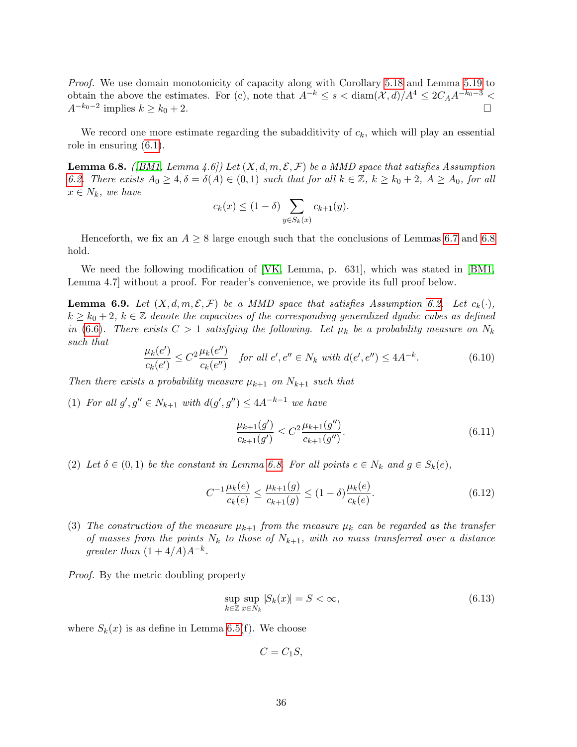*Proof.* We use domain monotonicity of capacity along with Corollary 5.18 and Lemma 5.19 to obtain the above the estimates. For (c), note that $A^{-k} \le s < \mathrm{diam}(\mathcal{X}, d)/A^4 \le 2C_A A^{-k_0-3} < A^{-k_0-2}$ implies $k \ge k_0 + 2$. $\square$

We record one more estimate regarding the subadditivity of $c_k$, which will play an essential role in ensuring (6.1).

**Lemma 6.8.** *([BM1, Lemma 4.6]) Let $(X, d, m, \mathcal{E}, \mathcal{F})$ be a MMD space that satisfies Assumption 6.2. There exists $A_0 \ge 4, \delta = \delta(A) \in (0, 1)$ such that for all $k \in \mathbb{Z}$, $k \ge k_0 + 2$, $A \ge A_0$, for all $x \in N_k$, we have*

$$c_k(x) \le (1 - \delta) \sum_{y \in S_k(x)} c_{k+1}(y).$$

Henceforth, we fix an $A \ge 8$ large enough such that the conclusions of Lemmas 6.7 and 6.8 hold.

We need the following modification of [VK, Lemma, p. 631], which was stated in [BM1, Lemma 4.7] without a proof. For reader's convenience, we provide its full proof below.

**Lemma 6.9.** *Let $(X, d, m, \mathcal{E}, \mathcal{F})$ be a MMD space that satisfies Assumption 6.2. Let $c_k(\cdot)$, $k \ge k_0 + 2$, $k \in \mathbb{Z}$ denote the capacities of the corresponding generalized dyadic cubes as defined in (6.6). There exists $C > 1$ satisfying the following. Let $\mu_k$ be a probability measure on $N_k$ such that*

$$\frac{\mu_k(e')}{c_k(e')} \le C^2 \frac{\mu_k(e'')}{c_k(e'')} \quad \text{for all } e', e'' \in N_k \text{ with } d(e', e'') \le 4A^{-k}. \tag{6.10}$$

*Then there exists a probability measure $\mu_{k+1}$ on $N_{k+1}$ such that*

(1) *For all $g', g'' \in N_{k+1}$ with $d(g', g'') \le 4A^{-k-1}$ we have*

$$\frac{\mu_{k+1}(g')}{c_{k+1}(g')} \le C^2 \frac{\mu_{k+1}(g'')}{c_{k+1}(g'')}. \tag{6.11}$$

(2) *Let $\delta \in (0, 1)$ be the constant in Lemma 6.8. For all points $e \in N_k$ and $g \in S_k(e)$,*

$$C^{-1} \frac{\mu_k(e)}{c_k(e)} \le \frac{\mu_{k+1}(g)}{c_{k+1}(g)} \le (1 - \delta) \frac{\mu_k(e)}{c_k(e)}. \tag{6.12}$$

(3) *The construction of the measure $\mu_{k+1}$ from the measure $\mu_k$ can be regarded as the transfer of masses from the points $N_k$ to those of $N_{k+1}$, with no mass transferred over a distance greater than $(1 + 4/A)A^{-k}$.*

*Proof.* By the metric doubling property

$$\sup_{k \in \mathbb{Z}} \sup_{x \in N_k} |S_k(x)| = S < \infty, \tag{6.13}$$

where $S_k(x)$ is as define in Lemma 6.5(f). We choose

$$C = C_1 S,$$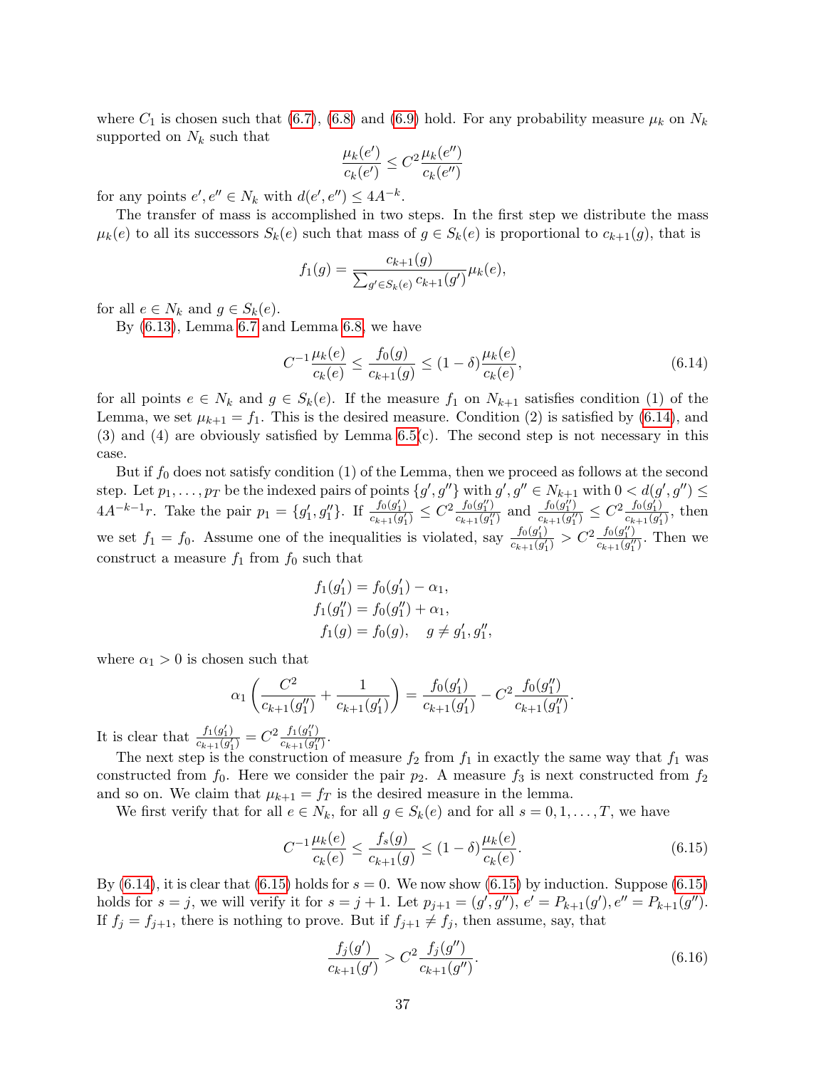where $C_1$ is chosen such that (6.7), (6.8) and (6.9) hold. For any probability measure $\mu_k$ on $N_k$ supported on $N_k$ such that

$$\frac{\mu_k(e')}{c_k(e')} \le C^2 \frac{\mu_k(e'')}{c_k(e'')}$$

for any points $e', e'' \in N_k$ with $d(e', e'') \le 4A^{-k}$.

The transfer of mass is accomplished in two steps. In the first step we distribute the mass $\mu_k(e)$ to all its successors $S_k(e)$ such that mass of $g \in S_k(e)$ is proportional to $c_{k+1}(g)$, that is

$$f_1(g) = \frac{c_{k+1}(g)}{\sum_{g' \in S_k(e)} c_{k+1}(g')} \mu_k(e),$$

for all $e \in N_k$ and $g \in S_k(e)$.

By (6.13), Lemma 6.7 and Lemma 6.8, we have

$$C^{-1} \frac{\mu_k(e)}{c_k(e)} \le \frac{f_0(g)}{c_{k+1}(g)} \le (1-\delta) \frac{\mu_k(e)}{c_k(e)}, \tag{6.14}$$

for all points $e \in N_k$ and $g \in S_k(e)$. If the measure $f_1$ on $N_{k+1}$ satisfies condition (1) of the Lemma, we set $\mu_{k+1} = f_1$. This is the desired measure. Condition (2) is satisfied by (6.14), and (3) and (4) are obviously satisfied by Lemma 6.5(c). The second step is not necessary in this case.

But if $f_0$ does not satisfy condition (1) of the Lemma, then we proceed as follows at the second step. Let $p_1, \ldots, p_T$ be the indexed pairs of points $\{g', g''\}$ with $g', g'' \in N_{k+1}$ with $0 < d(g', g'') \le 4A^{-k-1}r$. Take the pair $p_1 = \{g_1', g_1''\}$. If $\frac{f_0(g_1')}{c_{k+1}(g_1')} \le C^2 \frac{f_0(g_1'')}{c_{k+1}(g_1'')}$ and $\frac{f_0(g_1'')}{c_{k+1}(g_1'')} \le C^2 \frac{f_0(g_1')}{c_{k+1}(g_1')}$, then we set $f_1 = f_0$. Assume one of the inequalities is violated, say $\frac{f_0(g_1')}{c_{k+1}(g_1')} > C^2 \frac{f_0(g_1'')}{c_{k+1}(g_1'')}$. Then we construct a measure $f_1$ from $f_0$ such that

$$\begin{aligned}
f_1(g_1') &= f_0(g_1') - \alpha_1, \\
f_1(g_1'') &= f_0(g_1'') + \alpha_1, \\
f_1(g) &= f_0(g), \quad g \ne g_1', g_1'',
\end{aligned}$$

where $\alpha_1 > 0$ is chosen such that

$$\alpha_1 \left( \frac{C^2}{c_{k+1}(g_1'')} + \frac{1}{c_{k+1}(g_1')} \right) = \frac{f_0(g_1')}{c_{k+1}(g_1')} - C^2 \frac{f_0(g_1'')}{c_{k+1}(g_1'')}.$$

It is clear that $\frac{f_1(g_1')}{c_{k+1}(g_1')} = C^2 \frac{f_1(g_1'')}{c_{k+1}(g_1'')}$.

The next step is the construction of measure $f_2$ from $f_1$ in exactly the same way that $f_1$ was constructed from $f_0$. Here we consider the pair $p_2$. A measure $f_3$ is next constructed from $f_2$ and so on. We claim that $\mu_{k+1} = f_T$ is the desired measure in the lemma.

We first verify that for all $e \in N_k$, for all $g \in S_k(e)$ and for all $s = 0, 1, \ldots, T$, we have

$$C^{-1} \frac{\mu_k(e)}{c_k(e)} \le \frac{f_s(g)}{c_{k+1}(g)} \le (1-\delta) \frac{\mu_k(e)}{c_k(e)}. \tag{6.15}$$

By (6.14), it is clear that (6.15) holds for $s = 0$. We now show (6.15) by induction. Suppose (6.15) holds for $s = j$, we will verify it for $s = j+1$. Let $p_{j+1} = (g', g'')$, $e' = P_{k+1}(g')$, $e'' = P_{k+1}(g'')$. If $f_j = f_{j+1}$, there is nothing to prove. But if $f_{j+1} \ne f_j$, then assume, say, that

$$\frac{f_j(g')}{c_{k+1}(g')} > C^2 \frac{f_j(g'')}{c_{k+1}(g'')}. \tag{6.16}$$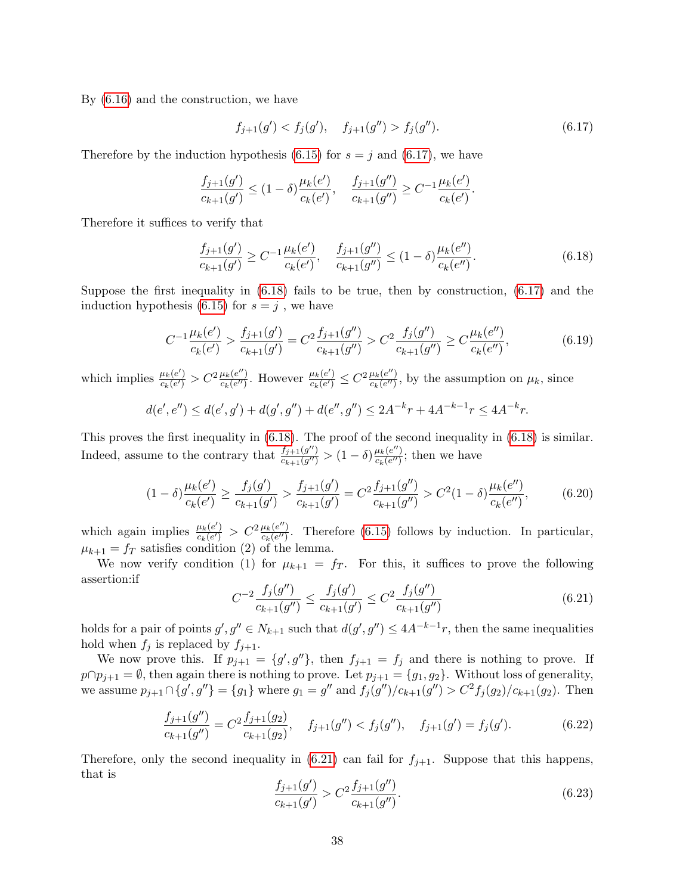By (6.16) and the construction, we have

$$f_{j+1}(g') < f_j(g'), \quad f_{j+1}(g'') > f_j(g''). \tag{6.17}$$

Therefore by the induction hypothesis (6.15) for $s = j$ and (6.17), we have

$$\frac{f_{j+1}(g')}{c_{k+1}(g')} \le (1-\delta)\frac{\mu_k(e')}{c_k(e')}, \quad \frac{f_{j+1}(g'')}{c_{k+1}(g'')} \ge C^{-1}\frac{\mu_k(e')}{c_k(e')}.$$

Therefore it suffices to verify that

$$\frac{f_{j+1}(g')}{c_{k+1}(g')} \ge C^{-1}\frac{\mu_k(e')}{c_k(e')}, \quad \frac{f_{j+1}(g'')}{c_{k+1}(g'')} \le (1-\delta)\frac{\mu_k(e'')}{c_k(e'')}. \tag{6.18}$$

Suppose the first inequality in (6.18) fails to be true, then by construction, (6.17) and the induction hypothesis (6.15) for $s = j$ , we have

$$C^{-1}\frac{\mu_k(e')}{c_k(e')} > \frac{f_{j+1}(g')}{c_{k+1}(g')} = C^2\frac{f_{j+1}(g'')}{c_{k+1}(g'')} > C^2\frac{f_j(g'')}{c_{k+1}(g'')} \ge C\frac{\mu_k(e'')}{c_k(e'')}, \tag{6.19}$$

which implies $\frac{\mu_k(e')}{c_k(e')} > C^2\frac{\mu_k(e'')}{c_k(e'')}$. However $\frac{\mu_k(e')}{c_k(e')} \le C^2\frac{\mu_k(e'')}{c_k(e'')}$, by the assumption on $\mu_k$, since

$$d(e',e'') \le d(e',g') + d(g',g'') + d(e'',g'') \le 2A^{-k}r + 4A^{-k-1}r \le 4A^{-k}r.$$

This proves the first inequality in (6.18). The proof of the second inequality in (6.18) is similar. Indeed, assume to the contrary that $\frac{f_{j+1}(g'')}{c_{k+1}(g'')} > (1-\delta)\frac{\mu_k(e'')}{c_k(e'')}$; then we have

$$(1-\delta)\frac{\mu_k(e')}{c_k(e')} \ge \frac{f_j(g')}{c_{k+1}(g')} > \frac{f_{j+1}(g')}{c_{k+1}(g')} = C^2\frac{f_{j+1}(g'')}{c_{k+1}(g'')} > C^2(1-\delta)\frac{\mu_k(e'')}{c_k(e'')}, \tag{6.20}$$

which again implies $\frac{\mu_k(e')}{c_k(e')} > C^2\frac{\mu_k(e'')}{c_k(e'')}$. Therefore (6.15) follows by induction. In particular, $\mu_{k+1} = f_T$ satisfies condition (2) of the lemma.

We now verify condition (1) for $\mu_{k+1} = f_T$. For this, it suffices to prove the following assertion:if

$$C^{-2}\frac{f_j(g'')}{c_{k+1}(g'')} \le \frac{f_j(g')}{c_{k+1}(g')} \le C^2\frac{f_j(g'')}{c_{k+1}(g'')} \tag{6.21}$$

holds for a pair of points $g', g'' \in N_{k+1}$ such that $d(g',g'') \le 4A^{-k-1}r$, then the same inequalities hold when $f_j$ is replaced by $f_{j+1}$.

We now prove this. If $p_{j+1} = \{g', g''\}$, then $f_{j+1} = f_j$ and there is nothing to prove. If $p \cap p_{j+1} = \emptyset$, then again there is nothing to prove. Let $p_{j+1} = \{g_1, g_2\}$. Without loss of generality, we assume $p_{j+1} \cap \{g', g''\} = \{g_1\}$ where $g_1 = g''$ and $f_j(g'')/c_{k+1}(g'') > C^2 f_j(g_2)/c_{k+1}(g_2)$. Then

$$\frac{f_{j+1}(g'')}{c_{k+1}(g'')} = C^2\frac{f_{j+1}(g_2)}{c_{k+1}(g_2)}, \quad f_{j+1}(g'') < f_j(g''), \quad f_{j+1}(g') = f_j(g'). \tag{6.22}$$

Therefore, only the second inequality in (6.21) can fail for $f_{j+1}$. Suppose that this happens, that is

$$\frac{f_{j+1}(g')}{c_{k+1}(g')} > C^2\frac{f_{j+1}(g'')}{c_{k+1}(g'')}. \tag{6.23}$$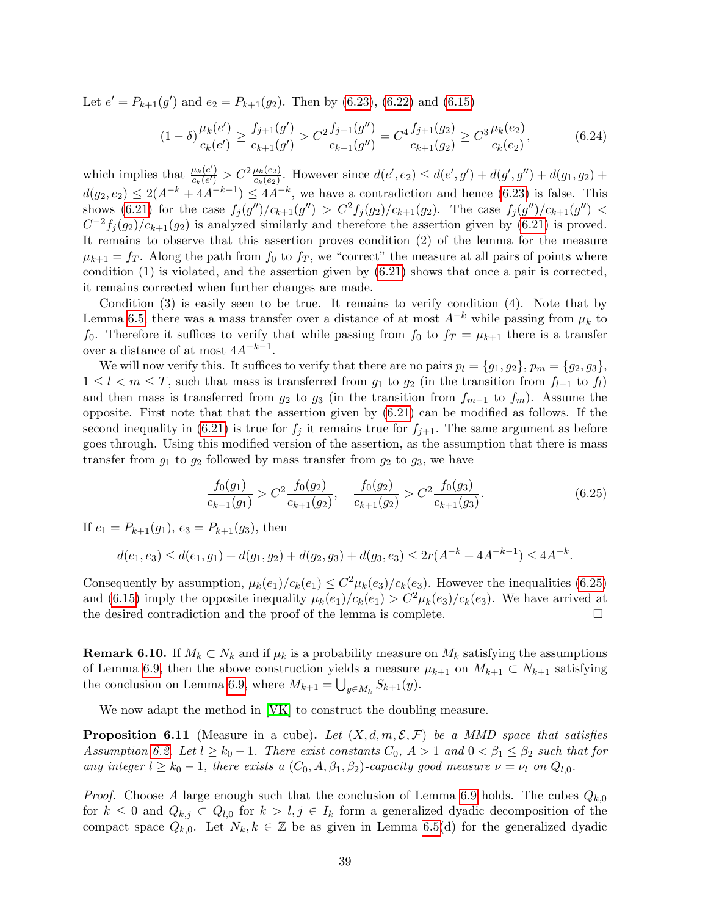Let $e' = P_{k+1}(g')$ and $e_2 = P_{k+1}(g_2)$. Then by (6.23), (6.22) and (6.15)

$$(1-\delta)\frac{\mu_k(e')}{c_k(e')} \geq \frac{f_{j+1}(g')}{c_{k+1}(g')} > C^2 \frac{f_{j+1}(g'')}{c_{k+1}(g'')} = C^4 \frac{f_{j+1}(g_2)}{c_{k+1}(g_2)} \geq C^3 \frac{\mu_k(e_2)}{c_k(e_2)}, \tag{6.24}$$

which implies that $\frac{\mu_k(e')}{c_k(e')} > C^2 \frac{\mu_k(e_2)}{c_k(e_2)}$. However since $d(e', e_2) \leq d(e', g') + d(g', g'') + d(g_1, g_2) + d(g_2, e_2) \leq 2(A^{-k} + 4A^{-k-1}) \leq 4A^{-k}$, we have a contradiction and hence (6.23) is false. This shows (6.21) for the case $f_j(g'')/c_{k+1}(g'') > C^2 f_j(g_2)/c_{k+1}(g_2)$. The case $f_j(g'')/c_{k+1}(g'') < C^{-2} f_j(g_2)/c_{k+1}(g_2)$ is analyzed similarly and therefore the assertion given by (6.21) is proved. It remains to observe that this assertion proves condition (2) of the lemma for the measure $\mu_{k+1} = f_T$. Along the path from $f_0$ to $f_T$, we "correct" the measure at all pairs of points where condition (1) is violated, and the assertion given by (6.21) shows that once a pair is corrected, it remains corrected when further changes are made.

Condition (3) is easily seen to be true. It remains to verify condition (4). Note that by Lemma 6.5, there was a mass transfer over a distance of at most $A^{-k}$ while passing from $\mu_k$ to $f_0$. Therefore it suffices to verify that while passing from $f_0$ to $f_T = \mu_{k+1}$ there is a transfer over a distance of at most $4A^{-k-1}$.

We will now verify this. It suffices to verify that there are no pairs $p_l = \{g_1, g_2\}$, $p_m = \{g_2, g_3\}$, $1 \leq l < m \leq T$, such that mass is transferred from $g_1$ to $g_2$ (in the transition from $f_{l-1}$ to $f_l$) and then mass is transferred from $g_2$ to $g_3$ (in the transition from $f_{m-1}$ to $f_m$). Assume the opposite. First note that that the assertion given by (6.21) can be modified as follows. If the second inequality in (6.21) is true for $f_j$ it remains true for $f_{j+1}$. The same argument as before goes through. Using this modified version of the assertion, as the assumption that there is mass transfer from $g_1$ to $g_2$ followed by mass transfer from $g_2$ to $g_3$, we have

$$\frac{f_0(g_1)}{c_{k+1}(g_1)} > C^2 \frac{f_0(g_2)}{c_{k+1}(g_2)}, \quad \frac{f_0(g_2)}{c_{k+1}(g_2)} > C^2 \frac{f_0(g_3)}{c_{k+1}(g_3)}. \tag{6.25}$$

If $e_1 = P_{k+1}(g_1)$, $e_3 = P_{k+1}(g_3)$, then

$$d(e_1, e_3) \leq d(e_1, g_1) + d(g_1, g_2) + d(g_2, g_3) + d(g_3, e_3) \leq 2r(A^{-k} + 4A^{-k-1}) \leq 4A^{-k}.$$

Consequently by assumption, $\mu_k(e_1)/c_k(e_1) \leq C^2 \mu_k(e_3)/c_k(e_3)$. However the inequalities (6.25) and (6.15) imply the opposite inequality $\mu_k(e_1)/c_k(e_1) > C^2 \mu_k(e_3)/c_k(e_3)$. We have arrived at the desired contradiction and the proof of the lemma is complete. $\square$

**Remark 6.10.** If $M_k \subset N_k$ and if $\mu_k$ is a probability measure on $M_k$ satisfying the assumptions of Lemma 6.9, then the above construction yields a measure $\mu_{k+1}$ on $M_{k+1} \subset N_{k+1}$ satisfying the conclusion on Lemma 6.9, where $M_{k+1} = \bigcup_{y \in M_k} S_{k+1}(y)$.

We now adapt the method in [VK] to construct the doubling measure.

**Proposition 6.11** (Measure in a cube)**.** *Let $(X, d, m, \mathcal{E}, \mathcal{F})$ be a MMD space that satisfies Assumption 6.2. Let $l \geq k_0 - 1$. There exist constants $C_0$, $A > 1$ and $0 < \beta_1 \leq \beta_2$ such that for any integer $l \geq k_0 - 1$, there exists a $(C_0, A, \beta_1, \beta_2)$-capacity good measure $\nu = \nu_l$ on $Q_{l,0}$.*

*Proof.* Choose $A$ large enough such that the conclusion of Lemma 6.9 holds. The cubes $Q_{k,0}$ for $k \leq 0$ and $Q_{k,j} \subset Q_{l,0}$ for $k > l, j \in I_k$ form a generalized dyadic decomposition of the compact space $Q_{k,0}$. Let $N_k, k \in \mathbb{Z}$ be as given in Lemma 6.5(d) for the generalized dyadic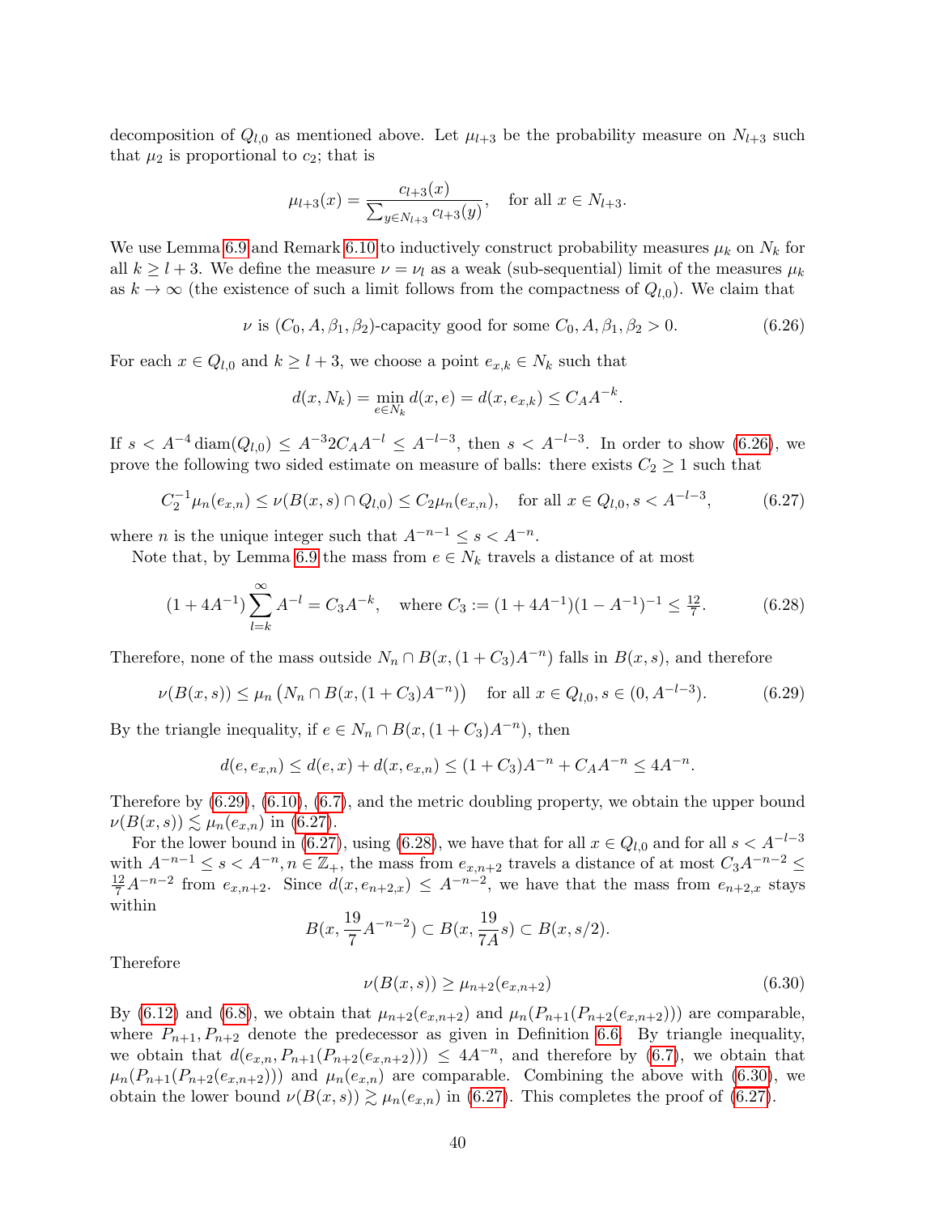decomposition of $Q_{l,0}$ as mentioned above. Let $\mu_{l+3}$ be the probability measure on $N_{l+3}$ such that $\mu_2$ is proportional to $c_2$; that is

$$\mu_{l+3}(x) = \frac{c_{l+3}(x)}{\sum_{y \in N_{l+3}} c_{l+3}(y)}, \quad \text{for all } x \in N_{l+3}.$$

We use Lemma 6.9 and Remark 6.10 to inductively construct probability measures $\mu_k$ on $N_k$ for all $k \geq l+3$. We define the measure $\nu = \nu_l$ as a weak (sub-sequential) limit of the measures $\mu_k$ as $k \to \infty$ (the existence of such a limit follows from the compactness of $Q_{l,0}$). We claim that

$$\nu \text{ is } (C_0, A, \beta_1, \beta_2)\text{-capacity good for some } C_0, A, \beta_1, \beta_2 > 0. \tag{6.26}$$

For each $x \in Q_{l,0}$ and $k \geq l+3$, we choose a point $e_{x,k} \in N_k$ such that

$$d(x, N_k) = \min_{e \in N_k} d(x, e) = d(x, e_{x,k}) \leq C_A A^{-k}.$$

If $s < A^{-4} \operatorname{diam}(Q_{l,0}) \leq A^{-3} 2 C_A A^{-l} \leq A^{-l-3}$, then $s < A^{-l-3}$. In order to show (6.26), we prove the following two sided estimate on measure of balls: there exists $C_2 \geq 1$ such that

$$C_2^{-1} \mu_n(e_{x,n}) \leq \nu(B(x,s) \cap Q_{l,0}) \leq C_2 \mu_n(e_{x,n}), \quad \text{for all } x \in Q_{l,0}, s < A^{-l-3}, \tag{6.27}$$

where $n$ is the unique integer such that $A^{-n-1} \leq s < A^{-n}$.

Note that, by Lemma 6.9 the mass from $e \in N_k$ travels a distance of at most

$$(1 + 4A^{-1}) \sum_{l=k}^{\infty} A^{-l} = C_3 A^{-k}, \quad \text{where } C_3 := (1 + 4A^{-1})(1 - A^{-1})^{-1} \leq \tfrac{12}{7}. \tag{6.28}$$

Therefore, none of the mass outside $N_n \cap B(x, (1 + C_3)A^{-n})$ falls in $B(x,s)$, and therefore

$$\nu(B(x,s)) \leq \mu_n\left(N_n \cap B(x, (1 + C_3)A^{-n})\right) \quad \text{for all } x \in Q_{l,0}, s \in (0, A^{-l-3}). \tag{6.29}$$

By the triangle inequality, if $e \in N_n \cap B(x, (1 + C_3)A^{-n})$, then

$$d(e, e_{x,n}) \leq d(e, x) + d(x, e_{x,n}) \leq (1 + C_3)A^{-n} + C_A A^{-n} \leq 4A^{-n}.$$

Therefore by (6.29), (6.10), (6.7), and the metric doubling property, we obtain the upper bound $\nu(B(x,s)) \lesssim \mu_n(e_{x,n})$ in (6.27).

For the lower bound in (6.27), using (6.28), we have that for all $x \in Q_{l,0}$ and for all $s < A^{-l-3}$ with $A^{-n-1} \leq s < A^{-n}, n \in \mathbb{Z}_+$, the mass from $e_{x,n+2}$ travels a distance of at most $C_3 A^{-n-2} \leq \frac{12}{7} A^{-n-2}$ from $e_{x,n+2}$. Since $d(x, e_{n+2,x}) \leq A^{-n-2}$, we have that the mass from $e_{n+2,x}$ stays within

$$B(x, \frac{19}{7} A^{-n-2}) \subset B(x, \frac{19}{7A} s) \subset B(x, s/2).$$

Therefore

$$\nu(B(x,s)) \geq \mu_{n+2}(e_{x,n+2}) \tag{6.30}$$

By (6.12) and (6.8), we obtain that $\mu_{n+2}(e_{x,n+2})$ and $\mu_n(P_{n+1}(P_{n+2}(e_{x,n+2})))$ are comparable, where $P_{n+1}, P_{n+2}$ denote the predecessor as given in Definition 6.6. By triangle inequality, we obtain that $d(e_{x,n}, P_{n+1}(P_{n+2}(e_{x,n+2}))) \leq 4A^{-n}$, and therefore by (6.7), we obtain that $\mu_n(P_{n+1}(P_{n+2}(e_{x,n+2})))$ and $\mu_n(e_{x,n})$ are comparable. Combining the above with (6.30), we obtain the lower bound $\nu(B(x,s)) \gtrsim \mu_n(e_{x,n})$ in (6.27). This completes the proof of (6.27).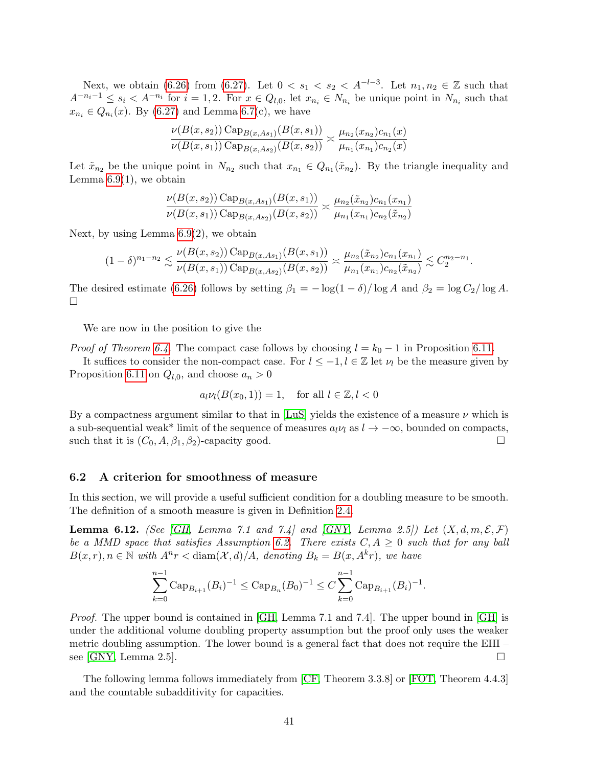Next, we obtain (6.26) from (6.27). Let $0 < s_1 < s_2 < A^{-l-3}$. Let $n_1, n_2 \in \mathbb{Z}$ such that $A^{-n_i-1} \le s_i < A^{-n_i}$ for $i = 1, 2$. For $x \in Q_{l,0}$, let $x_{n_i} \in N_{n_i}$ be unique point in $N_{n_i}$ such that $x_{n_i} \in Q_{n_i}(x)$. By (6.27) and Lemma 6.7(c), we have

$$\frac{\nu(B(x,s_2)) \operatorname{Cap}_{B(x,As_1)}(B(x,s_1))}{\nu(B(x,s_1)) \operatorname{Cap}_{B(x,As_2)}(B(x,s_2))} \asymp \frac{\mu_{n_2}(x_{n_2}) c_{n_1}(x)}{\mu_{n_1}(x_{n_1}) c_{n_2}(x)}$$

Let $\tilde{x}_{n_2}$ be the unique point in $N_{n_2}$ such that $x_{n_1} \in Q_{n_1}(\tilde{x}_{n_2})$. By the triangle inequality and Lemma 6.9(1), we obtain

$$\frac{\nu(B(x,s_2)) \operatorname{Cap}_{B(x,As_1)}(B(x,s_1))}{\nu(B(x,s_1)) \operatorname{Cap}_{B(x,As_2)}(B(x,s_2))} \asymp \frac{\mu_{n_2}(\tilde{x}_{n_2}) c_{n_1}(x_{n_1})}{\mu_{n_1}(x_{n_1}) c_{n_2}(\tilde{x}_{n_2})}$$

Next, by using Lemma 6.9(2), we obtain

$$(1-\delta)^{n_1-n_2} \lesssim \frac{\nu(B(x,s_2)) \operatorname{Cap}_{B(x,As_1)}(B(x,s_1))}{\nu(B(x,s_1)) \operatorname{Cap}_{B(x,As_2)}(B(x,s_2))} \asymp \frac{\mu_{n_2}(\tilde{x}_{n_2}) c_{n_1}(x_{n_1})}{\mu_{n_1}(x_{n_1}) c_{n_2}(\tilde{x}_{n_2})} \lesssim C_2^{n_2-n_1}.$$

The desired estimate (6.26) follows by setting $\beta_1 = -\log(1-\delta)/\log A$ and $\beta_2 = \log C_2/\log A$. □

We are now in the position to give the

*Proof of Theorem 6.4.* The compact case follows by choosing $l = k_0 - 1$ in Proposition 6.11.

It suffices to consider the non-compact case. For $l \le -1, l \in \mathbb{Z}$ let $\nu_l$ be the measure given by Proposition 6.11 on $Q_{l,0}$, and choose $a_n > 0$

$$a_l \nu_l(B(x_0,1)) = 1, \quad \text{for all } l \in \mathbb{Z}, l < 0$$

By a compactness argument similar to that in [LuS] yields the existence of a measure $\nu$ which is a sub-sequential weak* limit of the sequence of measures $a_l \nu_l$ as $l \to -\infty$, bounded on compacts, such that it is $(C_0, A, \beta_1, \beta_2)$-capacity good. □

## 6.2 A criterion for smoothness of measure

In this section, we will provide a useful sufficient condition for a doubling measure to be smooth. The definition of a smooth measure is given in Definition 2.4.

**Lemma 6.12.** *(See [GH, Lemma 7.1 and 7.4] and [GNY, Lemma 2.5]) Let $(X, d, m, \mathcal{E}, \mathcal{F})$ be a MMD space that satisfies Assumption 6.2. There exists $C, A \ge 0$ such that for any ball $B(x,r), n \in \mathbb{N}$ with $A^n r < \operatorname{diam}(\mathcal{X}, d)/A$, denoting $B_k = B(x, A^k r)$, we have*

$$\sum_{k=0}^{n-1} \operatorname{Cap}_{B_{i+1}}(B_i)^{-1} \le \operatorname{Cap}_{B_n}(B_0)^{-1} \le C \sum_{k=0}^{n-1} \operatorname{Cap}_{B_{i+1}}(B_i)^{-1}.$$

*Proof.* The upper bound is contained in [GH, Lemma 7.1 and 7.4]. The upper bound in [GH] is under the additional volume doubling property assumption but the proof only uses the weaker metric doubling assumption. The lower bound is a general fact that does not require the EHI – see [GNY, Lemma 2.5]. □

The following lemma follows immediately from [CF, Theorem 3.3.8] or [FOT, Theorem 4.4.3] and the countable subadditivity for capacities.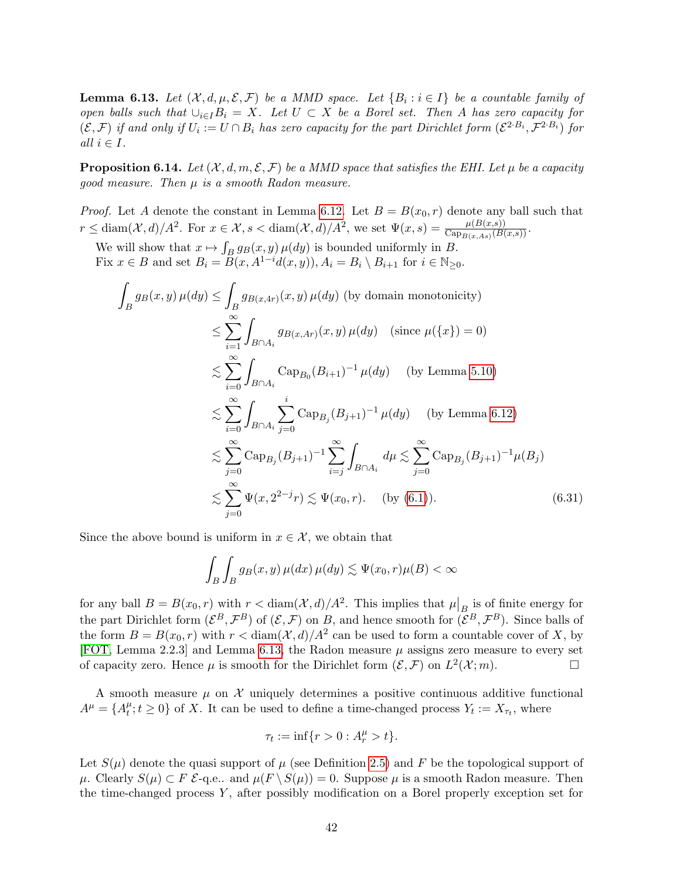**Lemma 6.13.** *Let $(\mathcal{X}, d, \mu, \mathcal{E}, \mathcal{F})$ be a MMD space. Let $\{B_i : i \in I\}$ be a countable family of open balls such that $\cup_{i \in I} B_i = X$. Let $U \subset X$ be a Borel set. Then $A$ has zero capacity for $(\mathcal{E}, \mathcal{F})$ if and only if $U_i := U \cap B_i$ has zero capacity for the part Dirichlet form $(\mathcal{E}^{2 \cdot B_i}, \mathcal{F}^{2 \cdot B_i})$ for all $i \in I$.*

**Proposition 6.14.** *Let $(\mathcal{X}, d, m, \mathcal{E}, \mathcal{F})$ be a MMD space that satisfies the EHI. Let $\mu$ be a capacity good measure. Then $\mu$ is a smooth Radon measure.*

*Proof.* Let $A$ denote the constant in Lemma 6.12. Let $B = B(x_0, r)$ denote any ball such that $r \le \operatorname{diam}(\mathcal{X}, d)/A^2$. For $x \in \mathcal{X}, s < \operatorname{diam}(\mathcal{X}, d)/A^2$, we set $\Psi(x, s) = \frac{\mu(B(x,s))}{\operatorname{Cap}_{B(x,As)}(B(x,s))}$.

We will show that $x \mapsto \int_B g_B(x,y)\,\mu(dy)$ is bounded uniformly in $B$.

Fix $x \in B$ and set $B_i = B(x, A^{1-i} d(x,y)), A_i = B_i \setminus B_{i+1}$ for $i \in \mathbb{N}_{\ge 0}$.

$$
\begin{aligned}
\int_B g_B(x,y)\,\mu(dy) &\le \int_B g_{B(x,4r)}(x,y)\,\mu(dy) \text{ (by domain monotonicity)} \\
&\le \sum_{i=1}^{\infty} \int_{B \cap A_i} g_{B(x,Ar)}(x,y)\,\mu(dy) \quad (\text{since } \mu(\{x\}) = 0) \\
&\lesssim \sum_{i=0}^{\infty} \int_{B \cap A_i} \operatorname{Cap}_{B_0}(B_{i+1})^{-1}\,\mu(dy) \quad \text{(by Lemma 5.10)} \\
&\lesssim \sum_{i=0}^{\infty} \int_{B \cap A_i} \sum_{j=0}^{i} \operatorname{Cap}_{B_j}(B_{j+1})^{-1}\,\mu(dy) \quad \text{(by Lemma 6.12)} \\
&\lesssim \sum_{j=0}^{\infty} \operatorname{Cap}_{B_j}(B_{j+1})^{-1} \sum_{i=j}^{\infty} \int_{B \cap A_i} d\mu \lesssim \sum_{j=0}^{\infty} \operatorname{Cap}_{B_j}(B_{j+1})^{-1} \mu(B_j) \\
&\lesssim \sum_{j=0}^{\infty} \Psi(x, 2^{2-j} r) \lesssim \Psi(x_0, r). \quad \text{(by (6.1))}.
\end{aligned} \tag{6.31}
$$

Since the above bound is uniform in $x \in \mathcal{X}$, we obtain that

$$
\int_B \int_B g_B(x,y)\,\mu(dx)\,\mu(dy) \lesssim \Psi(x_0, r)\mu(B) < \infty
$$

for any ball $B = B(x_0, r)$ with $r < \operatorname{diam}(\mathcal{X}, d)/A^2$. This implies that $\mu\big|_B$ is of finite energy for the part Dirichlet form $(\mathcal{E}^B, \mathcal{F}^B)$ of $(\mathcal{E}, \mathcal{F})$ on $B$, and hence smooth for $(\mathcal{E}^B, \mathcal{F}^B)$. Since balls of the form $B = B(x_0, r)$ with $r < \operatorname{diam}(\mathcal{X}, d)/A^2$ can be used to form a countable cover of $X$, by [FOT, Lemma 2.2.3] and Lemma 6.13, the Radon measure $\mu$ assigns zero measure to every set of capacity zero. Hence $\mu$ is smooth for the Dirichlet form $(\mathcal{E}, \mathcal{F})$ on $L^2(\mathcal{X}; m)$. $\square$

A smooth measure $\mu$ on $\mathcal{X}$ uniquely determines a positive continuous additive functional $A^\mu = \{A^\mu_t; t \ge 0\}$ of $X$. It can be used to define a time-changed process $Y_t := X_{\tau_t}$, where

$$
\tau_t := \inf\{r > 0 : A^\mu_r > t\}.
$$

Let $S(\mu)$ denote the quasi support of $\mu$ (see Definition 2.5) and $F$ be the topological support of $\mu$. Clearly $S(\mu) \subset F$ $\mathcal{E}$-q.e.. and $\mu(F \setminus S(\mu)) = 0$. Suppose $\mu$ is a smooth Radon measure. Then the time-changed process $Y$, after possibly modification on a Borel properly exception set for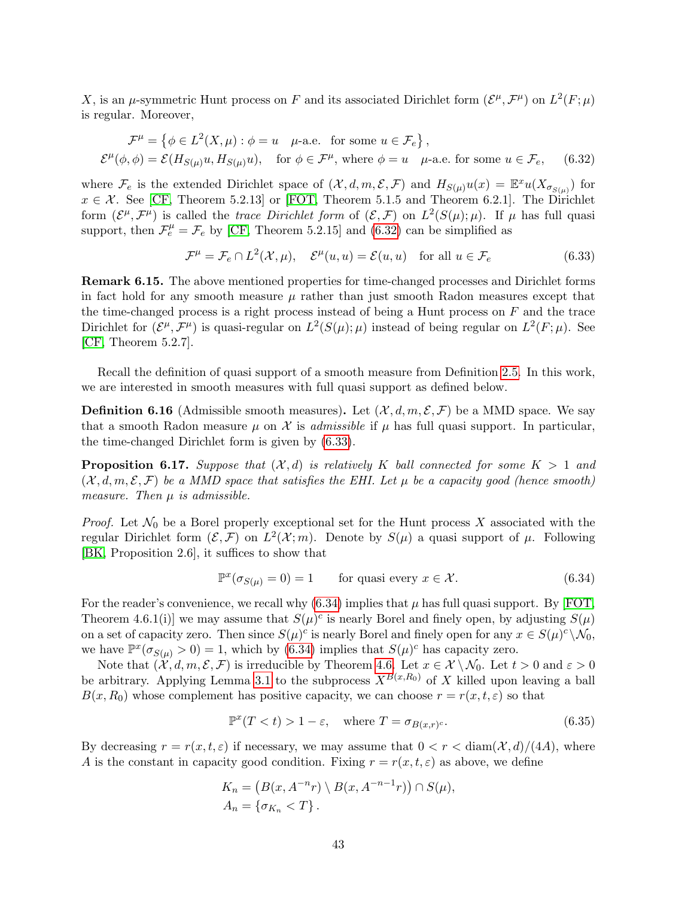$X$, is an $\mu$-symmetric Hunt process on $F$ and its associated Dirichlet form $(\mathcal{E}^\mu, \mathcal{F}^\mu)$ on $L^2(F;\mu)$ is regular. Moreover,

$$\begin{aligned}
\mathcal{F}^\mu &= \left\{\phi \in L^2(X,\mu) : \phi = u \quad \mu\text{-a.e. for some } u \in \mathcal{F}_e\right\}, \\
\mathcal{E}^\mu(\phi,\phi) &= \mathcal{E}(H_{S(\mu)}u, H_{S(\mu)}u), \quad \text{for } \phi \in \mathcal{F}^\mu, \text{ where } \phi = u \quad \mu\text{-a.e. for some } u \in \mathcal{F}_e,
\end{aligned} \tag{6.32}$$

where $\mathcal{F}_e$ is the extended Dirichlet space of $(\mathcal{X}, d, m, \mathcal{E}, \mathcal{F})$ and $H_{S(\mu)}u(x) = \mathbb{E}^x u(X_{\sigma_{S(\mu)}})$ for $x \in \mathcal{X}$. See [CF, Theorem 5.2.13] or [FOT, Theorem 5.1.5 and Theorem 6.2.1]. The Dirichlet form $(\mathcal{E}^\mu, \mathcal{F}^\mu)$ is called the *trace Dirichlet form* of $(\mathcal{E}, \mathcal{F})$ on $L^2(S(\mu);\mu)$. If $\mu$ has full quasi support, then $\mathcal{F}^\mu_e = \mathcal{F}_e$ by [CF, Theorem 5.2.15] and (6.32) can be simplified as

$$\mathcal{F}^\mu = \mathcal{F}_e \cap L^2(\mathcal{X},\mu), \quad \mathcal{E}^\mu(u,u) = \mathcal{E}(u,u) \quad \text{for all } u \in \mathcal{F}_e \tag{6.33}$$

**Remark 6.15.** The above mentioned properties for time-changed processes and Dirichlet forms in fact hold for any smooth measure $\mu$ rather than just smooth Radon measures except that the time-changed process is a right process instead of being a Hunt process on $F$ and the trace Dirichlet for $(\mathcal{E}^\mu, \mathcal{F}^\mu)$ is quasi-regular on $L^2(S(\mu);\mu)$ instead of being regular on $L^2(F;\mu)$. See [CF, Theorem 5.2.7].

Recall the definition of quasi support of a smooth measure from Definition 2.5. In this work, we are interested in smooth measures with full quasi support as defined below.

**Definition 6.16** (Admissible smooth measures)**.** Let $(\mathcal{X}, d, m, \mathcal{E}, \mathcal{F})$ be a MMD space. We say that a smooth Radon measure $\mu$ on $\mathcal{X}$ is *admissible* if $\mu$ has full quasi support. In particular, the time-changed Dirichlet form is given by (6.33).

**Proposition 6.17.** *Suppose that $(\mathcal{X}, d)$ is relatively $K$ ball connected for some $K > 1$ and $(\mathcal{X}, d, m, \mathcal{E}, \mathcal{F})$ be a MMD space that satisfies the EHI. Let $\mu$ be a capacity good (hence smooth) measure. Then $\mu$ is admissible.*

*Proof.* Let $\mathcal{N}_0$ be a Borel properly exceptional set for the Hunt process $X$ associated with the regular Dirichlet form $(\mathcal{E}, \mathcal{F})$ on $L^2(\mathcal{X};m)$. Denote by $S(\mu)$ a quasi support of $\mu$. Following [BK, Proposition 2.6], it suffices to show that

$$\mathbb{P}^x(\sigma_{S(\mu)} = 0) = 1 \qquad \text{for quasi every } x \in \mathcal{X}. \tag{6.34}$$

For the reader's convenience, we recall why (6.34) implies that $\mu$ has full quasi support. By [FOT, Theorem 4.6.1(i)] we may assume that $S(\mu)^c$ is nearly Borel and finely open, by adjusting $S(\mu)$ on a set of capacity zero. Then since $S(\mu)^c$ is nearly Borel and finely open for any $x \in S(\mu)^c \setminus \mathcal{N}_0$, we have $\mathbb{P}^x(\sigma_{S(\mu)} > 0) = 1$, which by (6.34) implies that $S(\mu)^c$ has capacity zero.

Note that $(\mathcal{X}, d, m, \mathcal{E}, \mathcal{F})$ is irreducible by Theorem 4.6. Let $x \in \mathcal{X} \setminus \mathcal{N}_0$. Let $t > 0$ and $\varepsilon > 0$ be arbitrary. Applying Lemma 3.1 to the subprocess $X^{B(x,R_0)}$ of $X$ killed upon leaving a ball $B(x,R_0)$ whose complement has positive capacity, we can choose $r = r(x,t,\varepsilon)$ so that

$$\mathbb{P}^x(T < t) > 1 - \varepsilon, \quad \text{where } T = \sigma_{B(x,r)^c}. \tag{6.35}$$

By decreasing $r = r(x,t,\varepsilon)$ if necessary, we may assume that $0 < r < \operatorname{diam}(\mathcal{X}, d)/(4A)$, where $A$ is the constant in capacity good condition. Fixing $r = r(x,t,\varepsilon)$ as above, we define

$$\begin{aligned}
K_n &= \left(B(x, A^{-n}r) \setminus B(x, A^{-n-1}r)\right) \cap S(\mu), \\
A_n &= \left\{\sigma_{K_n} < T\right\}.
\end{aligned}$$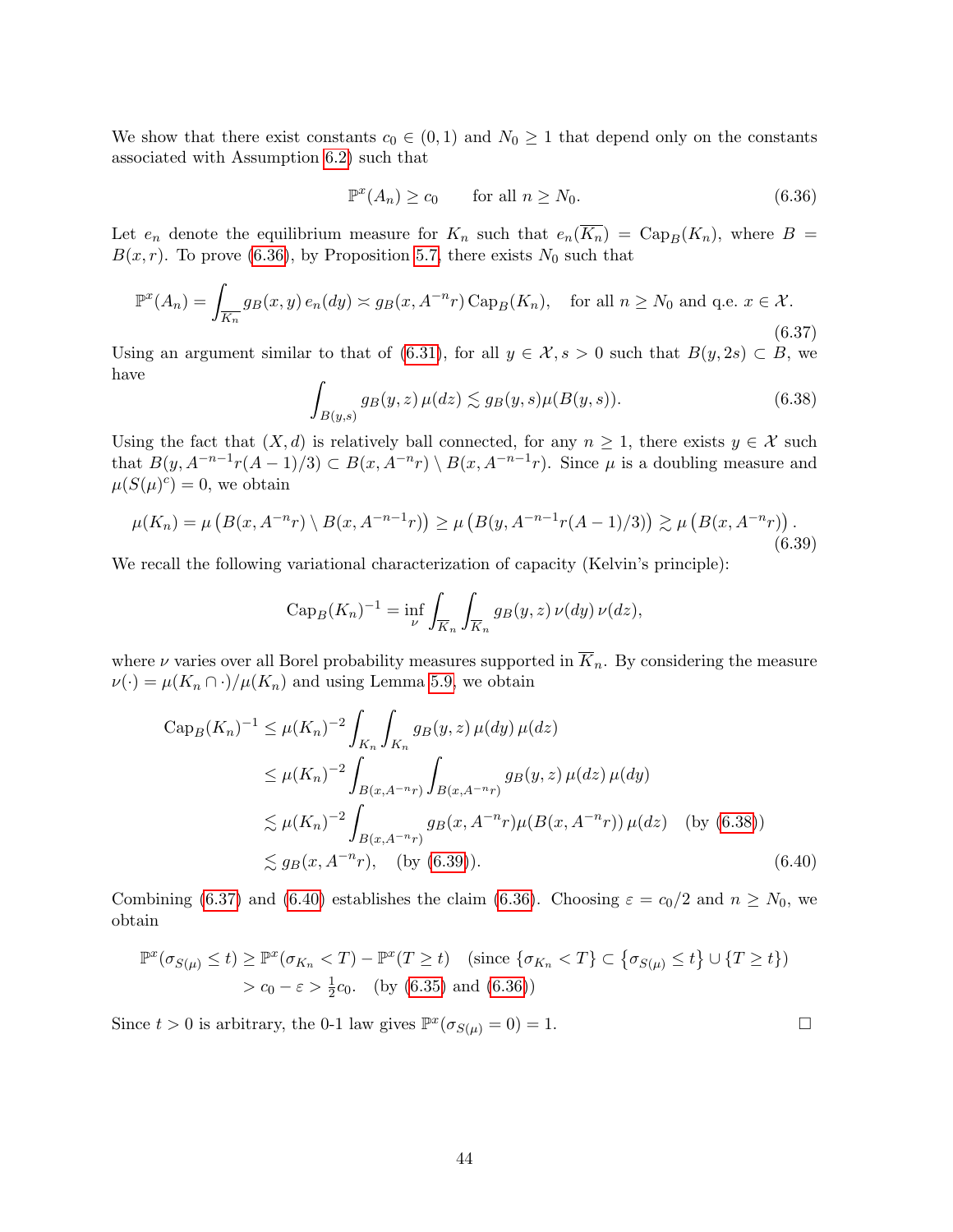We show that there exist constants $c_0 \in (0,1)$ and $N_0 \geq 1$ that depend only on the constants associated with Assumption 6.2) such that

$$\mathbb{P}^x(A_n) \geq c_0 \qquad \text{for all } n \geq N_0. \tag{6.36}$$

Let $e_n$ denote the equilibrium measure for $K_n$ such that $e_n(\overline{K_n}) = \mathrm{Cap}_B(K_n)$, where $B = B(x,r)$. To prove (6.36), by Proposition 5.7, there exists $N_0$ such that

$$\mathbb{P}^x(A_n) = \int_{\overline{K_n}} g_B(x,y)\, e_n(dy) \asymp g_B(x, A^{-n}r)\, \mathrm{Cap}_B(K_n), \quad \text{for all } n \geq N_0 \text{ and q.e. } x \in \mathcal{X}. \tag{6.37}$$

Using an argument similar to that of (6.31), for all $y \in \mathcal{X}, s > 0$ such that $B(y, 2s) \subset B$, we have

$$\int_{B(y,s)} g_B(y,z)\, \mu(dz) \lesssim g_B(y,s)\mu(B(y,s)). \tag{6.38}$$

Using the fact that $(X,d)$ is relatively ball connected, for any $n \geq 1$, there exists $y \in \mathcal{X}$ such that $B(y, A^{-n-1}r(A-1)/3) \subset B(x, A^{-n}r) \setminus B(x, A^{-n-1}r)$. Since $\mu$ is a doubling measure and $\mu(S(\mu)^c) = 0$, we obtain

$$\mu(K_n) = \mu\left(B(x, A^{-n}r) \setminus B(x, A^{-n-1}r)\right) \geq \mu\left(B(y, A^{-n-1}r(A-1)/3)\right) \gtrsim \mu\left(B(x, A^{-n}r)\right). \tag{6.39}$$

We recall the following variational characterization of capacity (Kelvin's principle):

$$\mathrm{Cap}_B(K_n)^{-1} = \inf_\nu \int_{\overline{K_n}} \int_{\overline{K_n}} g_B(y,z)\, \nu(dy)\, \nu(dz),$$

where $\nu$ varies over all Borel probability measures supported in $\overline{K_n}$. By considering the measure $\nu(\cdot) = \mu(K_n \cap \cdot)/\mu(K_n)$ and using Lemma 5.9, we obtain

$$\begin{aligned}
\mathrm{Cap}_B(K_n)^{-1} &\leq \mu(K_n)^{-2} \int_{K_n} \int_{K_n} g_B(y,z)\, \mu(dy)\, \mu(dz) \\
&\leq \mu(K_n)^{-2} \int_{B(x,A^{-n}r)} \int_{B(x,A^{-n}r)} g_B(y,z)\, \mu(dz)\, \mu(dy) \\
&\lesssim \mu(K_n)^{-2} \int_{B(x,A^{-n}r)} g_B(x, A^{-n}r) \mu(B(x, A^{-n}r))\, \mu(dz) \quad (\text{by (6.38)}) \\
&\lesssim g_B(x, A^{-n}r), \quad (\text{by (6.39)}).
\end{aligned} \tag{6.40}$$

Combining (6.37) and (6.40) establishes the claim (6.36). Choosing $\varepsilon = c_0/2$ and $n \geq N_0$, we obtain

$$\begin{aligned}
\mathbb{P}^x(\sigma_{S(\mu)} \leq t) &\geq \mathbb{P}^x(\sigma_{K_n} < T) - \mathbb{P}^x(T \geq t) \quad (\text{since } \{\sigma_{K_n} < T\} \subset \left\{\sigma_{S(\mu)} \leq t\right\} \cup \{T \geq t\}) \\
&> c_0 - \varepsilon > \tfrac{1}{2}c_0. \quad (\text{by (6.35) and (6.36)})
\end{aligned}$$

Since $t > 0$ is arbitrary, the 0-1 law gives $\mathbb{P}^x(\sigma_{S(\mu)} = 0) = 1$. $\square$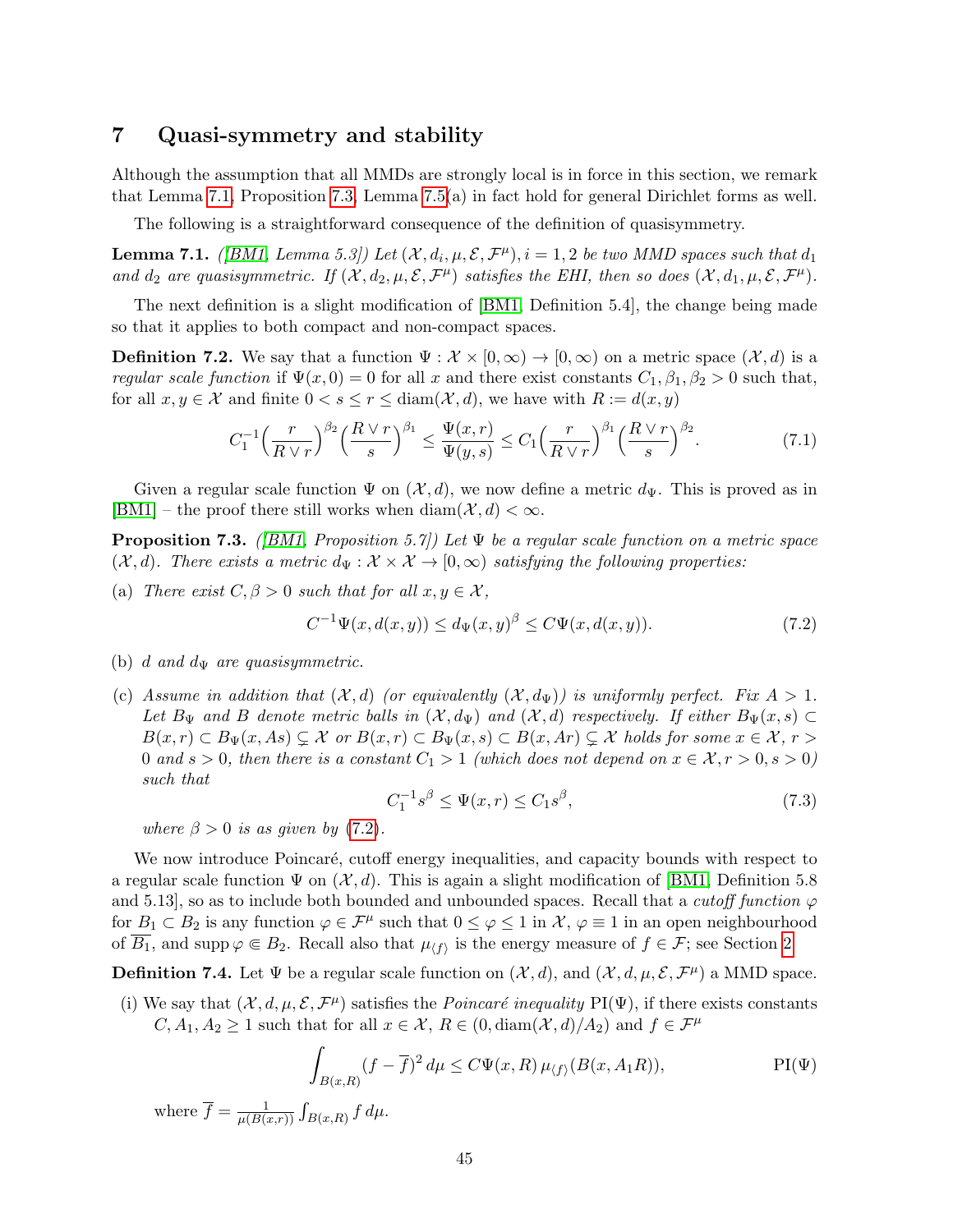# 7 Quasi-symmetry and stability

Although the assumption that all MMDs are strongly local is in force in this section, we remark that Lemma 7.1, Proposition 7.3, Lemma 7.5(a) in fact hold for general Dirichlet forms as well.

The following is a straightforward consequence of the definition of quasisymmetry.

**Lemma 7.1.** *([BM1, Lemma 5.3]) Let $(\mathcal{X}, d_i, \mu, \mathcal{E}, \mathcal{F}^\mu), i = 1, 2$ be two MMD spaces such that $d_1$ and $d_2$ are quasisymmetric. If $(\mathcal{X}, d_2, \mu, \mathcal{E}, \mathcal{F}^\mu)$ satisfies the EHI, then so does $(\mathcal{X}, d_1, \mu, \mathcal{E}, \mathcal{F}^\mu)$.*

The next definition is a slight modification of [BM1, Definition 5.4], the change being made so that it applies to both compact and non-compact spaces.

**Definition 7.2.** We say that a function $\Psi : \mathcal{X} \times [0, \infty) \to [0, \infty)$ on a metric space $(\mathcal{X}, d)$ is a *regular scale function* if $\Psi(x, 0) = 0$ for all $x$ and there exist constants $C_1, \beta_1, \beta_2 > 0$ such that, for all $x, y \in \mathcal{X}$ and finite $0 < s \le r \le \operatorname{diam}(\mathcal{X}, d)$, we have with $R := d(x, y)$

$$C_1^{-1}\Big(\frac{r}{R \vee r}\Big)^{\beta_2}\Big(\frac{R \vee r}{s}\Big)^{\beta_1} \le \frac{\Psi(x, r)}{\Psi(y, s)} \le C_1\Big(\frac{r}{R \vee r}\Big)^{\beta_1}\Big(\frac{R \vee r}{s}\Big)^{\beta_2}. \tag{7.1}$$

Given a regular scale function $\Psi$ on $(\mathcal{X}, d)$, we now define a metric $d_\Psi$. This is proved as in [BM1] – the proof there still works when $\operatorname{diam}(\mathcal{X}, d) < \infty$.

**Proposition 7.3.** *([BM1, Proposition 5.7]) Let $\Psi$ be a regular scale function on a metric space $(\mathcal{X}, d)$. There exists a metric $d_\Psi : \mathcal{X} \times \mathcal{X} \to [0, \infty)$ satisfying the following properties:*

(a) *There exist $C, \beta > 0$ such that for all $x, y \in \mathcal{X}$,*

$$C^{-1}\Psi(x, d(x, y)) \le d_\Psi(x, y)^\beta \le C\Psi(x, d(x, y)). \tag{7.2}$$

(b) *$d$ and $d_\Psi$ are quasisymmetric.*

(c) *Assume in addition that $(\mathcal{X}, d)$ (or equivalently $(\mathcal{X}, d_\Psi)$) is uniformly perfect. Fix $A > 1$. Let $B_\Psi$ and $B$ denote metric balls in $(\mathcal{X}, d_\Psi)$ and $(\mathcal{X}, d)$ respectively. If either $B_\Psi(x, s) \subset B(x, r) \subset B_\Psi(x, As) \subsetneq \mathcal{X}$ or $B(x, r) \subset B_\Psi(x, s) \subset B(x, Ar) \subsetneq \mathcal{X}$ holds for some $x \in \mathcal{X}$, $r > 0$ and $s > 0$, then there is a constant $C_1 > 1$ (which does not depend on $x \in \mathcal{X}, r > 0, s > 0$) such that*

$$C_1^{-1} s^\beta \le \Psi(x, r) \le C_1 s^\beta, \tag{7.3}$$

*where $\beta > 0$ is as given by (7.2).*

We now introduce Poincaré, cutoff energy inequalities, and capacity bounds with respect to a regular scale function $\Psi$ on $(\mathcal{X}, d)$. This is again a slight modification of [BM1, Definition 5.8 and 5.13], so as to include both bounded and unbounded spaces. Recall that a *cutoff function* $\varphi$ for $B_1 \subset B_2$ is any function $\varphi \in \mathcal{F}^\mu$ such that $0 \le \varphi \le 1$ in $\mathcal{X}$, $\varphi \equiv 1$ in an open neighbourhood of $\overline{B_1}$, and $\operatorname{supp} \varphi \Subset B_2$. Recall also that $\mu_{\langle f \rangle}$ is the energy measure of $f \in \mathcal{F}$; see Section 2.

**Definition 7.4.** Let $\Psi$ be a regular scale function on $(\mathcal{X}, d)$, and $(\mathcal{X}, d, \mu, \mathcal{E}, \mathcal{F}^\mu)$ a MMD space.

(i) We say that $(\mathcal{X}, d, \mu, \mathcal{E}, \mathcal{F}^\mu)$ satisfies the *Poincaré inequality* PI($\Psi$), if there exists constants $C, A_1, A_2 \ge 1$ such that for all $x \in \mathcal{X}$, $R \in (0, \operatorname{diam}(\mathcal{X}, d)/A_2)$ and $f \in \mathcal{F}^\mu$

$$\int_{B(x,R)} (f - \overline{f})^2 \, d\mu \le C\Psi(x, R)\, \mu_{\langle f \rangle}(B(x, A_1 R)), \tag{PI($\Psi$)}$$

where $\overline{f} = \frac{1}{\mu(B(x,r))} \int_{B(x,R)} f \, d\mu$.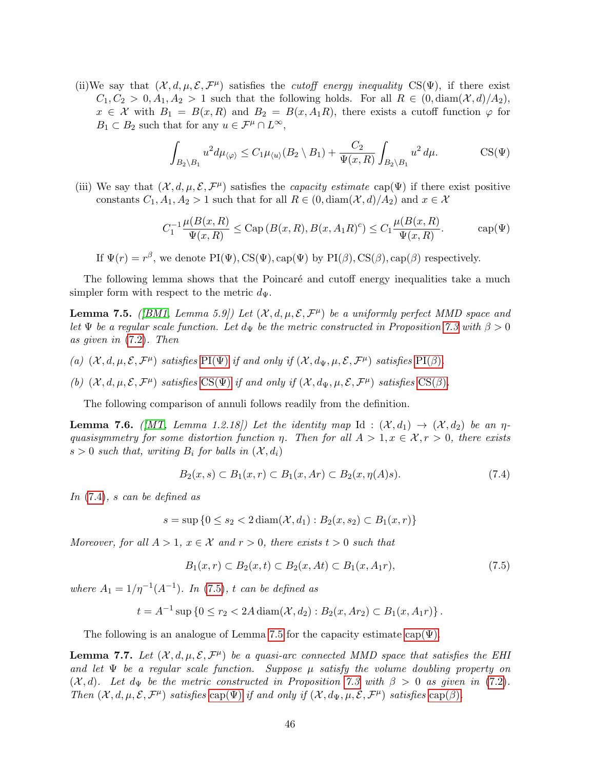(ii)We say that $(\mathcal{X}, d, \mu, \mathcal{E}, \mathcal{F}^\mu)$ satisfies the *cutoff energy inequality* $\mathrm{CS}(\Psi)$, if there exist $C_1, C_2 > 0, A_1, A_2 > 1$ such that the following holds. For all $R \in (0, \mathrm{diam}(\mathcal{X}, d)/A_2)$, $x \in \mathcal{X}$ with $B_1 = B(x, R)$ and $B_2 = B(x, A_1 R)$, there exists a cutoff function $\varphi$ for $B_1 \subset B_2$ such that for any $u \in \mathcal{F}^\mu \cap L^\infty$,

$$\int_{B_2 \setminus B_1} u^2 d\mu_{\langle \varphi \rangle} \leq C_1 \mu_{\langle u \rangle}(B_2 \setminus B_1) + \frac{C_2}{\Psi(x,R)} \int_{B_2 \setminus B_1} u^2 \, d\mu. \qquad \mathrm{CS}(\Psi)$$

(iii) We say that $(\mathcal{X}, d, \mu, \mathcal{E}, \mathcal{F}^\mu)$ satisfies the *capacity estimate* $\mathrm{cap}(\Psi)$ if there exist positive constants $C_1, A_1, A_2 > 1$ such that for all $R \in (0, \mathrm{diam}(\mathcal{X}, d)/A_2)$ and $x \in \mathcal{X}$

$$C_1^{-1} \frac{\mu(B(x,R))}{\Psi(x,R)} \leq \mathrm{Cap}\left(B(x,R), B(x, A_1 R)^c\right) \leq C_1 \frac{\mu(B(x,R))}{\Psi(x,R)}. \qquad \mathrm{cap}(\Psi)$$

If $\Psi(r) = r^\beta$, we denote $\mathrm{PI}(\Psi), \mathrm{CS}(\Psi), \mathrm{cap}(\Psi)$ by $\mathrm{PI}(\beta), \mathrm{CS}(\beta), \mathrm{cap}(\beta)$ respectively.

The following lemma shows that the Poincaré and cutoff energy inequalities take a much simpler form with respect to the metric $d_\Psi$.

**Lemma 7.5.** *([BM1, Lemma 5.9]) Let $(\mathcal{X}, d, \mu, \mathcal{E}, \mathcal{F}^\mu)$ be a uniformly perfect MMD space and let $\Psi$ be a regular scale function. Let $d_\Psi$ be the metric constructed in Proposition 7.3 with $\beta > 0$ as given in (7.2). Then*

*(a) $(\mathcal{X}, d, \mu, \mathcal{E}, \mathcal{F}^\mu)$ satisfies $\mathrm{PI}(\Psi)$ if and only if $(\mathcal{X}, d_\Psi, \mu, \mathcal{E}, \mathcal{F}^\mu)$ satisfies $\mathrm{PI}(\beta)$.*

*(b) $(\mathcal{X}, d, \mu, \mathcal{E}, \mathcal{F}^\mu)$ satisfies $\mathrm{CS}(\Psi)$ if and only if $(\mathcal{X}, d_\Psi, \mu, \mathcal{E}, \mathcal{F}^\mu)$ satisfies $\mathrm{CS}(\beta)$.*

The following comparison of annuli follows readily from the definition.

**Lemma 7.6.** *([MT, Lemma 1.2.18]) Let the identity map $\mathrm{Id} : (\mathcal{X}, d_1) \to (\mathcal{X}, d_2)$ be an $\eta$-quasisymmetry for some distortion function $\eta$. Then for all $A > 1, x \in \mathcal{X}, r > 0$, there exists $s > 0$ such that, writing $B_i$ for balls in $(\mathcal{X}, d_i)$*

$$B_2(x, s) \subset B_1(x, r) \subset B_1(x, Ar) \subset B_2(x, \eta(A)s). \tag{7.4}$$

*In (7.4), $s$ can be defined as*

$$s = \sup \{0 \leq s_2 < 2 \,\mathrm{diam}(\mathcal{X}, d_1) : B_2(x, s_2) \subset B_1(x, r)\}$$

*Moreover, for all $A > 1$, $x \in \mathcal{X}$ and $r > 0$, there exists $t > 0$ such that*

$$B_1(x, r) \subset B_2(x, t) \subset B_2(x, At) \subset B_1(x, A_1 r), \tag{7.5}$$

*where $A_1 = 1/\eta^{-1}(A^{-1})$. In (7.5), $t$ can be defined as*

$$t = A^{-1} \sup \{0 \leq r_2 < 2A \,\mathrm{diam}(\mathcal{X}, d_2) : B_2(x, Ar_2) \subset B_1(x, A_1 r)\}.$$

The following is an analogue of Lemma 7.5 for the capacity estimate $\mathrm{cap}(\Psi)$.

**Lemma 7.7.** *Let $(\mathcal{X}, d, \mu, \mathcal{E}, \mathcal{F}^\mu)$ be a quasi-arc connected MMD space that satisfies the EHI and let $\Psi$ be a regular scale function. Suppose $\mu$ satisfy the volume doubling property on $(\mathcal{X}, d)$. Let $d_\Psi$ be the metric constructed in Proposition 7.3 with $\beta > 0$ as given in (7.2). Then $(\mathcal{X}, d, \mu, \mathcal{E}, \mathcal{F}^\mu)$ satisfies $\mathrm{cap}(\Psi)$ if and only if $(\mathcal{X}, d_\Psi, \mu, \mathcal{E}, \mathcal{F}^\mu)$ satisfies $\mathrm{cap}(\beta)$.*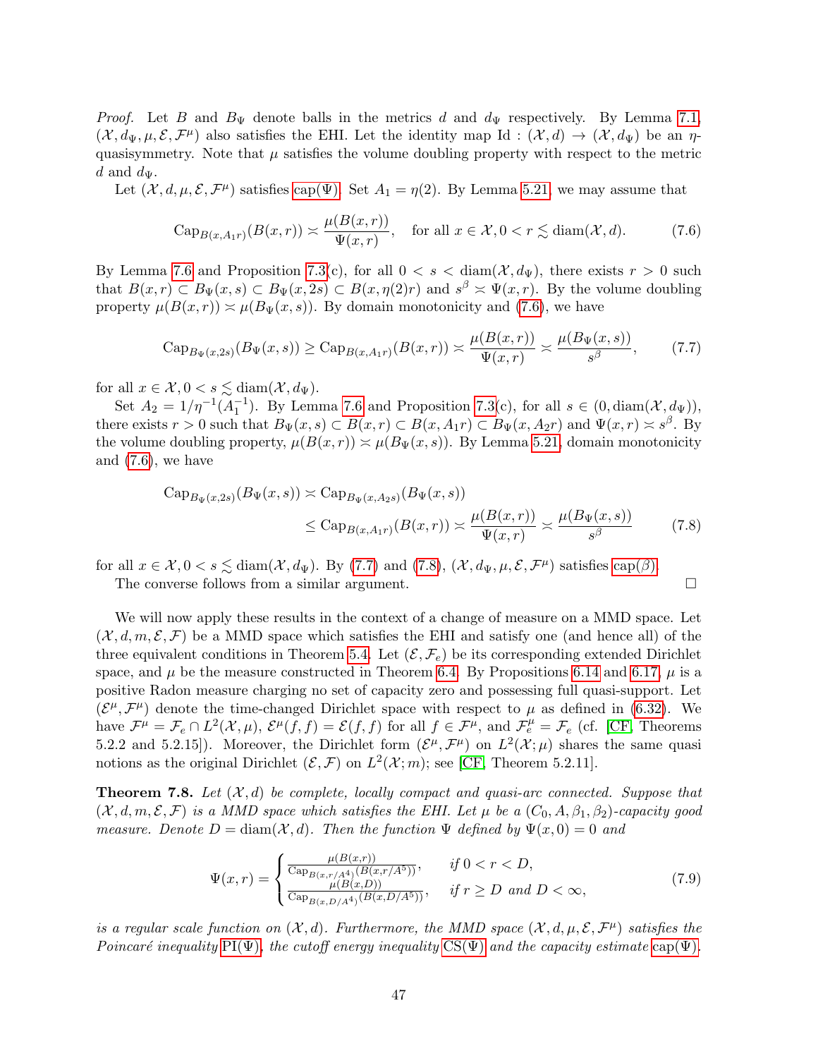*Proof.* Let $B$ and $B_\Psi$ denote balls in the metrics $d$ and $d_\Psi$ respectively. By Lemma 7.1, $(\mathcal{X}, d_\Psi, \mu, \mathcal{E}, \mathcal{F}^\mu)$ also satisfies the EHI. Let the identity map $\mathrm{Id} : (\mathcal{X}, d) \to (\mathcal{X}, d_\Psi)$ be an $\eta$-quasisymmetry. Note that $\mu$ satisfies the volume doubling property with respect to the metric $d$ and $d_\Psi$.

Let $(\mathcal{X}, d, \mu, \mathcal{E}, \mathcal{F}^\mu)$ satisfies cap($\Psi$). Set $A_1 = \eta(2)$. By Lemma 5.21, we may assume that

$$\operatorname{Cap}_{B(x,A_1 r)}(B(x,r)) \asymp \frac{\mu(B(x,r))}{\Psi(x,r)}, \quad \text{for all } x \in \mathcal{X}, 0 < r \lesssim \operatorname{diam}(\mathcal{X}, d). \tag{7.6}$$

By Lemma 7.6 and Proposition 7.3(c), for all $0 < s < \operatorname{diam}(\mathcal{X}, d_\Psi)$, there exists $r > 0$ such that $B(x,r) \subset B_\Psi(x,s) \subset B_\Psi(x,2s) \subset B(x, \eta(2) r)$ and $s^\beta \asymp \Psi(x,r)$. By the volume doubling property $\mu(B(x,r)) \asymp \mu(B_\Psi(x,s))$. By domain monotonicity and (7.6), we have

$$\operatorname{Cap}_{B_\Psi(x,2s)}(B_\Psi(x,s)) \geq \operatorname{Cap}_{B(x,A_1 r)}(B(x,r)) \asymp \frac{\mu(B(x,r))}{\Psi(x,r)} \asymp \frac{\mu(B_\Psi(x,s))}{s^\beta}, \tag{7.7}$$

for all $x \in \mathcal{X}, 0 < s \lesssim \operatorname{diam}(\mathcal{X}, d_\Psi)$.

Set $A_2 = 1/\eta^{-1}(A_1^{-1})$. By Lemma 7.6 and Proposition 7.3(c), for all $s \in (0, \operatorname{diam}(\mathcal{X}, d_\Psi))$, there exists $r > 0$ such that $B_\Psi(x,s) \subset B(x,r) \subset B(x, A_1 r) \subset B_\Psi(x, A_2 r)$ and $\Psi(x,r) \asymp s^\beta$. By the volume doubling property, $\mu(B(x,r)) \asymp \mu(B_\Psi(x,s))$. By Lemma 5.21, domain monotonicity and (7.6), we have

$$\begin{aligned}
\operatorname{Cap}_{B_\Psi(x,2s)}(B_\Psi(x,s)) &\asymp \operatorname{Cap}_{B_\Psi(x,A_2 s)}(B_\Psi(x,s)) \\
&\leq \operatorname{Cap}_{B(x,A_1 r)}(B(x,r)) \asymp \frac{\mu(B(x,r))}{\Psi(x,r)} \asymp \frac{\mu(B_\Psi(x,s))}{s^\beta}
\end{aligned} \tag{7.8}$$

for all $x \in \mathcal{X}, 0 < s \lesssim \operatorname{diam}(\mathcal{X}, d_\Psi)$. By (7.7) and (7.8), $(\mathcal{X}, d_\Psi, \mu, \mathcal{E}, \mathcal{F}^\mu)$ satisfies cap($\beta$).

The converse follows from a similar argument. □

We will now apply these results in the context of a change of measure on a MMD space. Let $(\mathcal{X}, d, m, \mathcal{E}, \mathcal{F})$ be a MMD space which satisfies the EHI and satisfy one (and hence all) of the three equivalent conditions in Theorem 5.4. Let $(\mathcal{E}, \mathcal{F}_e)$ be its corresponding extended Dirichlet space, and $\mu$ be the measure constructed in Theorem 6.4. By Propositions 6.14 and 6.17, $\mu$ is a positive Radon measure charging no set of capacity zero and possessing full quasi-support. Let $(\mathcal{E}^\mu, \mathcal{F}^\mu)$ denote the time-changed Dirichlet space with respect to $\mu$ as defined in (6.32). We have $\mathcal{F}^\mu = \mathcal{F}_e \cap L^2(\mathcal{X}, \mu)$, $\mathcal{E}^\mu(f,f) = \mathcal{E}(f,f)$ for all $f \in \mathcal{F}^\mu$, and $\mathcal{F}_e^\mu = \mathcal{F}_e$ (cf. [CF, Theorems 5.2.2 and 5.2.15]). Moreover, the Dirichlet form $(\mathcal{E}^\mu, \mathcal{F}^\mu)$ on $L^2(\mathcal{X}; \mu)$ shares the same quasi notions as the original Dirichlet $(\mathcal{E}, \mathcal{F})$ on $L^2(\mathcal{X}; m)$; see [CF, Theorem 5.2.11].

**Theorem 7.8.** *Let $(\mathcal{X}, d)$ be complete, locally compact and quasi-arc connected. Suppose that $(\mathcal{X}, d, m, \mathcal{E}, \mathcal{F})$ is a MMD space which satisfies the EHI. Let $\mu$ be a $(C_0, A, \beta_1, \beta_2)$-capacity good measure. Denote $D = \operatorname{diam}(\mathcal{X}, d)$. Then the function $\Psi$ defined by $\Psi(x,0) = 0$ and*

$$\Psi(x,r) = \begin{cases} \dfrac{\mu(B(x,r))}{\operatorname{Cap}_{B(x,r/A^4)}(B(x,r/A^5))}, & \text{if } 0 < r < D, \\[2ex] \dfrac{\mu(B(x,D))}{\operatorname{Cap}_{B(x,D/A^4)}(B(x,D/A^5))}, & \text{if } r \geq D \text{ and } D < \infty, \end{cases} \tag{7.9}$$

*is a regular scale function on $(\mathcal{X}, d)$. Furthermore, the MMD space $(\mathcal{X}, d, \mu, \mathcal{E}, \mathcal{F}^\mu)$ satisfies the Poincaré inequality PI($\Psi$), the cutoff energy inequality CS($\Psi$) and the capacity estimate cap($\Psi$).*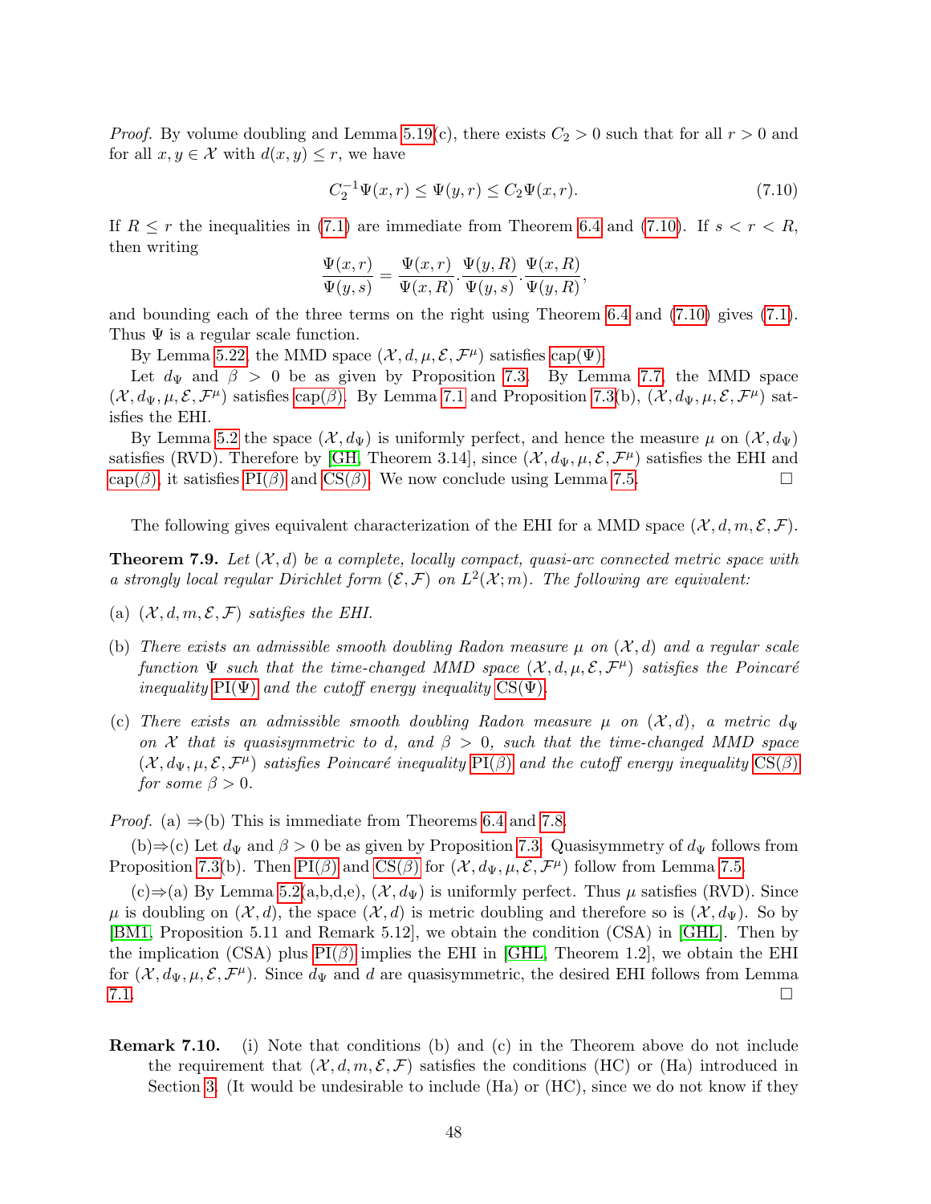*Proof.* By volume doubling and Lemma 5.19(c), there exists $C_2 > 0$ such that for all $r > 0$ and for all $x, y \in \mathcal{X}$ with $d(x, y) \le r$, we have

$$C_2^{-1}\Psi(x, r) \le \Psi(y, r) \le C_2\Psi(x, r). \tag{7.10}$$

If $R \le r$ the inequalities in (7.1) are immediate from Theorem 6.4 and (7.10). If $s < r < R$, then writing

$$\frac{\Psi(x, r)}{\Psi(y, s)} = \frac{\Psi(x, r)}{\Psi(x, R)} \cdot \frac{\Psi(y, R)}{\Psi(y, s)} \cdot \frac{\Psi(x, R)}{\Psi(y, R)},$$

and bounding each of the three terms on the right using Theorem 6.4 and (7.10) gives (7.1). Thus $\Psi$ is a regular scale function.

By Lemma 5.22, the MMD space $(\mathcal{X}, d, \mu, \mathcal{E}, \mathcal{F}^\mu)$ satisfies cap($\Psi$).

Let $d_\Psi$ and $\beta > 0$ be as given by Proposition 7.3. By Lemma 7.7, the MMD space $(\mathcal{X}, d_\Psi, \mu, \mathcal{E}, \mathcal{F}^\mu)$ satisfies cap($\beta$). By Lemma 7.1 and Proposition 7.3(b), $(\mathcal{X}, d_\Psi, \mu, \mathcal{E}, \mathcal{F}^\mu)$ satisfies the EHI.

By Lemma 5.2 the space $(\mathcal{X}, d_\Psi)$ is uniformly perfect, and hence the measure $\mu$ on $(\mathcal{X}, d_\Psi)$ satisfies (RVD). Therefore by [GH, Theorem 3.14], since $(\mathcal{X}, d_\Psi, \mu, \mathcal{E}, \mathcal{F}^\mu)$ satisfies the EHI and cap($\beta$), it satisfies PI($\beta$) and CS($\beta$). We now conclude using Lemma 7.5. □

The following gives equivalent characterization of the EHI for a MMD space $(\mathcal{X}, d, m, \mathcal{E}, \mathcal{F})$.

**Theorem 7.9.** *Let $(\mathcal{X}, d)$ be a complete, locally compact, quasi-arc connected metric space with a strongly local regular Dirichlet form $(\mathcal{E}, \mathcal{F})$ on $L^2(\mathcal{X}; m)$. The following are equivalent:*

(a) *$(\mathcal{X}, d, m, \mathcal{E}, \mathcal{F})$ satisfies the EHI.*

(b) *There exists an admissible smooth doubling Radon measure $\mu$ on $(\mathcal{X}, d)$ and a regular scale function $\Psi$ such that the time-changed MMD space $(\mathcal{X}, d, \mu, \mathcal{E}, \mathcal{F}^\mu)$ satisfies the Poincaré inequality* PI($\Psi$) *and the cutoff energy inequality* CS($\Psi$).

(c) *There exists an admissible smooth doubling Radon measure $\mu$ on $(\mathcal{X}, d)$, a metric $d_\Psi$ on $\mathcal{X}$ that is quasisymmetric to $d$, and $\beta > 0$, such that the time-changed MMD space $(\mathcal{X}, d_\Psi, \mu, \mathcal{E}, \mathcal{F}^\mu)$ satisfies Poincaré inequality* PI($\beta$) *and the cutoff energy inequality* CS($\beta$) *for some $\beta > 0$.*

*Proof.* (a) ⇒(b) This is immediate from Theorems 6.4 and 7.8.

(b)⇒(c) Let $d_\Psi$ and $\beta > 0$ be as given by Proposition 7.3. Quasisymmetry of $d_\Psi$ follows from Proposition 7.3(b). Then PI($\beta$) and CS($\beta$) for $(\mathcal{X}, d_\Psi, \mu, \mathcal{E}, \mathcal{F}^\mu)$ follow from Lemma 7.5.

(c)⇒(a) By Lemma 5.2(a,b,d,e), $(\mathcal{X}, d_\Psi)$ is uniformly perfect. Thus $\mu$ satisfies (RVD). Since $\mu$ is doubling on $(\mathcal{X}, d)$, the space $(\mathcal{X}, d)$ is metric doubling and therefore so is $(\mathcal{X}, d_\Psi)$. So by [BM1, Proposition 5.11 and Remark 5.12], we obtain the condition (CSA) in [GHL]. Then by the implication (CSA) plus PI($\beta$) implies the EHI in [GHL, Theorem 1.2], we obtain the EHI for $(\mathcal{X}, d_\Psi, \mu, \mathcal{E}, \mathcal{F}^\mu)$. Since $d_\Psi$ and $d$ are quasisymmetric, the desired EHI follows from Lemma 7.1. □

**Remark 7.10.** (i) Note that conditions (b) and (c) in the Theorem above do not include the requirement that $(\mathcal{X}, d, m, \mathcal{E}, \mathcal{F})$ satisfies the conditions (HC) or (Ha) introduced in Section 3. (It would be undesirable to include (Ha) or (HC), since we do not know if they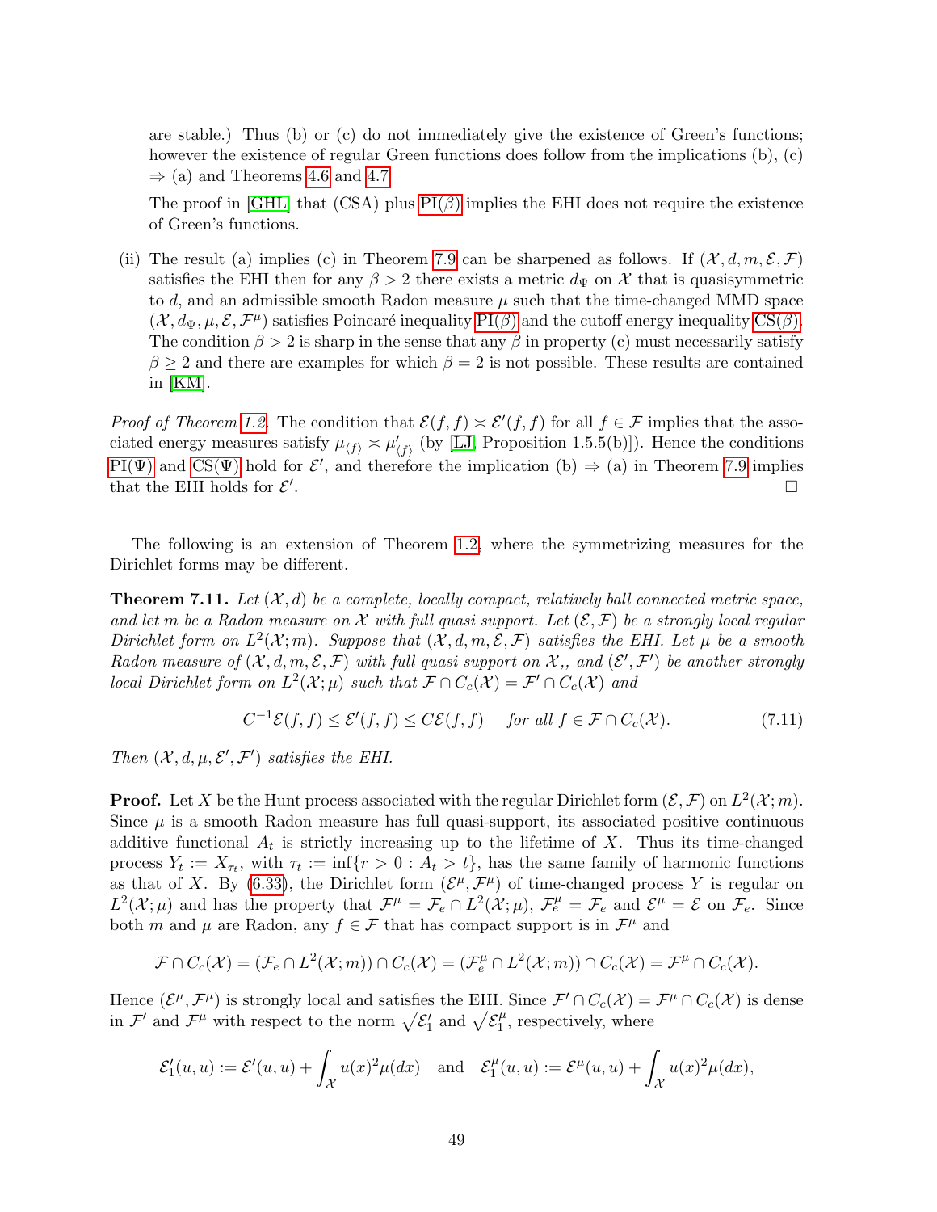are stable.) Thus (b) or (c) do not immediately give the existence of Green's functions; however the existence of regular Green functions does follow from the implications (b), (c) $\Rightarrow$ (a) and Theorems 4.6 and 4.7.

The proof in [GHL] that (CSA) plus PI($\beta$) implies the EHI does not require the existence of Green's functions.

(ii) The result (a) implies (c) in Theorem 7.9 can be sharpened as follows. If $(\mathcal{X}, d, m, \mathcal{E}, \mathcal{F})$ satisfies the EHI then for any $\beta > 2$ there exists a metric $d_\Psi$ on $\mathcal{X}$ that is quasisymmetric to $d$, and an admissible smooth Radon measure $\mu$ such that the time-changed MMD space $(\mathcal{X}, d_\Psi, \mu, \mathcal{E}, \mathcal{F}^\mu)$ satisfies Poincaré inequality PI($\beta$) and the cutoff energy inequality CS($\beta$). The condition $\beta > 2$ is sharp in the sense that any $\beta$ in property (c) must necessarily satisfy $\beta \ge 2$ and there are examples for which $\beta = 2$ is not possible. These results are contained in [KM].

*Proof of Theorem 1.2.* The condition that $\mathcal{E}(f,f) \asymp \mathcal{E}'(f,f)$ for all $f \in \mathcal{F}$ implies that the associated energy measures satisfy $\mu_{\langle f \rangle} \asymp \mu'_{\langle f \rangle}$ (by [LJ, Proposition 1.5.5(b)]). Hence the conditions PI($\Psi$) and CS($\Psi$) hold for $\mathcal{E}'$, and therefore the implication (b) $\Rightarrow$ (a) in Theorem 7.9 implies that the EHI holds for $\mathcal{E}'$. $\square$

The following is an extension of Theorem 1.2, where the symmetrizing measures for the Dirichlet forms may be different.

**Theorem 7.11.** *Let $(\mathcal{X}, d)$ be a complete, locally compact, relatively ball connected metric space, and let $m$ be a Radon measure on $\mathcal{X}$ with full quasi support. Let $(\mathcal{E}, \mathcal{F})$ be a strongly local regular Dirichlet form on $L^2(\mathcal{X}; m)$. Suppose that $(\mathcal{X}, d, m, \mathcal{E}, \mathcal{F})$ satisfies the EHI. Let $\mu$ be a smooth Radon measure of $(\mathcal{X}, d, m, \mathcal{E}, \mathcal{F})$ with full quasi support on $\mathcal{X}$,, and $(\mathcal{E}', \mathcal{F}')$ be another strongly local Dirichlet form on $L^2(\mathcal{X}; \mu)$ such that $\mathcal{F} \cap C_c(\mathcal{X}) = \mathcal{F}' \cap C_c(\mathcal{X})$ and*

$$C^{-1}\mathcal{E}(f,f) \le \mathcal{E}'(f,f) \le C\mathcal{E}(f,f) \quad \text{for all } f \in \mathcal{F} \cap C_c(\mathcal{X}). \tag{7.11}$$

*Then $(\mathcal{X}, d, \mu, \mathcal{E}', \mathcal{F}')$ satisfies the EHI.*

**Proof.** Let $X$ be the Hunt process associated with the regular Dirichlet form $(\mathcal{E}, \mathcal{F})$ on $L^2(\mathcal{X}; m)$. Since $\mu$ is a smooth Radon measure has full quasi-support, its associated positive continuous additive functional $A_t$ is strictly increasing up to the lifetime of $X$. Thus its time-changed process $Y_t := X_{\tau_t}$, with $\tau_t := \inf\{r > 0 : A_t > t\}$, has the same family of harmonic functions as that of $X$. By (6.33), the Dirichlet form $(\mathcal{E}^\mu, \mathcal{F}^\mu)$ of time-changed process $Y$ is regular on $L^2(\mathcal{X}; \mu)$ and has the property that $\mathcal{F}^\mu = \mathcal{F}_e \cap L^2(\mathcal{X}; \mu)$, $\mathcal{F}^\mu_e = \mathcal{F}_e$ and $\mathcal{E}^\mu = \mathcal{E}$ on $\mathcal{F}_e$. Since both $m$ and $\mu$ are Radon, any $f \in \mathcal{F}$ that has compact support is in $\mathcal{F}^\mu$ and

$$\mathcal{F} \cap C_c(\mathcal{X}) = (\mathcal{F}_e \cap L^2(\mathcal{X}; m)) \cap C_c(\mathcal{X}) = (\mathcal{F}^\mu_e \cap L^2(\mathcal{X}; m)) \cap C_c(\mathcal{X}) = \mathcal{F}^\mu \cap C_c(\mathcal{X}).$$

Hence $(\mathcal{E}^\mu, \mathcal{F}^\mu)$ is strongly local and satisfies the EHI. Since $\mathcal{F}' \cap C_c(\mathcal{X}) = \mathcal{F}^\mu \cap C_c(\mathcal{X})$ is dense in $\mathcal{F}'$ and $\mathcal{F}^\mu$ with respect to the norm $\sqrt{\mathcal{E}'_1}$ and $\sqrt{\mathcal{E}^\mu_1}$, respectively, where

$$\mathcal{E}'_1(u,u) := \mathcal{E}'(u,u) + \int_{\mathcal{X}} u(x)^2 \mu(dx) \quad \text{and} \quad \mathcal{E}^\mu_1(u,u) := \mathcal{E}^\mu(u,u) + \int_{\mathcal{X}} u(x)^2 \mu(dx),$$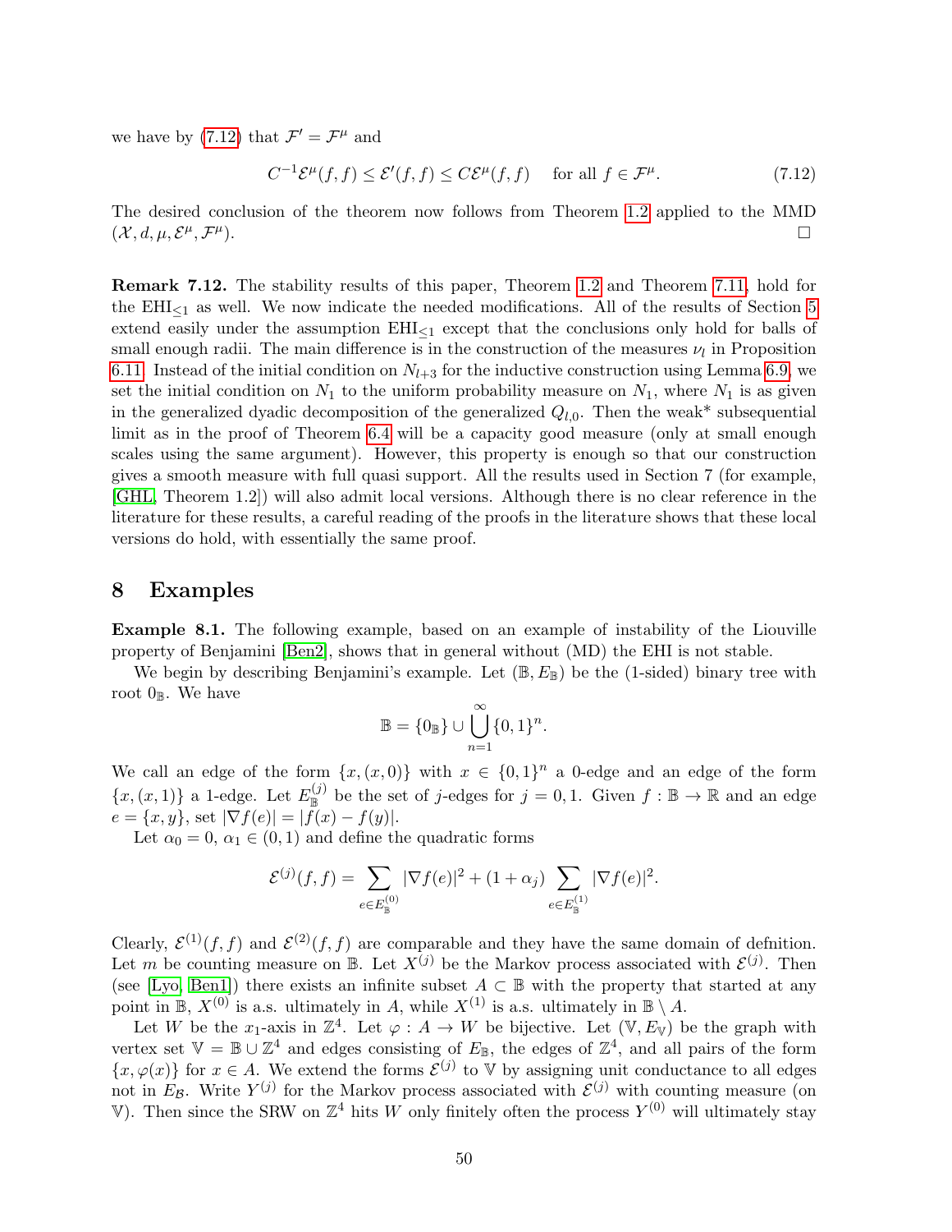we have by (7.12) that $\mathcal{F}' = \mathcal{F}^\mu$ and

$$C^{-1}\mathcal{E}^\mu(f,f) \le \mathcal{E}'(f,f) \le C\mathcal{E}^\mu(f,f) \quad \text{for all } f \in \mathcal{F}^\mu. \tag{7.12}$$

The desired conclusion of the theorem now follows from Theorem 1.2 applied to the MMD $(\mathcal{X}, d, \mu, \mathcal{E}^\mu, \mathcal{F}^\mu)$. $\square$

**Remark 7.12.** The stability results of this paper, Theorem 1.2 and Theorem 7.11, hold for the $\mathrm{EHI}_{\le 1}$ as well. We now indicate the needed modifications. All of the results of Section 5 extend easily under the assumption $\mathrm{EHI}_{\le 1}$ except that the conclusions only hold for balls of small enough radii. The main difference is in the construction of the measures $\nu_l$ in Proposition 6.11. Instead of the initial condition on $N_{l+3}$ for the inductive construction using Lemma 6.9, we set the initial condition on $N_1$ to the uniform probability measure on $N_1$, where $N_1$ is as given in the generalized dyadic decomposition of the generalized $Q_{l,0}$. Then the weak* subsequential limit as in the proof of Theorem 6.4 will be a capacity good measure (only at small enough scales using the same argument). However, this property is enough so that our construction gives a smooth measure with full quasi support. All the results used in Section 7 (for example, [GHL, Theorem 1.2]) will also admit local versions. Although there is no clear reference in the literature for these results, a careful reading of the proofs in the literature shows that these local versions do hold, with essentially the same proof.

# 8 Examples

**Example 8.1.** The following example, based on an example of instability of the Liouville property of Benjamini [Ben2], shows that in general without (MD) the EHI is not stable.

We begin by describing Benjamini's example. Let $(\mathbb{B}, E_\mathbb{B})$ be the (1-sided) binary tree with root $0_\mathbb{B}$. We have

$$\mathbb{B} = \{0_\mathbb{B}\} \cup \bigcup_{n=1}^{\infty} \{0,1\}^n.$$

We call an edge of the form $\{x, (x,0)\}$ with $x \in \{0,1\}^n$ a 0-edge and an edge of the form $\{x, (x,1)\}$ a 1-edge. Let $E_\mathbb{B}^{(j)}$ be the set of $j$-edges for $j = 0, 1$. Given $f : \mathbb{B} \to \mathbb{R}$ and an edge $e = \{x, y\}$, set $|\nabla f(e)| = |f(x) - f(y)|$.

Let $\alpha_0 = 0$, $\alpha_1 \in (0,1)$ and define the quadratic forms

$$\mathcal{E}^{(j)}(f,f) = \sum_{e \in E_\mathbb{B}^{(0)}} |\nabla f(e)|^2 + (1+\alpha_j) \sum_{e \in E_\mathbb{B}^{(1)}} |\nabla f(e)|^2.$$

Clearly, $\mathcal{E}^{(1)}(f,f)$ and $\mathcal{E}^{(2)}(f,f)$ are comparable and they have the same domain of defnition. Let $m$ be counting measure on $\mathbb{B}$. Let $X^{(j)}$ be the Markov process associated with $\mathcal{E}^{(j)}$. Then (see [Lyo, Ben1]) there exists an infinite subset $A \subset \mathbb{B}$ with the property that started at any point in $\mathbb{B}$, $X^{(0)}$ is a.s. ultimately in $A$, while $X^{(1)}$ is a.s. ultimately in $\mathbb{B} \setminus A$.

Let $W$ be the $x_1$-axis in $\mathbb{Z}^4$. Let $\varphi : A \to W$ be bijective. Let $(\mathbb{V}, E_\mathbb{V})$ be the graph with vertex set $\mathbb{V} = \mathbb{B} \cup \mathbb{Z}^4$ and edges consisting of $E_\mathbb{B}$, the edges of $\mathbb{Z}^4$, and all pairs of the form $\{x, \varphi(x)\}$ for $x \in A$. We extend the forms $\mathcal{E}^{(j)}$ to $\mathbb{V}$ by assigning unit conductance to all edges not in $E_\mathcal{B}$. Write $Y^{(j)}$ for the Markov process associated with $\mathcal{E}^{(j)}$ with counting measure (on $\mathbb{V}$). Then since the SRW on $\mathbb{Z}^4$ hits $W$ only finitely often the process $Y^{(0)}$ will ultimately stay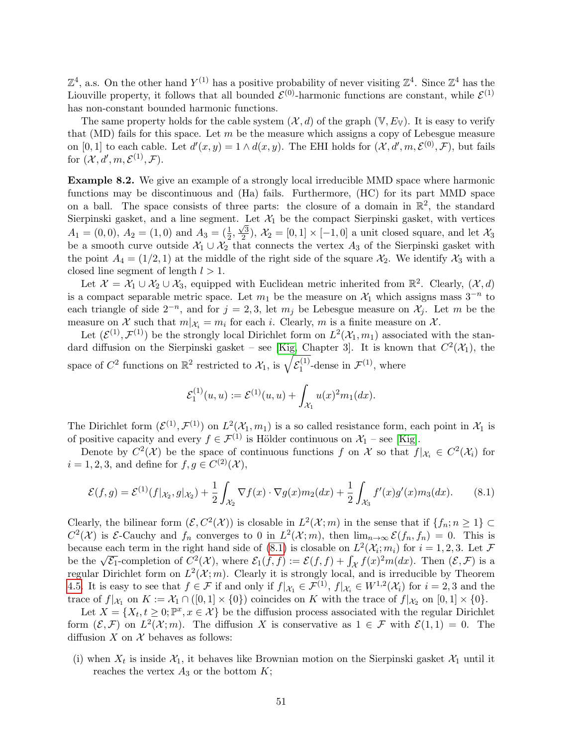$\mathbb{Z}^4$, a.s. On the other hand $Y^{(1)}$ has a positive probability of never visiting $\mathbb{Z}^4$. Since $\mathbb{Z}^4$ has the Liouville property, it follows that all bounded $\mathcal{E}^{(0)}$-harmonic functions are constant, while $\mathcal{E}^{(1)}$ has non-constant bounded harmonic functions.

The same property holds for the cable system $(\mathcal{X}, d)$ of the graph $(\mathbb{V}, E_{\mathbb{V}})$. It is easy to verify that (MD) fails for this space. Let $m$ be the measure which assigns a copy of Lebesgue measure on $[0,1]$ to each cable. Let $d'(x,y) = 1 \wedge d(x,y)$. The EHI holds for $(\mathcal{X}, d', m, \mathcal{E}^{(0)}, \mathcal{F})$, but fails for $(\mathcal{X}, d', m, \mathcal{E}^{(1)}, \mathcal{F})$.

**Example 8.2.** We give an example of a strongly local irreducible MMD space where harmonic functions may be discontinuous and (Ha) fails. Furthermore, (HC) for its part MMD space on a ball. The space consists of three parts: the closure of a domain in $\mathbb{R}^2$, the standard Sierpinski gasket, and a line segment. Let $\mathcal{X}_1$ be the compact Sierpinski gasket, with vertices $A_1 = (0,0)$, $A_2 = (1,0)$ and $A_3 = (\frac{1}{2}, \frac{\sqrt{3}}{2})$, $\mathcal{X}_2 = [0,1] \times [-1,0]$ a unit closed square, and let $\mathcal{X}_3$ be a smooth curve outside $\mathcal{X}_1 \cup \mathcal{X}_2$ that connects the vertex $A_3$ of the Sierpinski gasket with the point $A_4 = (1/2, 1)$ at the middle of the right side of the square $\mathcal{X}_2$. We identify $\mathcal{X}_3$ with a closed line segment of length $l > 1$.

Let $\mathcal{X} = \mathcal{X}_1 \cup \mathcal{X}_2 \cup \mathcal{X}_3$, equipped with Euclidean metric inherited from $\mathbb{R}^2$. Clearly, $(\mathcal{X}, d)$ is a compact separable metric space. Let $m_1$ be the measure on $\mathcal{X}_1$ which assigns mass $3^{-n}$ to each triangle of side $2^{-n}$, and for $j = 2, 3$, let $m_j$ be Lebesgue measure on $\mathcal{X}_j$. Let $m$ be the measure on $\mathcal{X}$ such that $m|_{\mathcal{X}_i} = m_i$ for each $i$. Clearly, $m$ is a finite measure on $\mathcal{X}$.

Let $(\mathcal{E}^{(1)}, \mathcal{F}^{(1)})$ be the strongly local Dirichlet form on $L^2(\mathcal{X}_1, m_1)$ associated with the standard diffusion on the Sierpinski gasket – see [Kig, Chapter 3]. It is known that $C^2(\mathcal{X}_1)$, the space of $C^2$ functions on $\mathbb{R}^2$ restricted to $\mathcal{X}_1$, is $\sqrt{\mathcal{E}_1^{(1)}}$-dense in $\mathcal{F}^{(1)}$, where

$$\mathcal{E}_1^{(1)}(u,u) := \mathcal{E}^{(1)}(u,u) + \int_{\mathcal{X}_1} u(x)^2 m_1(dx).$$

The Dirichlet form $(\mathcal{E}^{(1)}, \mathcal{F}^{(1)})$ on $L^2(\mathcal{X}_1, m_1)$ is a so called resistance form, each point in $\mathcal{X}_1$ is of positive capacity and every $f \in \mathcal{F}^{(1)}$ is Hölder continuous on $\mathcal{X}_1$ – see [Kig].

Denote by $C^2(\mathcal{X})$ be the space of continuous functions $f$ on $\mathcal{X}$ so that $f|_{\mathcal{X}_i} \in C^2(\mathcal{X}_i)$ for $i = 1, 2, 3$, and define for $f, g \in C^{(2)}(\mathcal{X})$,

$$\mathcal{E}(f,g) = \mathcal{E}^{(1)}(f|_{\mathcal{X}_2}, g|_{\mathcal{X}_2}) + \frac{1}{2}\int_{\mathcal{X}_2} \nabla f(x) \cdot \nabla g(x) m_2(dx) + \frac{1}{2}\int_{\mathcal{X}_3} f'(x) g'(x) m_3(dx). \tag{8.1}$$

Clearly, the bilinear form $(\mathcal{E}, C^2(\mathcal{X}))$ is closable in $L^2(\mathcal{X}; m)$ in the sense that if $\{f_n; n \geq 1\} \subset C^2(\mathcal{X})$ is $\mathcal{E}$-Cauchy and $f_n$ converges to 0 in $L^2(\mathcal{X}; m)$, then $\lim_{n\to\infty} \mathcal{E}(f_n, f_n) = 0$. This is because each term in the right hand side of (8.1) is closable on $L^2(\mathcal{X}_i; m_i)$ for $i = 1, 2, 3$. Let $\mathcal{F}$ be the $\sqrt{\mathcal{E}_1}$-completion of $C^2(\mathcal{X})$, where $\mathcal{E}_1(f,f) := \mathcal{E}(f,f) + \int_{\mathcal{X}} f(x)^2 m(dx)$. Then $(\mathcal{E}, \mathcal{F})$ is a regular Dirichlet form on $L^2(\mathcal{X}; m)$. Clearly it is strongly local, and is irreducible by Theorem 4.5. It is easy to see that $f \in \mathcal{F}$ if and only if $f|_{\mathcal{X}_1} \in \mathcal{F}^{(1)}$, $f|_{\mathcal{X}_i} \in W^{1,2}(\mathcal{X}_i)$ for $i = 2, 3$ and the trace of $f|_{\mathcal{X}_1}$ on $K := \mathcal{X}_1 \cap ([0,1] \times \{0\})$ coincides on $K$ with the trace of $f|_{\mathcal{X}_2}$ on $[0,1] \times \{0\}$.

Let $X = \{X_t, t \geq 0; \mathbb{P}^x, x \in \mathcal{X}\}$ be the diffusion process associated with the regular Dirichlet form $(\mathcal{E}, \mathcal{F})$ on $L^2(\mathcal{X}; m)$. The diffusion $X$ is conservative as $1 \in \mathcal{F}$ with $\mathcal{E}(1,1) = 0$. The diffusion $X$ on $\mathcal{X}$ behaves as follows:

(i) when $X_t$ is inside $\mathcal{X}_1$, it behaves like Brownian motion on the Sierpinski gasket $\mathcal{X}_1$ until it reaches the vertex $A_3$ or the bottom $K$;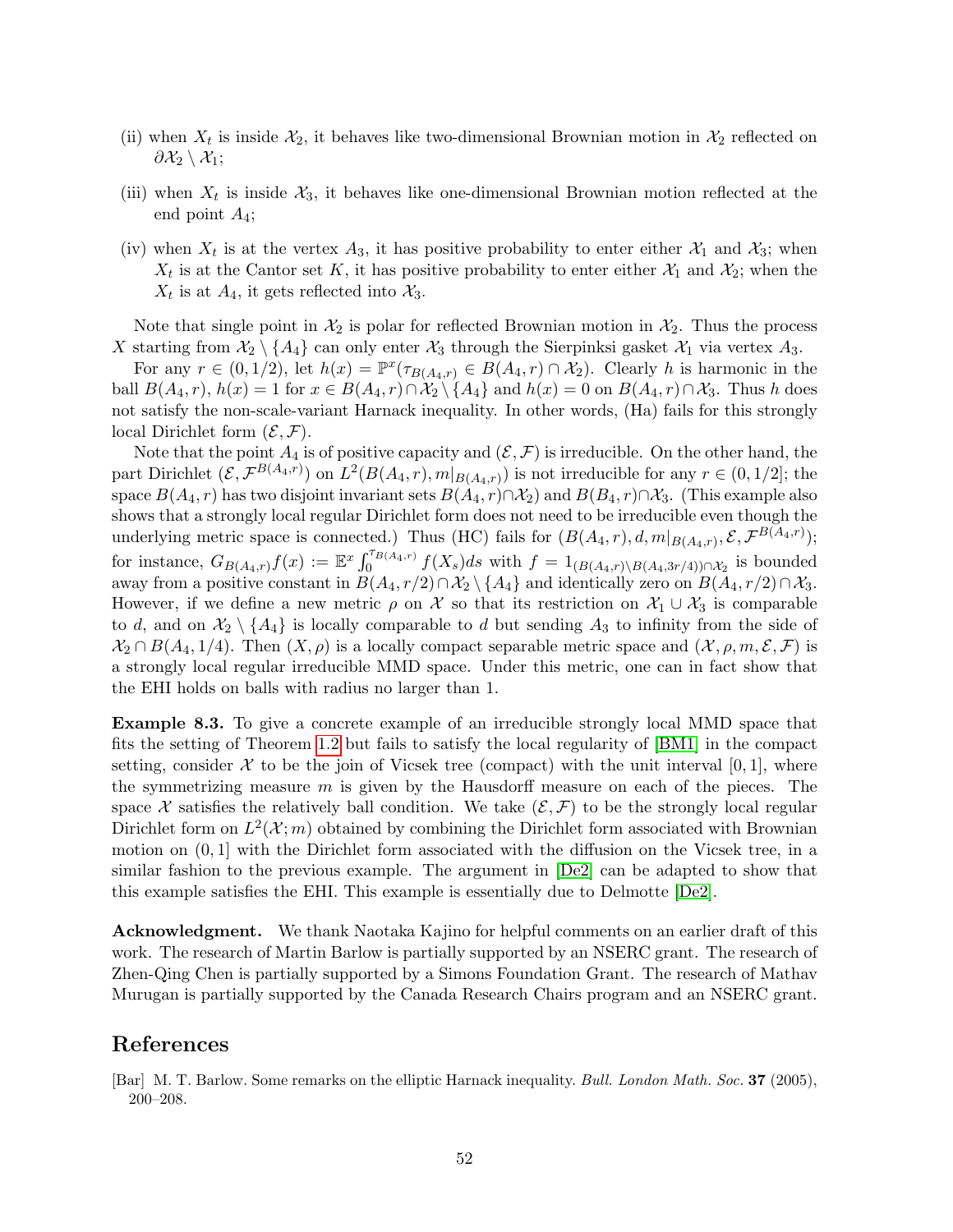(ii) when $X_t$ is inside $\mathcal{X}_2$, it behaves like two-dimensional Brownian motion in $\mathcal{X}_2$ reflected on $\partial\mathcal{X}_2 \setminus \mathcal{X}_1$;

(iii) when $X_t$ is inside $\mathcal{X}_3$, it behaves like one-dimensional Brownian motion reflected at the end point $A_4$;

(iv) when $X_t$ is at the vertex $A_3$, it has positive probability to enter either $\mathcal{X}_1$ and $\mathcal{X}_3$; when $X_t$ is at the Cantor set $K$, it has positive probability to enter either $\mathcal{X}_1$ and $\mathcal{X}_2$; when the $X_t$ is at $A_4$, it gets reflected into $\mathcal{X}_3$.

Note that single point in $\mathcal{X}_2$ is polar for reflected Brownian motion in $\mathcal{X}_2$. Thus the process $X$ starting from $\mathcal{X}_2 \setminus \{A_4\}$ can only enter $\mathcal{X}_3$ through the Sierpinksi gasket $\mathcal{X}_1$ via vertex $A_3$.

For any $r \in (0, 1/2)$, let $h(x) = \mathbb{P}^x(\tau_{B(A_4,r)} \in B(A_4, r) \cap \mathcal{X}_2)$. Clearly $h$ is harmonic in the ball $B(A_4, r)$, $h(x) = 1$ for $x \in B(A_4, r) \cap \mathcal{X}_2 \setminus \{A_4\}$ and $h(x) = 0$ on $B(A_4, r) \cap \mathcal{X}_3$. Thus $h$ does not satisfy the non-scale-variant Harnack inequality. In other words, (Ha) fails for this strongly local Dirichlet form $(\mathcal{E}, \mathcal{F})$.

Note that the point $A_4$ is of positive capacity and $(\mathcal{E}, \mathcal{F})$ is irreducible. On the other hand, the part Dirichlet $(\mathcal{E}, \mathcal{F}^{B(A_4,r)})$ on $L^2(B(A_4, r), m|_{B(A_4,r)})$ is not irreducible for any $r \in (0, 1/2]$; the space $B(A_4, r)$ has two disjoint invariant sets $B(A_4, r) \cap \mathcal{X}_2)$ and $B(B_4, r) \cap \mathcal{X}_3$. (This example also shows that a strongly local regular Dirichlet form does not need to be irreducible even though the underlying metric space is connected.) Thus (HC) fails for $(B(A_4, r), d, m|_{B(A_4,r)}, \mathcal{E}, \mathcal{F}^{B(A_4,r)})$; for instance, $G_{B(A_4,r)} f(x) := \mathbb{E}^x \int_0^{\tau_{B(A_4,r)}} f(X_s)ds$ with $f = 1_{(B(A_4,r)\setminus B(A_4,3r/4))\cap\mathcal{X}_2}$ is bounded away from a positive constant in $B(A_4, r/2) \cap \mathcal{X}_2 \setminus \{A_4\}$ and identically zero on $B(A_4, r/2) \cap \mathcal{X}_3$. However, if we define a new metric $\rho$ on $\mathcal{X}$ so that its restriction on $\mathcal{X}_1 \cup \mathcal{X}_3$ is comparable to $d$, and on $\mathcal{X}_2 \setminus \{A_4\}$ is locally comparable to $d$ but sending $A_3$ to infinity from the side of $\mathcal{X}_2 \cap B(A_4, 1/4)$. Then $(X, \rho)$ is a locally compact separable metric space and $(\mathcal{X}, \rho, m, \mathcal{E}, \mathcal{F})$ is a strongly local regular irreducible MMD space. Under this metric, one can in fact show that the EHI holds on balls with radius no larger than 1.

**Example 8.3.** To give a concrete example of an irreducible strongly local MMD space that fits the setting of Theorem 1.2 but fails to satisfy the local regularity of [BM1] in the compact setting, consider $\mathcal{X}$ to be the join of Vicsek tree (compact) with the unit interval $[0, 1]$, where the symmetrizing measure $m$ is given by the Hausdorff measure on each of the pieces. The space $\mathcal{X}$ satisfies the relatively ball condition. We take $(\mathcal{E}, \mathcal{F})$ to be the strongly local regular Dirichlet form on $L^2(\mathcal{X}; m)$ obtained by combining the Dirichlet form associated with Brownian motion on $(0, 1]$ with the Dirichlet form associated with the diffusion on the Vicsek tree, in a similar fashion to the previous example. The argument in [De2] can be adapted to show that this example satisfies the EHI. This example is essentially due to Delmotte [De2].

**Acknowledgment.** We thank Naotaka Kajino for helpful comments on an earlier draft of this work. The research of Martin Barlow is partially supported by an NSERC grant. The research of Zhen-Qing Chen is partially supported by a Simons Foundation Grant. The research of Mathav Murugan is partially supported by the Canada Research Chairs program and an NSERC grant.

# References

[Bar] M. T. Barlow. Some remarks on the elliptic Harnack inequality. *Bull. London Math. Soc.* **37** (2005), 200–208.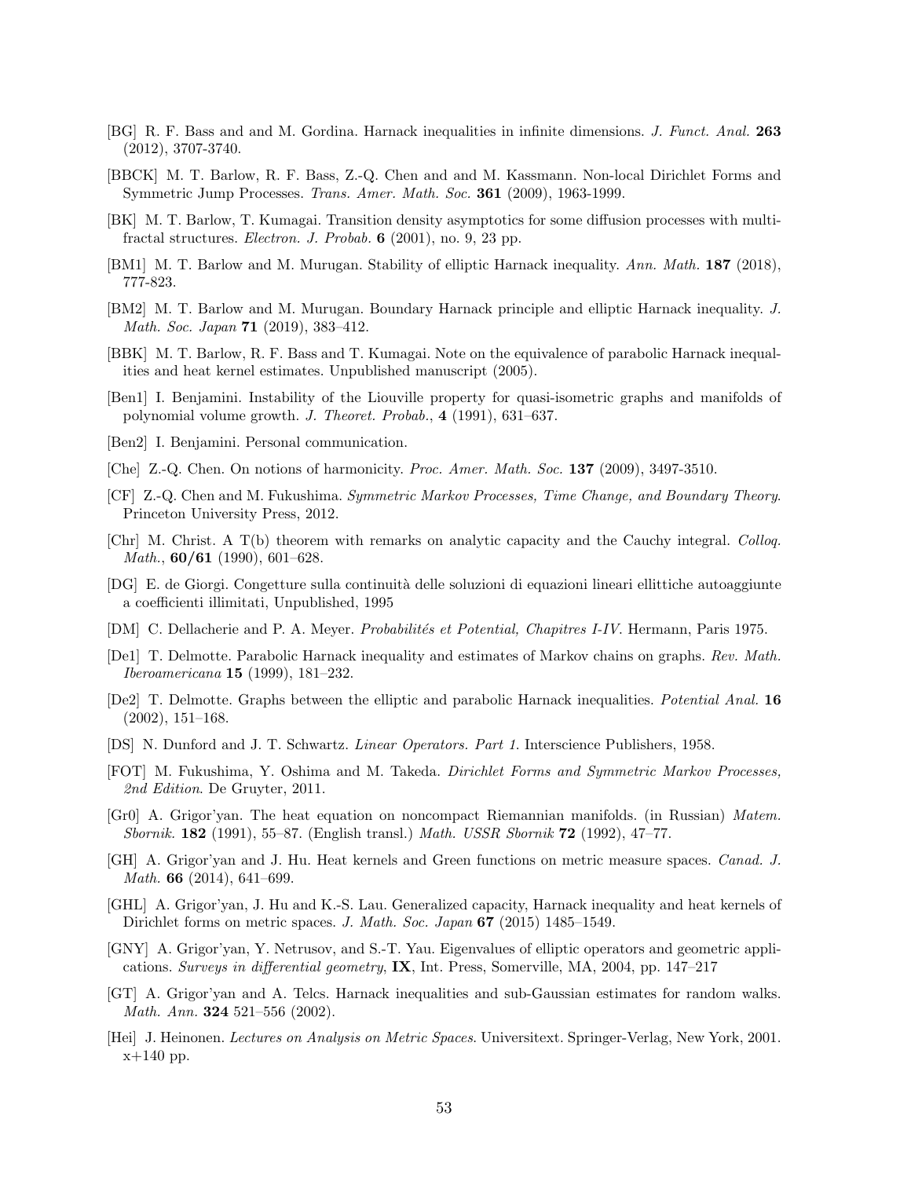[BG] R. F. Bass and and M. Gordina. Harnack inequalities in infinite dimensions. *J. Funct. Anal.* **263** (2012), 3707-3740.

[BBCK] M. T. Barlow, R. F. Bass, Z.-Q. Chen and and M. Kassmann. Non-local Dirichlet Forms and Symmetric Jump Processes. *Trans. Amer. Math. Soc.* **361** (2009), 1963-1999.

[BK] M. T. Barlow, T. Kumagai. Transition density asymptotics for some diffusion processes with multi-fractal structures. *Electron. J. Probab.* **6** (2001), no. 9, 23 pp.

[BM1] M. T. Barlow and M. Murugan. Stability of elliptic Harnack inequality. *Ann. Math.* **187** (2018), 777-823.

[BM2] M. T. Barlow and M. Murugan. Boundary Harnack principle and elliptic Harnack inequality. *J. Math. Soc. Japan* **71** (2019), 383–412.

[BBK] M. T. Barlow, R. F. Bass and T. Kumagai. Note on the equivalence of parabolic Harnack inequalities and heat kernel estimates. Unpublished manuscript (2005).

[Ben1] I. Benjamini. Instability of the Liouville property for quasi-isometric graphs and manifolds of polynomial volume growth. *J. Theoret. Probab.*, **4** (1991), 631–637.

[Ben2] I. Benjamini. Personal communication.

[Che] Z.-Q. Chen. On notions of harmonicity. *Proc. Amer. Math. Soc.* **137** (2009), 3497-3510.

[CF] Z.-Q. Chen and M. Fukushima. *Symmetric Markov Processes, Time Change, and Boundary Theory*. Princeton University Press, 2012.

[Chr] M. Christ. A T(b) theorem with remarks on analytic capacity and the Cauchy integral. *Colloq. Math.*, **60/61** (1990), 601–628.

[DG] E. de Giorgi. Congetture sulla continuità delle soluzioni di equazioni lineari ellittiche autoaggiunte a coefficienti illimitati, Unpublished, 1995

[DM] C. Dellacherie and P. A. Meyer. *Probabilités et Potential, Chapitres I-IV*. Hermann, Paris 1975.

[De1] T. Delmotte. Parabolic Harnack inequality and estimates of Markov chains on graphs. *Rev. Math. Iberoamericana* **15** (1999), 181–232.

[De2] T. Delmotte. Graphs between the elliptic and parabolic Harnack inequalities. *Potential Anal.* **16** (2002), 151–168.

[DS] N. Dunford and J. T. Schwartz. *Linear Operators. Part 1.* Interscience Publishers, 1958.

[FOT] M. Fukushima, Y. Oshima and M. Takeda. *Dirichlet Forms and Symmetric Markov Processes, 2nd Edition*. De Gruyter, 2011.

[Gr0] A. Grigor'yan. The heat equation on noncompact Riemannian manifolds. (in Russian) *Matem. Sbornik.* **182** (1991), 55–87. (English transl.) *Math. USSR Sbornik* **72** (1992), 47–77.

[GH] A. Grigor'yan and J. Hu. Heat kernels and Green functions on metric measure spaces. *Canad. J. Math.* **66** (2014), 641–699.

[GHL] A. Grigor'yan, J. Hu and K.-S. Lau. Generalized capacity, Harnack inequality and heat kernels of Dirichlet forms on metric spaces. *J. Math. Soc. Japan* **67** (2015) 1485–1549.

[GNY] A. Grigor'yan, Y. Netrusov, and S.-T. Yau. Eigenvalues of elliptic operators and geometric applications. *Surveys in differential geometry*, **IX**, Int. Press, Somerville, MA, 2004, pp. 147–217

[GT] A. Grigor'yan and A. Telcs. Harnack inequalities and sub-Gaussian estimates for random walks. *Math. Ann.* **324** 521–556 (2002).

[Hei] J. Heinonen. *Lectures on Analysis on Metric Spaces*. Universitext. Springer-Verlag, New York, 2001. x+140 pp.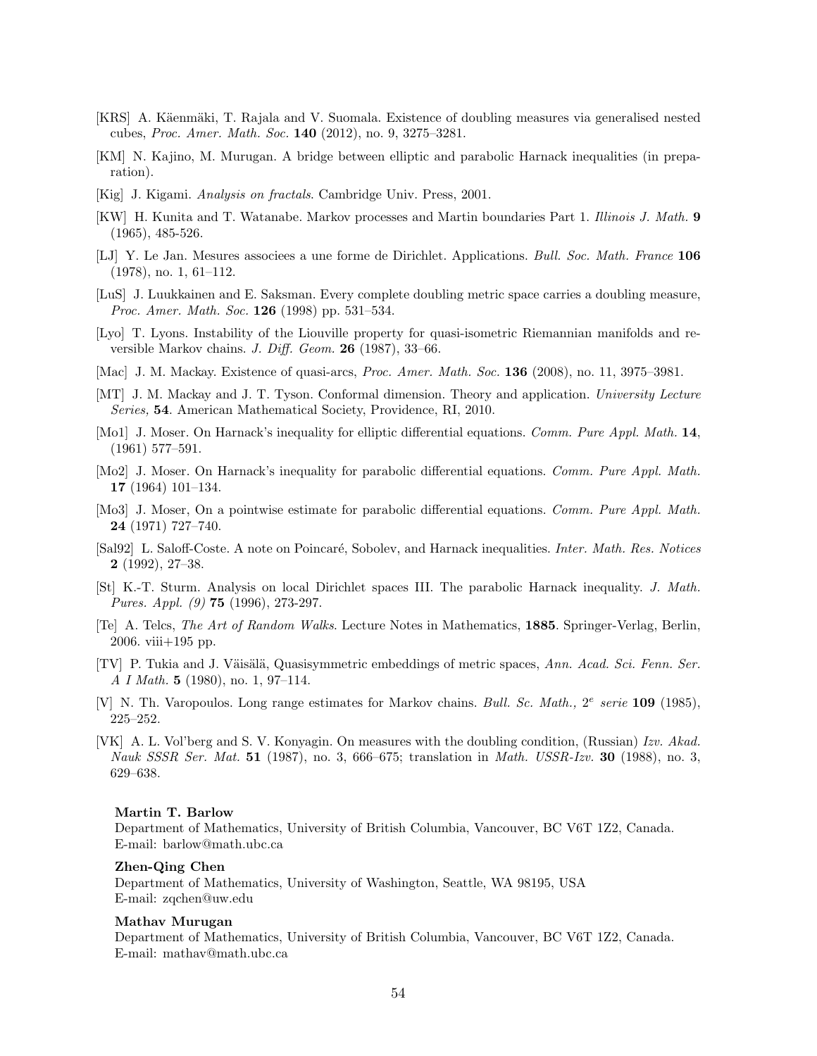[KRS] A. Käenmäki, T. Rajala and V. Suomala. Existence of doubling measures via generalised nested cubes, *Proc. Amer. Math. Soc.* **140** (2012), no. 9, 3275–3281.

[KM] N. Kajino, M. Murugan. A bridge between elliptic and parabolic Harnack inequalities (in preparation).

[Kig] J. Kigami. *Analysis on fractals*. Cambridge Univ. Press, 2001.

[KW] H. Kunita and T. Watanabe. Markov processes and Martin boundaries Part 1. *Illinois J. Math.* **9** (1965), 485-526.

[LJ] Y. Le Jan. Mesures associees a une forme de Dirichlet. Applications. *Bull. Soc. Math. France* **106** (1978), no. 1, 61–112.

[LuS] J. Luukkainen and E. Saksman. Every complete doubling metric space carries a doubling measure, *Proc. Amer. Math. Soc.* **126** (1998) pp. 531–534.

[Lyo] T. Lyons. Instability of the Liouville property for quasi-isometric Riemannian manifolds and reversible Markov chains. *J. Diff. Geom.* **26** (1987), 33–66.

[Mac] J. M. Mackay. Existence of quasi-arcs, *Proc. Amer. Math. Soc.* **136** (2008), no. 11, 3975–3981.

[MT] J. M. Mackay and J. T. Tyson. Conformal dimension. Theory and application. *University Lecture Series,* **54**. American Mathematical Society, Providence, RI, 2010.

[Mo1] J. Moser. On Harnack's inequality for elliptic differential equations. *Comm. Pure Appl. Math.* **14**, (1961) 577–591.

[Mo2] J. Moser. On Harnack's inequality for parabolic differential equations. *Comm. Pure Appl. Math.* **17** (1964) 101–134.

[Mo3] J. Moser, On a pointwise estimate for parabolic differential equations. *Comm. Pure Appl. Math.* **24** (1971) 727–740.

[Sal92] L. Saloff-Coste. A note on Poincaré, Sobolev, and Harnack inequalities. *Inter. Math. Res. Notices* **2** (1992), 27–38.

[St] K.-T. Sturm. Analysis on local Dirichlet spaces III. The parabolic Harnack inequality. *J. Math. Pures. Appl. (9)* **75** (1996), 273-297.

[Te] A. Telcs, *The Art of Random Walks*. Lecture Notes in Mathematics, **1885**. Springer-Verlag, Berlin, 2006. viii+195 pp.

[TV] P. Tukia and J. Väisälä, Quasisymmetric embeddings of metric spaces, *Ann. Acad. Sci. Fenn. Ser. A I Math.* **5** (1980), no. 1, 97–114.

[V] N. Th. Varopoulos. Long range estimates for Markov chains. *Bull. Sc. Math.,* $2^e$ *serie* **109** (1985), 225–252.

[VK] A. L. Vol'berg and S. V. Konyagin. On measures with the doubling condition, (Russian) *Izv. Akad. Nauk SSSR Ser. Mat.* **51** (1987), no. 3, 666–675; translation in *Math. USSR-Izv.* **30** (1988), no. 3, 629–638.

**Martin T. Barlow**
Department of Mathematics, University of British Columbia, Vancouver, BC V6T 1Z2, Canada.
E-mail: barlow@math.ubc.ca

**Zhen-Qing Chen**
Department of Mathematics, University of Washington, Seattle, WA 98195, USA
E-mail: zqchen@uw.edu

**Mathav Murugan**
Department of Mathematics, University of British Columbia, Vancouver, BC V6T 1Z2, Canada.
E-mail: mathav@math.ubc.ca